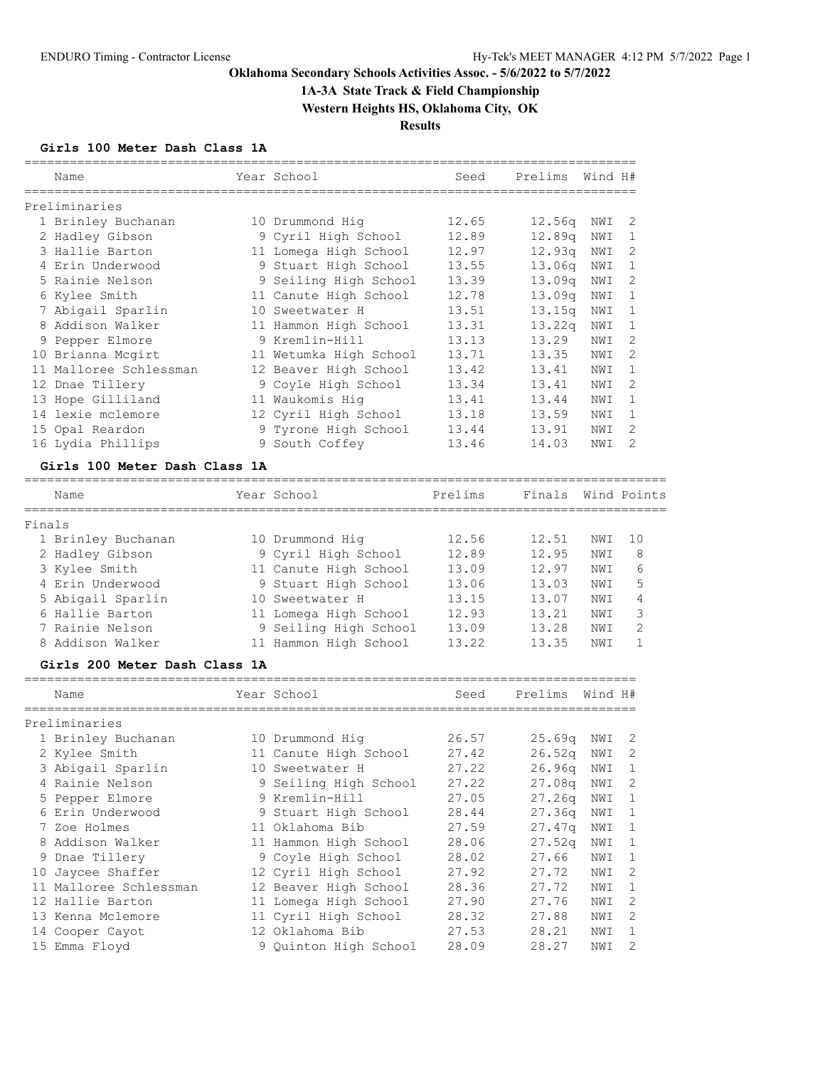**Oklahoma Secondary Schools Activities Assoc. - 5/6/2022 to 5/7/2022**

**1A-3A State Track & Field Championship**

**Western Heights HS, Oklahoma City, OK**

**Results**

### Girls 100 Meter Dash Class 1A

**Preliminaries**

| | Name | Year | School | Seed | Prelims | Wind | H# |
|---|---|---|---|---|---|---|---|
| 1 | Brinley Buchanan | 10 | Drummond Hig | 12.65 | 12.56q | NWI | 2 |
| 2 | Hadley Gibson | 9 | Cyril High School | 12.89 | 12.89q | NWI | 1 |
| 3 | Hallie Barton | 11 | Lomega High School | 12.97 | 12.93q | NWI | 2 |
| 4 | Erin Underwood | 9 | Stuart High School | 13.55 | 13.06q | NWI | 1 |
| 5 | Rainie Nelson | 9 | Seiling High School | 13.39 | 13.09q | NWI | 2 |
| 6 | Kylee Smith | 11 | Canute High School | 12.78 | 13.09q | NWI | 1 |
| 7 | Abigail Sparlin | 10 | Sweetwater H | 13.51 | 13.15q | NWI | 1 |
| 8 | Addison Walker | 11 | Hammon High School | 13.31 | 13.22q | NWI | 1 |
| 9 | Pepper Elmore | 9 | Kremlin-Hill | 13.13 | 13.29 | NWI | 2 |
| 10 | Brianna Mcgirt | 11 | Wetumka High School | 13.71 | 13.35 | NWI | 2 |
| 11 | Malloree Schlessman | 12 | Beaver High School | 13.42 | 13.41 | NWI | 1 |
| 12 | Dnae Tillery | 9 | Coyle High School | 13.34 | 13.41 | NWI | 2 |
| 13 | Hope Gilliland | 11 | Waukomis Hig | 13.41 | 13.44 | NWI | 1 |
| 14 | lexie mclemore | 12 | Cyril High School | 13.18 | 13.59 | NWI | 1 |
| 15 | Opal Reardon | 9 | Tyrone High School | 13.44 | 13.91 | NWI | 2 |
| 16 | Lydia Phillips | 9 | South Coffey | 13.46 | 14.03 | NWI | 2 |

### Girls 100 Meter Dash Class 1A

**Finals**

| | Name | Year | School | Prelims | Finals | Wind | Points |
|---|---|---|---|---|---|---|---|
| 1 | Brinley Buchanan | 10 | Drummond Hig | 12.56 | 12.51 | NWI | 10 |
| 2 | Hadley Gibson | 9 | Cyril High School | 12.89 | 12.95 | NWI | 8 |
| 3 | Kylee Smith | 11 | Canute High School | 13.09 | 12.97 | NWI | 6 |
| 4 | Erin Underwood | 9 | Stuart High School | 13.06 | 13.03 | NWI | 5 |
| 5 | Abigail Sparlin | 10 | Sweetwater H | 13.15 | 13.07 | NWI | 4 |
| 6 | Hallie Barton | 11 | Lomega High School | 12.93 | 13.21 | NWI | 3 |
| 7 | Rainie Nelson | 9 | Seiling High School | 13.09 | 13.28 | NWI | 2 |
| 8 | Addison Walker | 11 | Hammon High School | 13.22 | 13.35 | NWI | 1 |

### Girls 200 Meter Dash Class 1A

**Preliminaries**

| | Name | Year | School | Seed | Prelims | Wind | H# |
|---|---|---|---|---|---|---|---|
| 1 | Brinley Buchanan | 10 | Drummond Hig | 26.57 | 25.69q | NWI | 2 |
| 2 | Kylee Smith | 11 | Canute High School | 27.42 | 26.52q | NWI | 2 |
| 3 | Abigail Sparlin | 10 | Sweetwater H | 27.22 | 26.96q | NWI | 1 |
| 4 | Rainie Nelson | 9 | Seiling High School | 27.22 | 27.08q | NWI | 2 |
| 5 | Pepper Elmore | 9 | Kremlin-Hill | 27.05 | 27.26q | NWI | 1 |
| 6 | Erin Underwood | 9 | Stuart High School | 28.44 | 27.36q | NWI | 1 |
| 7 | Zoe Holmes | 11 | Oklahoma Bib | 27.59 | 27.47q | NWI | 1 |
| 8 | Addison Walker | 11 | Hammon High School | 28.06 | 27.52q | NWI | 1 |
| 9 | Dnae Tillery | 9 | Coyle High School | 28.02 | 27.66 | NWI | 1 |
| 10 | Jaycee Shaffer | 12 | Cyril High School | 27.92 | 27.72 | NWI | 2 |
| 11 | Malloree Schlessman | 12 | Beaver High School | 28.36 | 27.72 | NWI | 1 |
| 12 | Hallie Barton | 11 | Lomega High School | 27.90 | 27.76 | NWI | 2 |
| 13 | Kenna Mclemore | 11 | Cyril High School | 28.32 | 27.88 | NWI | 2 |
| 14 | Cooper Cayot | 12 | Oklahoma Bib | 27.53 | 28.21 | NWI | 1 |
| 15 | Emma Floyd | 9 | Quinton High School | 28.09 | 28.27 | NWI | 2 |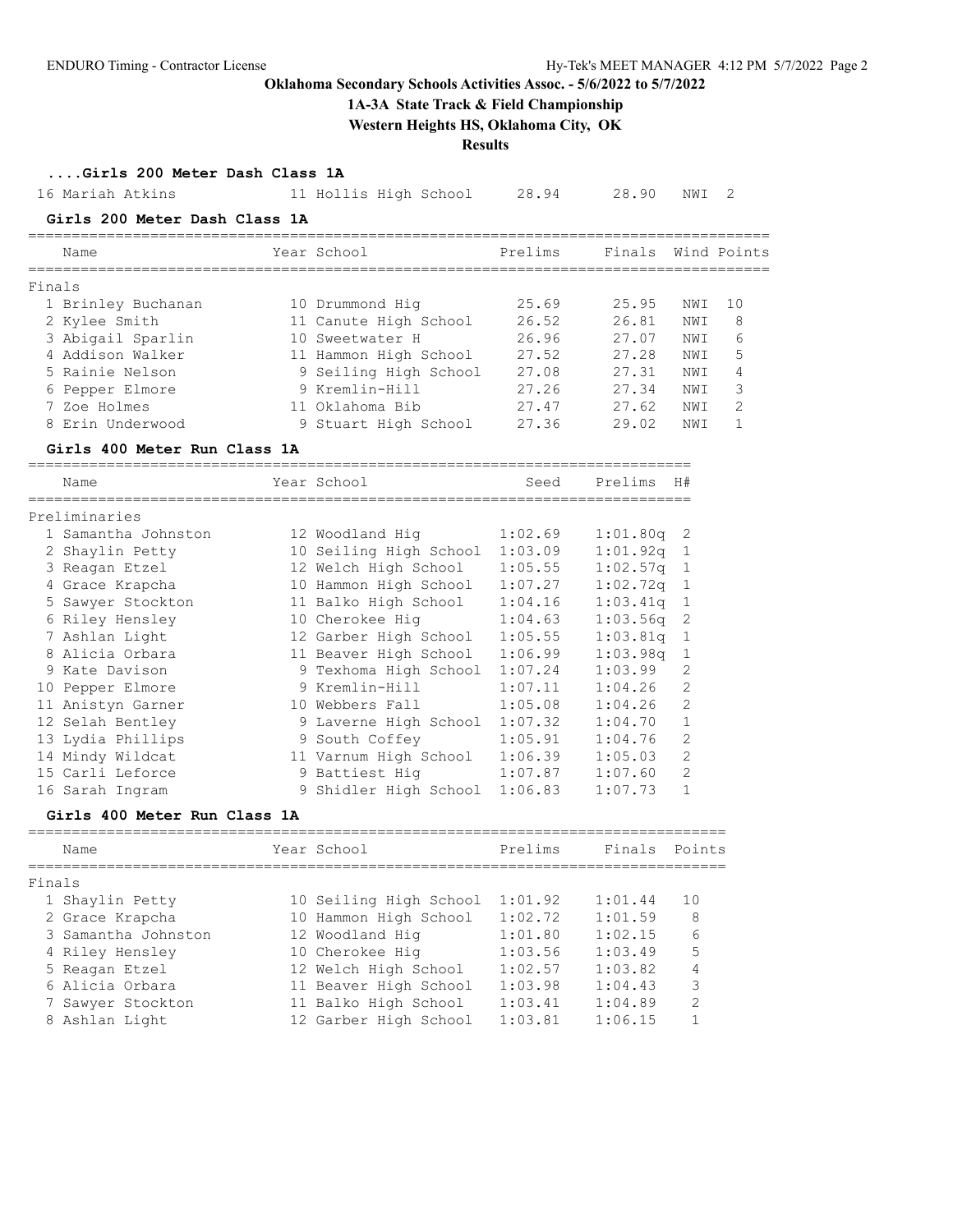# Oklahoma Secondary Schools Activities Assoc. - 5/6/2022 to 5/7/2022

## 1A-3A State Track & Field Championship

### Western Heights HS, Oklahoma City, OK

### Results

**....Girls 200 Meter Dash Class 1A**

| Name | Year | School | Prelims | Finals | Wind | Points |
|---|---|---|---|---|---|---|
| 16 Mariah Atkins | 11 | Hollis High School | 28.94 | 28.90 | NWI | 2 |

**Girls 200 Meter Dash Class 1A**

| Name | Year | School | Prelims | Finals | Wind | Points |
|---|---|---|---|---|---|---|
| **Finals** | | | | | | |
| 1 Brinley Buchanan | 10 | Drummond Hig | 25.69 | 25.95 | NWI | 10 |
| 2 Kylee Smith | 11 | Canute High School | 26.52 | 26.81 | NWI | 8 |
| 3 Abigail Sparlin | 10 | Sweetwater H | 26.96 | 27.07 | NWI | 6 |
| 4 Addison Walker | 11 | Hammon High School | 27.52 | 27.28 | NWI | 5 |
| 5 Rainie Nelson | 9 | Seiling High School | 27.08 | 27.31 | NWI | 4 |
| 6 Pepper Elmore | 9 | Kremlin-Hill | 27.26 | 27.34 | NWI | 3 |
| 7 Zoe Holmes | 11 | Oklahoma Bib | 27.47 | 27.62 | NWI | 2 |
| 8 Erin Underwood | 9 | Stuart High School | 27.36 | 29.02 | NWI | 1 |

**Girls 400 Meter Run Class 1A**

| Name | Year | School | Seed | Prelims | H# |
|---|---|---|---|---|---|
| **Preliminaries** | | | | | |
| 1 Samantha Johnston | 12 | Woodland Hig | 1:02.69 | 1:01.80q | 2 |
| 2 Shaylin Petty | 10 | Seiling High School | 1:03.09 | 1:01.92q | 1 |
| 3 Reagan Etzel | 12 | Welch High School | 1:05.55 | 1:02.57q | 1 |
| 4 Grace Krapcha | 10 | Hammon High School | 1:07.27 | 1:02.72q | 1 |
| 5 Sawyer Stockton | 11 | Balko High School | 1:04.16 | 1:03.41q | 1 |
| 6 Riley Hensley | 10 | Cherokee Hig | 1:04.63 | 1:03.56q | 2 |
| 7 Ashlan Light | 12 | Garber High School | 1:05.55 | 1:03.81q | 1 |
| 8 Alicia Orbara | 11 | Beaver High School | 1:06.99 | 1:03.98q | 1 |
| 9 Kate Davison | 9 | Texhoma High School | 1:07.24 | 1:03.99 | 2 |
| 10 Pepper Elmore | 9 | Kremlin-Hill | 1:07.11 | 1:04.26 | 2 |
| 11 Anistyn Garner | 10 | Webbers Fall | 1:05.08 | 1:04.26 | 2 |
| 12 Selah Bentley | 9 | Laverne High School | 1:07.32 | 1:04.70 | 1 |
| 13 Lydia Phillips | 9 | South Coffey | 1:05.91 | 1:04.76 | 2 |
| 14 Mindy Wildcat | 11 | Varnum High School | 1:06.39 | 1:05.03 | 2 |
| 15 Carli Leforce | 9 | Battiest Hig | 1:07.87 | 1:07.60 | 2 |
| 16 Sarah Ingram | 9 | Shidler High School | 1:06.83 | 1:07.73 | 1 |

**Girls 400 Meter Run Class 1A**

| Name | Year | School | Prelims | Finals | Points |
|---|---|---|---|---|---|
| **Finals** | | | | | |
| 1 Shaylin Petty | 10 | Seiling High School | 1:01.92 | 1:01.44 | 10 |
| 2 Grace Krapcha | 10 | Hammon High School | 1:02.72 | 1:01.59 | 8 |
| 3 Samantha Johnston | 12 | Woodland Hig | 1:01.80 | 1:02.15 | 6 |
| 4 Riley Hensley | 10 | Cherokee Hig | 1:03.56 | 1:03.49 | 5 |
| 5 Reagan Etzel | 12 | Welch High School | 1:02.57 | 1:03.82 | 4 |
| 6 Alicia Orbara | 11 | Beaver High School | 1:03.98 | 1:04.43 | 3 |
| 7 Sawyer Stockton | 11 | Balko High School | 1:03.41 | 1:04.89 | 2 |
| 8 Ashlan Light | 12 | Garber High School | 1:03.81 | 1:06.15 | 1 |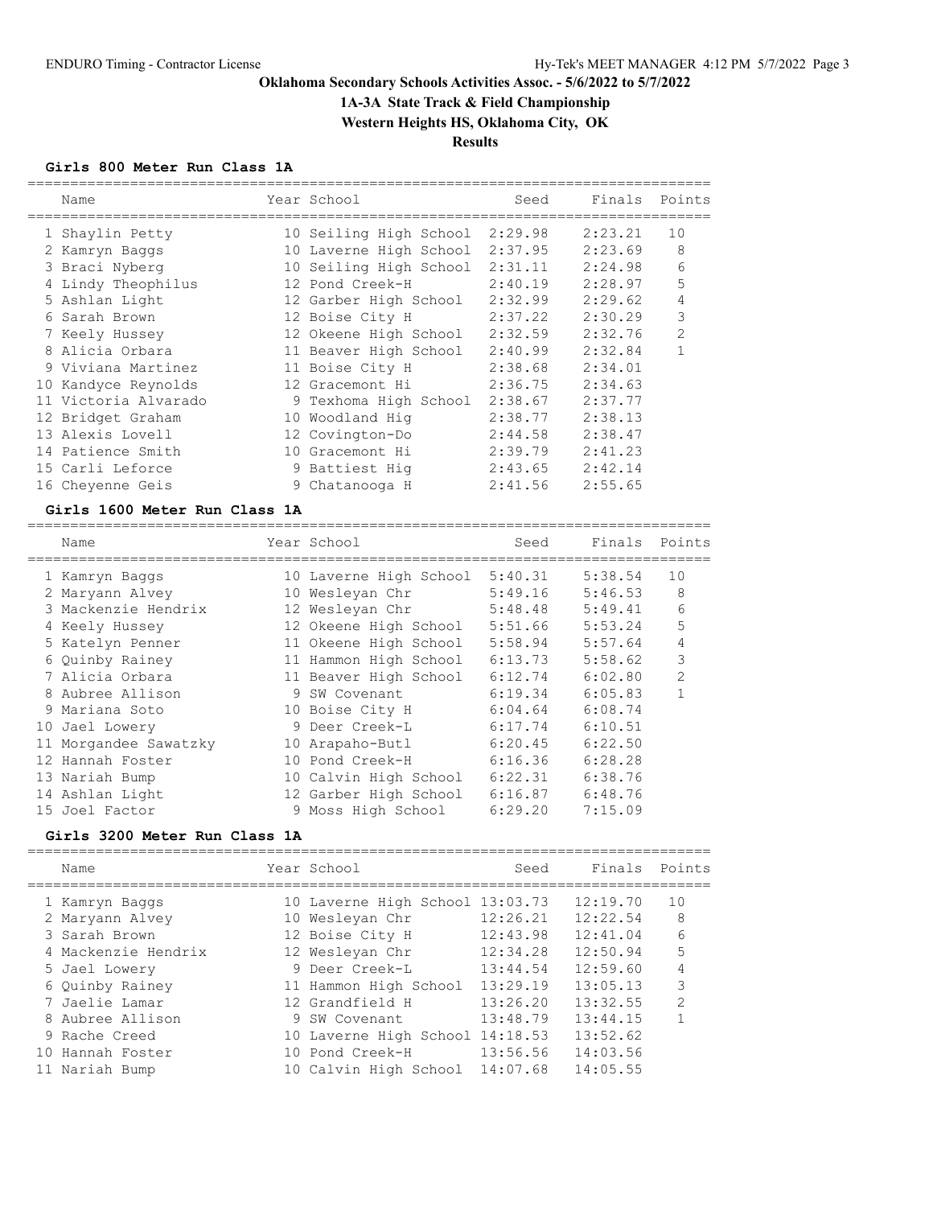**Oklahoma Secondary Schools Activities Assoc. - 5/6/2022 to 5/7/2022**

**1A-3A State Track & Field Championship**

**Western Heights HS, Oklahoma City, OK**

**Results**

### Girls 800 Meter Run Class 1A

| | Name | Year | School | Seed | Finals | Points |
|---|---|---|---|---|---|---|
| 1 | Shaylin Petty | 10 | Seiling High School | 2:29.98 | 2:23.21 | 10 |
| 2 | Kamryn Baggs | 10 | Laverne High School | 2:37.95 | 2:23.69 | 8 |
| 3 | Braci Nyberg | 10 | Seiling High School | 2:31.11 | 2:24.98 | 6 |
| 4 | Lindy Theophilus | 12 | Pond Creek-H | 2:40.19 | 2:28.97 | 5 |
| 5 | Ashlan Light | 12 | Garber High School | 2:32.99 | 2:29.62 | 4 |
| 6 | Sarah Brown | 12 | Boise City H | 2:37.22 | 2:30.29 | 3 |
| 7 | Keely Hussey | 12 | Okeene High School | 2:32.59 | 2:32.76 | 2 |
| 8 | Alicia Orbara | 11 | Beaver High School | 2:40.99 | 2:32.84 | 1 |
| 9 | Viviana Martinez | 11 | Boise City H | 2:38.68 | 2:34.01 | |
| 10 | Kandyce Reynolds | 12 | Gracemont Hi | 2:36.75 | 2:34.63 | |
| 11 | Victoria Alvarado | 9 | Texhoma High School | 2:38.67 | 2:37.77 | |
| 12 | Bridget Graham | 10 | Woodland Hig | 2:38.77 | 2:38.13 | |
| 13 | Alexis Lovell | 12 | Covington-Do | 2:44.58 | 2:38.47 | |
| 14 | Patience Smith | 10 | Gracemont Hi | 2:39.79 | 2:41.23 | |
| 15 | Carli Leforce | 9 | Battiest Hig | 2:43.65 | 2:42.14 | |
| 16 | Cheyenne Geis | 9 | Chatanooga H | 2:41.56 | 2:55.65 | |

### Girls 1600 Meter Run Class 1A

| | Name | Year | School | Seed | Finals | Points |
|---|---|---|---|---|---|---|
| 1 | Kamryn Baggs | 10 | Laverne High School | 5:40.31 | 5:38.54 | 10 |
| 2 | Maryann Alvey | 10 | Wesleyan Chr | 5:49.16 | 5:46.53 | 8 |
| 3 | Mackenzie Hendrix | 12 | Wesleyan Chr | 5:48.48 | 5:49.41 | 6 |
| 4 | Keely Hussey | 12 | Okeene High School | 5:51.66 | 5:53.24 | 5 |
| 5 | Katelyn Penner | 11 | Okeene High School | 5:58.94 | 5:57.64 | 4 |
| 6 | Quinby Rainey | 11 | Hammon High School | 6:13.73 | 5:58.62 | 3 |
| 7 | Alicia Orbara | 11 | Beaver High School | 6:12.74 | 6:02.80 | 2 |
| 8 | Aubree Allison | 9 | SW Covenant | 6:19.34 | 6:05.83 | 1 |
| 9 | Mariana Soto | 10 | Boise City H | 6:04.64 | 6:08.74 | |
| 10 | Jael Lowery | 9 | Deer Creek-L | 6:17.74 | 6:10.51 | |
| 11 | Morgandee Sawatzky | 10 | Arapaho-Butl | 6:20.45 | 6:22.50 | |
| 12 | Hannah Foster | 10 | Pond Creek-H | 6:16.36 | 6:28.28 | |
| 13 | Nariah Bump | 10 | Calvin High School | 6:22.31 | 6:38.76 | |
| 14 | Ashlan Light | 12 | Garber High School | 6:16.87 | 6:48.76 | |
| 15 | Joel Factor | 9 | Moss High School | 6:29.20 | 7:15.09 | |

### Girls 3200 Meter Run Class 1A

| | Name | Year | School | Seed | Finals | Points |
|---|---|---|---|---|---|---|
| 1 | Kamryn Baggs | 10 | Laverne High School | 13:03.73 | 12:19.70 | 10 |
| 2 | Maryann Alvey | 10 | Wesleyan Chr | 12:26.21 | 12:22.54 | 8 |
| 3 | Sarah Brown | 12 | Boise City H | 12:43.98 | 12:41.04 | 6 |
| 4 | Mackenzie Hendrix | 12 | Wesleyan Chr | 12:34.28 | 12:50.94 | 5 |
| 5 | Jael Lowery | 9 | Deer Creek-L | 13:44.54 | 12:59.60 | 4 |
| 6 | Quinby Rainey | 11 | Hammon High School | 13:29.19 | 13:05.13 | 3 |
| 7 | Jaelie Lamar | 12 | Grandfield H | 13:26.20 | 13:32.55 | 2 |
| 8 | Aubree Allison | 9 | SW Covenant | 13:48.79 | 13:44.15 | 1 |
| 9 | Rache Creed | 10 | Laverne High School | 14:18.53 | 13:52.62 | |
| 10 | Hannah Foster | 10 | Pond Creek-H | 13:56.56 | 14:03.56 | |
| 11 | Nariah Bump | 10 | Calvin High School | 14:07.68 | 14:05.55 | |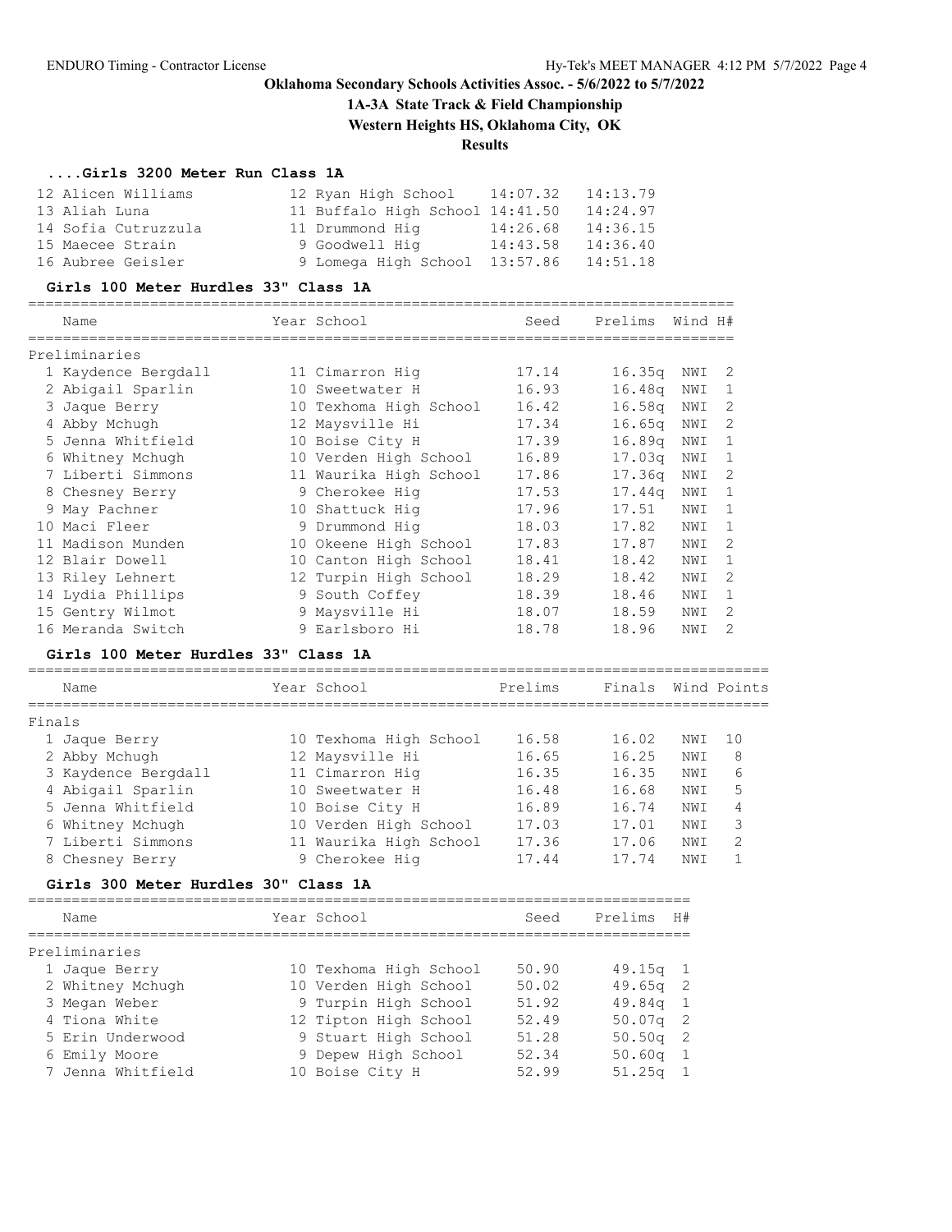**Oklahoma Secondary Schools Activities Assoc. - 5/6/2022 to 5/7/2022**

**1A-3A State Track & Field Championship**

**Western Heights HS, Oklahoma City, OK**

**Results**

### ....Girls 3200 Meter Run Class 1A

| Place | Name | Year | School | Seed | Finals |
|---|---|---|---|---|---|
| 12 | Alicen Williams | 12 | Ryan High School | 14:07.32 | 14:13.79 |
| 13 | Aliah Luna | 11 | Buffalo High School | 14:41.50 | 14:24.97 |
| 14 | Sofia Cutruzzula | 11 | Drummond Hig | 14:26.68 | 14:36.15 |
| 15 | Maecee Strain | 9 | Goodwell Hig | 14:43.58 | 14:36.40 |
| 16 | Aubree Geisler | 9 | Lomega High School | 13:57.86 | 14:51.18 |

### Girls 100 Meter Hurdles 33" Class 1A

Preliminaries

| Place | Name | Year | School | Seed | Prelims | Wind | H# |
|---|---|---|---|---|---|---|---|
| 1 | Kaydence Bergdall | 11 | Cimarron Hig | 17.14 | 16.35q | NWI | 2 |
| 2 | Abigail Sparlin | 10 | Sweetwater H | 16.93 | 16.48q | NWI | 1 |
| 3 | Jaque Berry | 10 | Texhoma High School | 16.42 | 16.58q | NWI | 2 |
| 4 | Abby Mchugh | 12 | Maysville Hi | 17.34 | 16.65q | NWI | 2 |
| 5 | Jenna Whitfield | 10 | Boise City H | 17.39 | 16.89q | NWI | 1 |
| 6 | Whitney Mchugh | 10 | Verden High School | 16.89 | 17.03q | NWI | 1 |
| 7 | Liberti Simmons | 11 | Waurika High School | 17.86 | 17.36q | NWI | 2 |
| 8 | Chesney Berry | 9 | Cherokee Hig | 17.53 | 17.44q | NWI | 1 |
| 9 | May Pachner | 10 | Shattuck Hig | 17.96 | 17.51 | NWI | 1 |
| 10 | Maci Fleer | 9 | Drummond Hig | 18.03 | 17.82 | NWI | 1 |
| 11 | Madison Munden | 10 | Okeene High School | 17.83 | 17.87 | NWI | 2 |
| 12 | Blair Dowell | 10 | Canton High School | 18.41 | 18.42 | NWI | 1 |
| 13 | Riley Lehnert | 12 | Turpin High School | 18.29 | 18.42 | NWI | 2 |
| 14 | Lydia Phillips | 9 | South Coffey | 18.39 | 18.46 | NWI | 1 |
| 15 | Gentry Wilmot | 9 | Maysville Hi | 18.07 | 18.59 | NWI | 2 |
| 16 | Meranda Switch | 9 | Earlsboro Hi | 18.78 | 18.96 | NWI | 2 |

### Girls 100 Meter Hurdles 33" Class 1A

Finals

| Place | Name | Year | School | Prelims | Finals | Wind | Points |
|---|---|---|---|---|---|---|---|
| 1 | Jaque Berry | 10 | Texhoma High School | 16.58 | 16.02 | NWI | 10 |
| 2 | Abby Mchugh | 12 | Maysville Hi | 16.65 | 16.25 | NWI | 8 |
| 3 | Kaydence Bergdall | 11 | Cimarron Hig | 16.35 | 16.35 | NWI | 6 |
| 4 | Abigail Sparlin | 10 | Sweetwater H | 16.48 | 16.68 | NWI | 5 |
| 5 | Jenna Whitfield | 10 | Boise City H | 16.89 | 16.74 | NWI | 4 |
| 6 | Whitney Mchugh | 10 | Verden High School | 17.03 | 17.01 | NWI | 3 |
| 7 | Liberti Simmons | 11 | Waurika High School | 17.36 | 17.06 | NWI | 2 |
| 8 | Chesney Berry | 9 | Cherokee Hig | 17.44 | 17.74 | NWI | 1 |

### Girls 300 Meter Hurdles 30" Class 1A

Preliminaries

| Place | Name | Year | School | Seed | Prelims | H# |
|---|---|---|---|---|---|---|
| 1 | Jaque Berry | 10 | Texhoma High School | 50.90 | 49.15q | 1 |
| 2 | Whitney Mchugh | 10 | Verden High School | 50.02 | 49.65q | 2 |
| 3 | Megan Weber | 9 | Turpin High School | 51.92 | 49.84q | 1 |
| 4 | Tiona White | 12 | Tipton High School | 52.49 | 50.07q | 2 |
| 5 | Erin Underwood | 9 | Stuart High School | 51.28 | 50.50q | 2 |
| 6 | Emily Moore | 9 | Depew High School | 52.34 | 50.60q | 1 |
| 7 | Jenna Whitfield | 10 | Boise City H | 52.99 | 51.25q | 1 |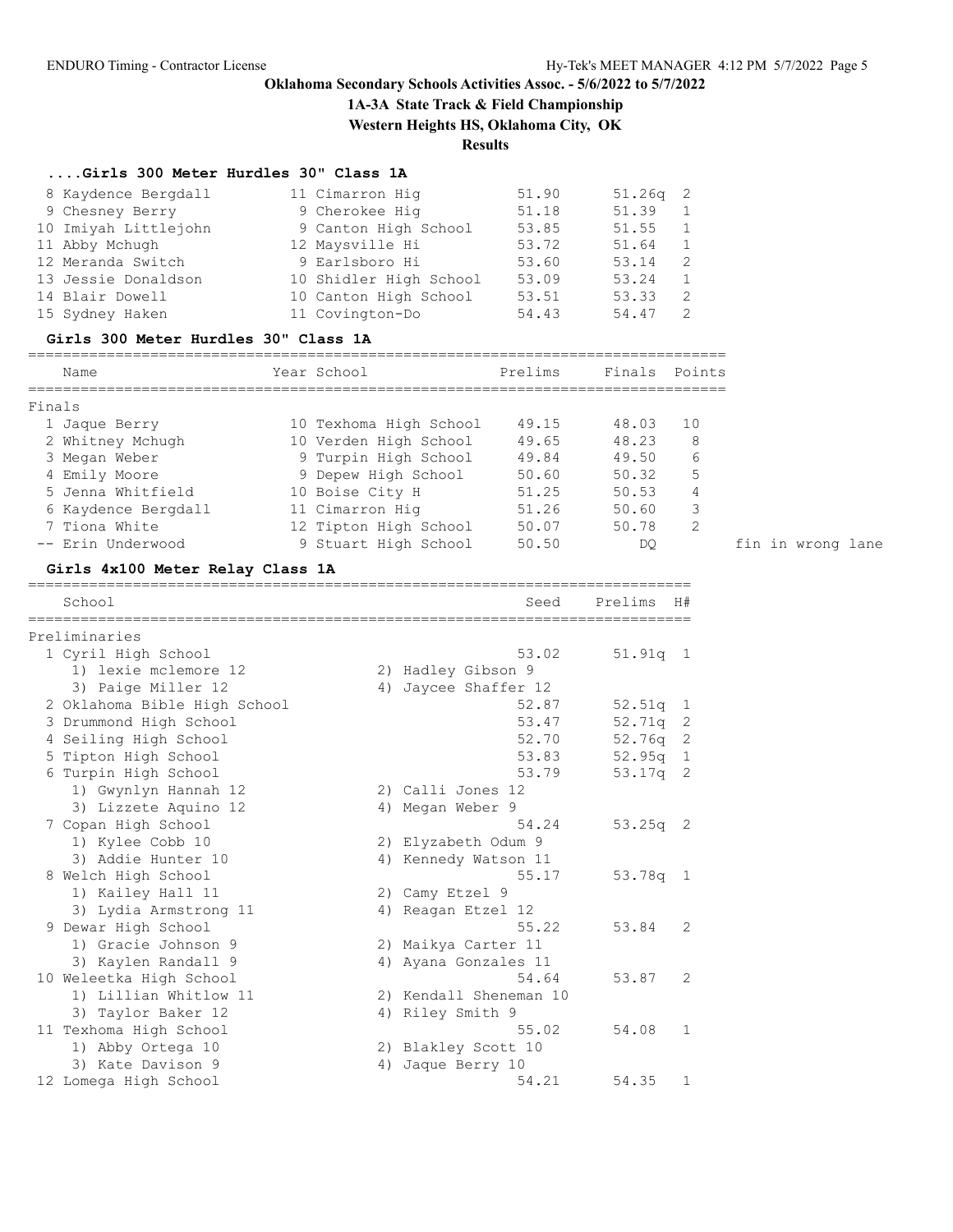## Oklahoma Secondary Schools Activities Assoc. - 5/6/2022 to 5/7/2022

### 1A-3A State Track & Field Championship

### Western Heights HS, Oklahoma City, OK

### Results

#### ....Girls 300 Meter Hurdles 30" Class 1A

| Place | Name | Year | School | Seed | Prelims | H# |
|---|---|---|---|---|---|---|
| 8 | Kaydence Bergdall | 11 | Cimarron Hig | 51.90 | 51.26q | 2 |
| 9 | Chesney Berry | 9 | Cherokee Hig | 51.18 | 51.39 | 1 |
| 10 | Imiyah Littlejohn | 9 | Canton High School | 53.85 | 51.55 | 1 |
| 11 | Abby Mchugh | 12 | Maysville Hi | 53.72 | 51.64 | 1 |
| 12 | Meranda Switch | 9 | Earlsboro Hi | 53.60 | 53.14 | 2 |
| 13 | Jessie Donaldson | 10 | Shidler High School | 53.09 | 53.24 | 1 |
| 14 | Blair Dowell | 10 | Canton High School | 53.51 | 53.33 | 2 |
| 15 | Sydney Haken | 11 | Covington-Do | 54.43 | 54.47 | 2 |

#### Girls 300 Meter Hurdles 30" Class 1A

Finals

| Place | Name | Year | School | Prelims | Finals | Points | |
|---|---|---|---|---|---|---|---|
| 1 | Jaque Berry | 10 | Texhoma High School | 49.15 | 48.03 | 10 | |
| 2 | Whitney Mchugh | 10 | Verden High School | 49.65 | 48.23 | 8 | |
| 3 | Megan Weber | 9 | Turpin High School | 49.84 | 49.50 | 6 | |
| 4 | Emily Moore | 9 | Depew High School | 50.60 | 50.32 | 5 | |
| 5 | Jenna Whitfield | 10 | Boise City H | 51.25 | 50.53 | 4 | |
| 6 | Kaydence Bergdall | 11 | Cimarron Hig | 51.26 | 50.60 | 3 | |
| 7 | Tiona White | 12 | Tipton High School | 50.07 | 50.78 | 2 | |
| -- | Erin Underwood | 9 | Stuart High School | 50.50 | DQ | | fin in wrong lane |

#### Girls 4x100 Meter Relay Class 1A

Preliminaries

| Place | School | Seed | Prelims | H# |
|---|---|---|---|---|
| 1 | Cyril High School | 53.02 | 51.91q | 1 |
| | 1) lexie mclemore 12, 2) Hadley Gibson 9, 3) Paige Miller 12, 4) Jaycee Shaffer 12 | | | |
| 2 | Oklahoma Bible High School | 52.87 | 52.51q | 1 |
| 3 | Drummond High School | 53.47 | 52.71q | 2 |
| 4 | Seiling High School | 52.70 | 52.76q | 2 |
| 5 | Tipton High School | 53.83 | 52.95q | 1 |
| 6 | Turpin High School | 53.79 | 53.17q | 2 |
| | 1) Gwynlyn Hannah 12, 2) Calli Jones 12, 3) Lizzete Aquino 12, 4) Megan Weber 9 | | | |
| 7 | Copan High School | 54.24 | 53.25q | 2 |
| | 1) Kylee Cobb 10, 2) Elyzabeth Odum 9, 3) Addie Hunter 10, 4) Kennedy Watson 11 | | | |
| 8 | Welch High School | 55.17 | 53.78q | 1 |
| | 1) Kailey Hall 11, 2) Camy Etzel 9, 3) Lydia Armstrong 11, 4) Reagan Etzel 12 | | | |
| 9 | Dewar High School | 55.22 | 53.84 | 2 |
| | 1) Gracie Johnson 9, 2) Maikya Carter 11, 3) Kaylen Randall 9, 4) Ayana Gonzales 11 | | | |
| 10 | Weleetka High School | 54.64 | 53.87 | 2 |
| | 1) Lillian Whitlow 11, 2) Kendall Sheneman 10, 3) Taylor Baker 12, 4) Riley Smith 9 | | | |
| 11 | Texhoma High School | 55.02 | 54.08 | 1 |
| | 1) Abby Ortega 10, 2) Blakley Scott 10, 3) Kate Davison 9, 4) Jaque Berry 10 | | | |
| 12 | Lomega High School | 54.21 | 54.35 | 1 |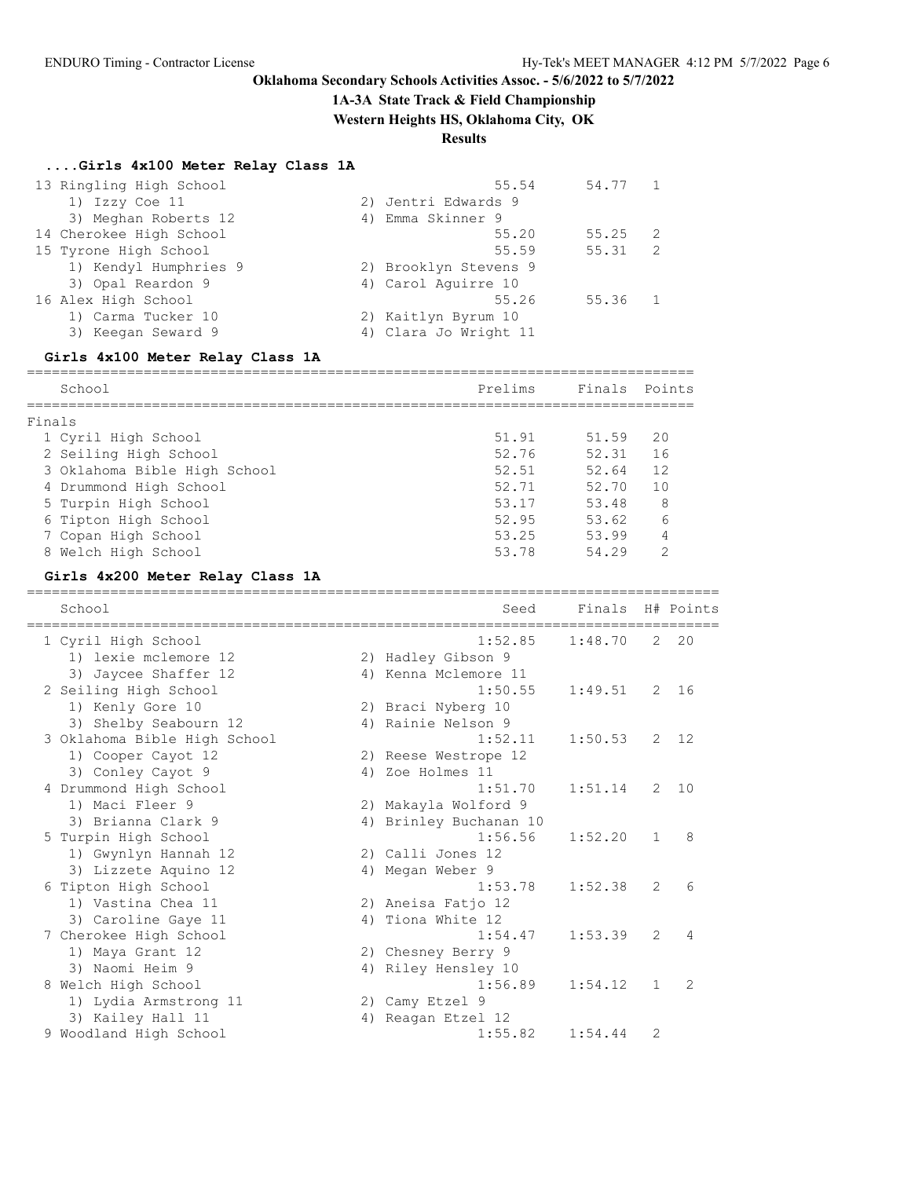# Oklahoma Secondary Schools Activities Assoc. - 5/6/2022 to 5/7/2022

## 1A-3A State Track & Field Championship

**Western Heights HS, Oklahoma City, OK**

**Results**

### ....Girls 4x100 Meter Relay Class 1A

| School | Prelims | Finals | H# |
|---|---|---|---|
| 13 Ringling High School | 55.54 | 54.77 | 1 |
| 1) Izzy Coe 11 — 2) Jentri Edwards 9 — 3) Meghan Roberts 12 — 4) Emma Skinner 9 | | | |
| 14 Cherokee High School | 55.20 | 55.25 | 2 |
| 15 Tyrone High School | 55.59 | 55.31 | 2 |
| 1) Kendyl Humphries 9 — 2) Brooklyn Stevens 9 — 3) Opal Reardon 9 — 4) Carol Aguirre 10 | | | |
| 16 Alex High School | 55.26 | 55.36 | 1 |
| 1) Carma Tucker 10 — 2) Kaitlyn Byrum 10 — 3) Keegan Seward 9 — 4) Clara Jo Wright 11 | | | |

### Girls 4x100 Meter Relay Class 1A

**Finals**

| School | Prelims | Finals | Points |
|---|---|---|---|
| 1 Cyril High School | 51.91 | 51.59 | 20 |
| 2 Seiling High School | 52.76 | 52.31 | 16 |
| 3 Oklahoma Bible High School | 52.51 | 52.64 | 12 |
| 4 Drummond High School | 52.71 | 52.70 | 10 |
| 5 Turpin High School | 53.17 | 53.48 | 8 |
| 6 Tipton High School | 52.95 | 53.62 | 6 |
| 7 Copan High School | 53.25 | 53.99 | 4 |
| 8 Welch High School | 53.78 | 54.29 | 2 |

### Girls 4x200 Meter Relay Class 1A

| School | Seed | Finals | H# | Points |
|---|---|---|---|---|
| 1 Cyril High School | 1:52.85 | 1:48.70 | 2 | 20 |
| 1) lexie mclemore 12 — 2) Hadley Gibson 9 — 3) Jaycee Shaffer 12 — 4) Kenna Mclemore 11 | | | | |
| 2 Seiling High School | 1:50.55 | 1:49.51 | 2 | 16 |
| 1) Kenly Gore 10 — 2) Braci Nyberg 10 — 3) Shelby Seabourn 12 — 4) Rainie Nelson 9 | | | | |
| 3 Oklahoma Bible High School | 1:52.11 | 1:50.53 | 2 | 12 |
| 1) Cooper Cayot 12 — 2) Reese Westrope 12 — 3) Conley Cayot 9 — 4) Zoe Holmes 11 | | | | |
| 4 Drummond High School | 1:51.70 | 1:51.14 | 2 | 10 |
| 1) Maci Fleer 9 — 2) Makayla Wolford 9 — 3) Brianna Clark 9 — 4) Brinley Buchanan 10 | | | | |
| 5 Turpin High School | 1:56.56 | 1:52.20 | 1 | 8 |
| 1) Gwynlyn Hannah 12 — 2) Calli Jones 12 — 3) Lizzete Aquino 12 — 4) Megan Weber 9 | | | | |
| 6 Tipton High School | 1:53.78 | 1:52.38 | 2 | 6 |
| 1) Vastina Chea 11 — 2) Aneisa Fatjo 12 — 3) Caroline Gaye 11 — 4) Tiona White 12 | | | | |
| 7 Cherokee High School | 1:54.47 | 1:53.39 | 2 | 4 |
| 1) Maya Grant 12 — 2) Chesney Berry 9 — 3) Naomi Heim 9 — 4) Riley Hensley 10 | | | | |
| 8 Welch High School | 1:56.89 | 1:54.12 | 1 | 2 |
| 1) Lydia Armstrong 11 — 2) Camy Etzel 9 — 3) Kailey Hall 11 — 4) Reagan Etzel 12 | | | | |
| 9 Woodland High School | 1:55.82 | 1:54.44 | 2 | |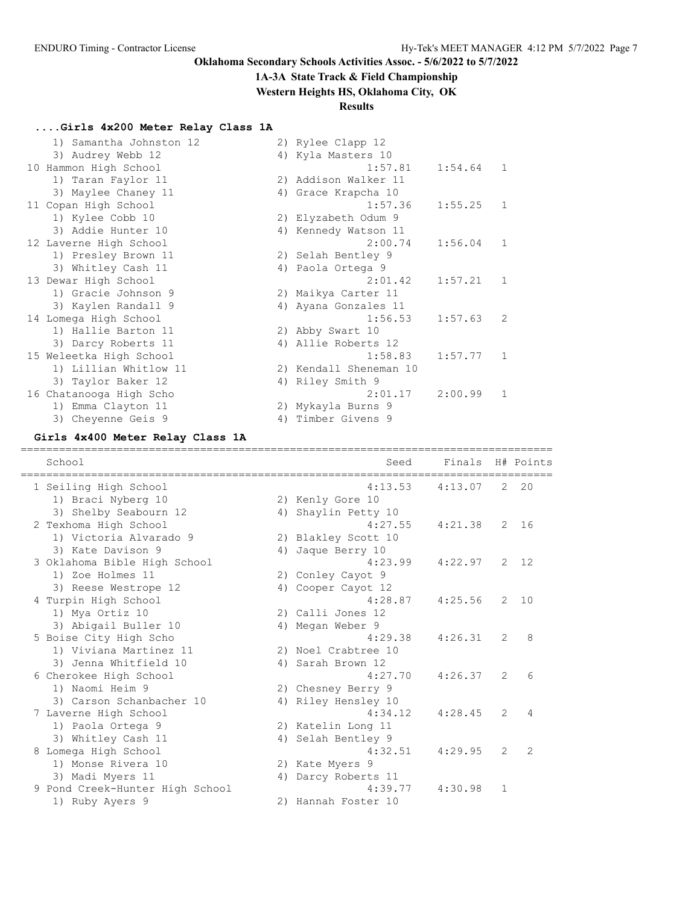# Oklahoma Secondary Schools Activities Assoc. - 5/6/2022 to 5/7/2022

## 1A-3A State Track & Field Championship

**Western Heights HS, Oklahoma City, OK**

**Results**

### ....Girls 4x200 Meter Relay Class 1A

| Place | School | Seed | Finals | H# | Points |
|---|---|---|---|---|---|
| | 1) Samantha Johnston 12, 2) Rylee Clapp 12, 3) Audrey Webb 12, 4) Kyla Masters 10 | | | | |
| 10 | Hammon High School | 1:57.81 | 1:54.64 | 1 | |
| | 1) Taran Faylor 11, 2) Addison Walker 11, 3) Maylee Chaney 11, 4) Grace Krapcha 10 | | | | |
| 11 | Copan High School | 1:57.36 | 1:55.25 | 1 | |
| | 1) Kylee Cobb 10, 2) Elyzabeth Odum 9, 3) Addie Hunter 10, 4) Kennedy Watson 11 | | | | |
| 12 | Laverne High School | 2:00.74 | 1:56.04 | 1 | |
| | 1) Presley Brown 11, 2) Selah Bentley 9, 3) Whitley Cash 11, 4) Paola Ortega 9 | | | | |
| 13 | Dewar High School | 2:01.42 | 1:57.21 | 1 | |
| | 1) Gracie Johnson 9, 2) Maikya Carter 11, 3) Kaylen Randall 9, 4) Ayana Gonzales 11 | | | | |
| 14 | Lomega High School | 1:56.53 | 1:57.63 | 2 | |
| | 1) Hallie Barton 11, 2) Abby Swart 10, 3) Darcy Roberts 11, 4) Allie Roberts 12 | | | | |
| 15 | Weleetka High School | 1:58.83 | 1:57.77 | 1 | |
| | 1) Lillian Whitlow 11, 2) Kendall Sheneman 10, 3) Taylor Baker 12, 4) Riley Smith 9 | | | | |
| 16 | Chatanooga High Scho | 2:01.17 | 2:00.99 | 1 | |
| | 1) Emma Clayton 11, 2) Mykayla Burns 9, 3) Cheyenne Geis 9, 4) Timber Givens 9 | | | | |

### Girls 4x400 Meter Relay Class 1A

| Place | School | Seed | Finals | H# | Points |
|---|---|---|---|---|---|
| 1 | Seiling High School | 4:13.53 | 4:13.07 | 2 | 20 |
| | 1) Braci Nyberg 10, 2) Kenly Gore 10, 3) Shelby Seabourn 12, 4) Shaylin Petty 10 | | | | |
| 2 | Texhoma High School | 4:27.55 | 4:21.38 | 2 | 16 |
| | 1) Victoria Alvarado 9, 2) Blakley Scott 10, 3) Kate Davison 9, 4) Jaque Berry 10 | | | | |
| 3 | Oklahoma Bible High School | 4:23.99 | 4:22.97 | 2 | 12 |
| | 1) Zoe Holmes 11, 2) Conley Cayot 9, 3) Reese Westrope 12, 4) Cooper Cayot 12 | | | | |
| 4 | Turpin High School | 4:28.87 | 4:25.56 | 2 | 10 |
| | 1) Mya Ortiz 10, 2) Calli Jones 12, 3) Abigail Buller 10, 4) Megan Weber 9 | | | | |
| 5 | Boise City High Scho | 4:29.38 | 4:26.31 | 2 | 8 |
| | 1) Viviana Martinez 11, 2) Noel Crabtree 10, 3) Jenna Whitfield 10, 4) Sarah Brown 12 | | | | |
| 6 | Cherokee High School | 4:27.70 | 4:26.37 | 2 | 6 |
| | 1) Naomi Heim 9, 2) Chesney Berry 9, 3) Carson Schanbacher 10, 4) Riley Hensley 10 | | | | |
| 7 | Laverne High School | 4:34.12 | 4:28.45 | 2 | 4 |
| | 1) Paola Ortega 9, 2) Katelin Long 11, 3) Whitley Cash 11, 4) Selah Bentley 9 | | | | |
| 8 | Lomega High School | 4:32.51 | 4:29.95 | 2 | 2 |
| | 1) Monse Rivera 10, 2) Kate Myers 9, 3) Madi Myers 11, 4) Darcy Roberts 11 | | | | |
| 9 | Pond Creek-Hunter High School | 4:39.77 | 4:30.98 | 1 | |
| | 1) Ruby Ayers 9, 2) Hannah Foster 10 | | | | |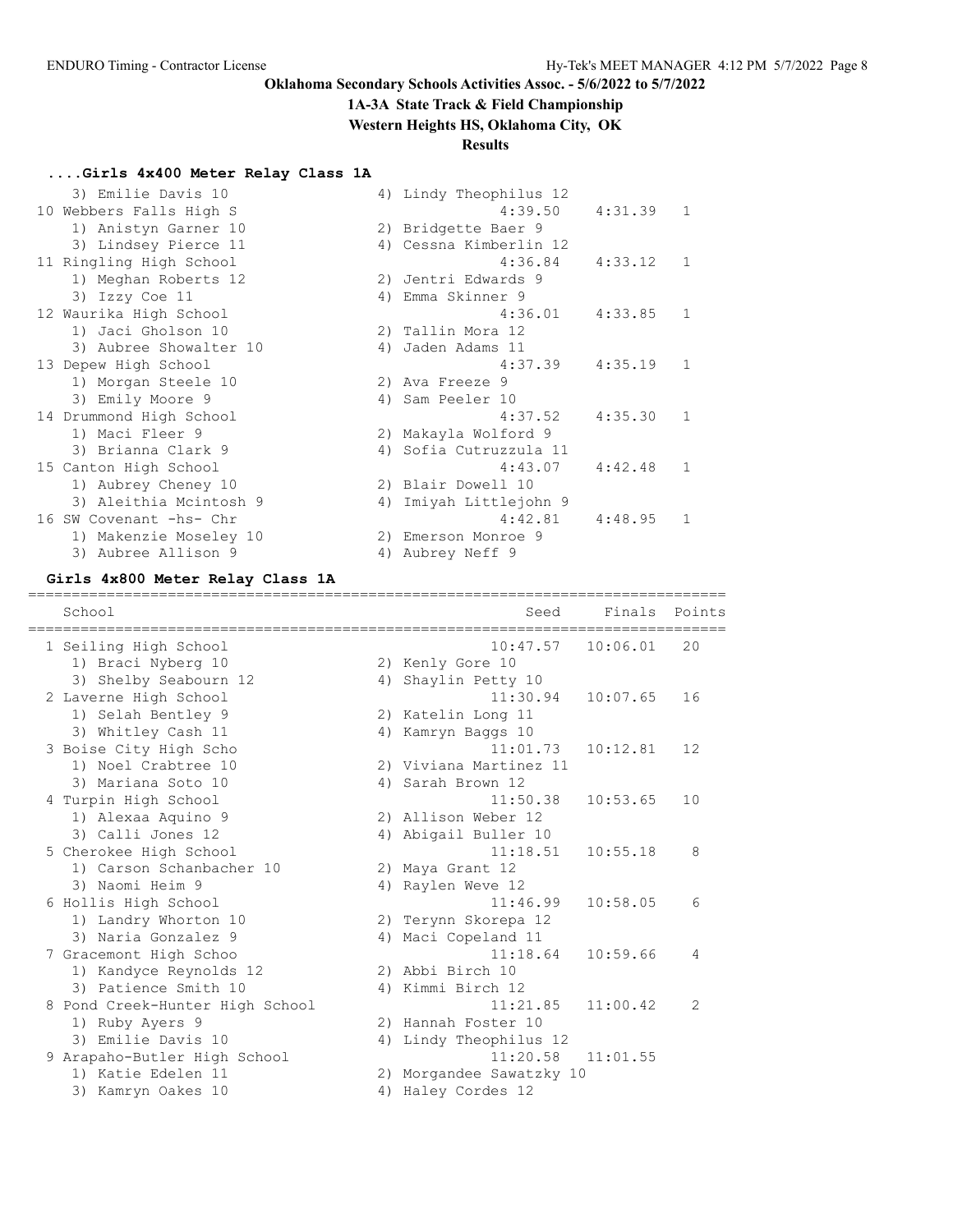# Oklahoma Secondary Schools Activities Assoc. - 5/6/2022 to 5/7/2022

## 1A-3A State Track & Field Championship

### Western Heights HS, Oklahoma City, OK

### Results

#### ....Girls 4x400 Meter Relay Class 1A

| School | Seed | Finals | Points |
|---|---|---|---|
| 3) Emilie Davis 10 — 4) Lindy Theophilus 12 | | | |
| 10 Webbers Falls High S | 4:39.50 | 4:31.39 | 1 |
| 1) Anistyn Garner 10 — 2) Bridgette Baer 9 | | | |
| 3) Lindsey Pierce 11 — 4) Cessna Kimberlin 12 | | | |
| 11 Ringling High School | 4:36.84 | 4:33.12 | 1 |
| 1) Meghan Roberts 12 — 2) Jentri Edwards 9 | | | |
| 3) Izzy Coe 11 — 4) Emma Skinner 9 | | | |
| 12 Waurika High School | 4:36.01 | 4:33.85 | 1 |
| 1) Jaci Gholson 10 — 2) Tallin Mora 12 | | | |
| 3) Aubree Showalter 10 — 4) Jaden Adams 11 | | | |
| 13 Depew High School | 4:37.39 | 4:35.19 | 1 |
| 1) Morgan Steele 10 — 2) Ava Freeze 9 | | | |
| 3) Emily Moore 9 — 4) Sam Peeler 10 | | | |
| 14 Drummond High School | 4:37.52 | 4:35.30 | 1 |
| 1) Maci Fleer 9 — 2) Makayla Wolford 9 | | | |
| 3) Brianna Clark 9 — 4) Sofia Cutruzzula 11 | | | |
| 15 Canton High School | 4:43.07 | 4:42.48 | 1 |
| 1) Aubrey Cheney 10 — 2) Blair Dowell 10 | | | |
| 3) Aleithia Mcintosh 9 — 4) Imiyah Littlejohn 9 | | | |
| 16 SW Covenant -hs- Chr | 4:42.81 | 4:48.95 | 1 |
| 1) Makenzie Moseley 10 — 2) Emerson Monroe 9 | | | |
| 3) Aubree Allison 9 — 4) Aubrey Neff 9 | | | |

#### Girls 4x800 Meter Relay Class 1A

| School | Seed | Finals | Points |
|---|---|---|---|
| 1 Seiling High School | 10:47.57 | 10:06.01 | 20 |
| 1) Braci Nyberg 10 — 2) Kenly Gore 10 | | | |
| 3) Shelby Seabourn 12 — 4) Shaylin Petty 10 | | | |
| 2 Laverne High School | 11:30.94 | 10:07.65 | 16 |
| 1) Selah Bentley 9 — 2) Katelin Long 11 | | | |
| 3) Whitley Cash 11 — 4) Kamryn Baggs 10 | | | |
| 3 Boise City High Scho | 11:01.73 | 10:12.81 | 12 |
| 1) Noel Crabtree 10 — 2) Viviana Martinez 11 | | | |
| 3) Mariana Soto 10 — 4) Sarah Brown 12 | | | |
| 4 Turpin High School | 11:50.38 | 10:53.65 | 10 |
| 1) Alexaa Aquino 9 — 2) Allison Weber 12 | | | |
| 3) Calli Jones 12 — 4) Abigail Buller 10 | | | |
| 5 Cherokee High School | 11:18.51 | 10:55.18 | 8 |
| 1) Carson Schanbacher 10 — 2) Maya Grant 12 | | | |
| 3) Naomi Heim 9 — 4) Raylen Weve 12 | | | |
| 6 Hollis High School | 11:46.99 | 10:58.05 | 6 |
| 1) Landry Whorton 10 — 2) Terynn Skorepa 12 | | | |
| 3) Naria Gonzalez 9 — 4) Maci Copeland 11 | | | |
| 7 Gracemont High Schoo | 11:18.64 | 10:59.66 | 4 |
| 1) Kandyce Reynolds 12 — 2) Abbi Birch 10 | | | |
| 3) Patience Smith 10 — 4) Kimmi Birch 12 | | | |
| 8 Pond Creek-Hunter High School | 11:21.85 | 11:00.42 | 2 |
| 1) Ruby Ayers 9 — 2) Hannah Foster 10 | | | |
| 3) Emilie Davis 10 — 4) Lindy Theophilus 12 | | | |
| 9 Arapaho-Butler High School | 11:20.58 | 11:01.55 | |
| 1) Katie Edelen 11 — 2) Morgandee Sawatzky 10 | | | |
| 3) Kamryn Oakes 10 — 4) Haley Cordes 12 | | | |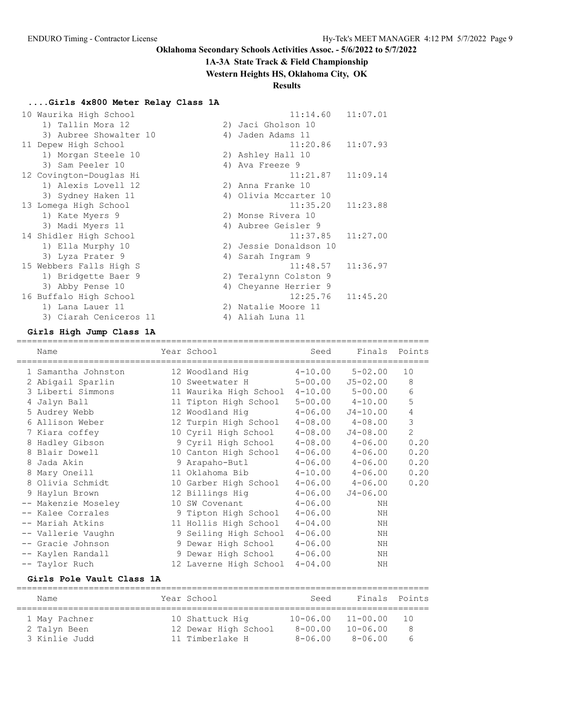**Oklahoma Secondary Schools Activities Assoc. - 5/6/2022 to 5/7/2022**

**1A-3A State Track & Field Championship**

**Western Heights HS, Oklahoma City, OK**

**Results**

### ....Girls 4x800 Meter Relay Class 1A

| Place | School | Seed | Finals |
|---|---|---|---|
| 10 | Waurika High School | 11:14.60 | 11:07.01 |
| | 1) Tallin Mora 12, 2) Jaci Gholson 10, 3) Aubree Showalter 10, 4) Jaden Adams 11 | | |
| 11 | Depew High School | 11:20.86 | 11:07.93 |
| | 1) Morgan Steele 10, 2) Ashley Hall 10, 3) Sam Peeler 10, 4) Ava Freeze 9 | | |
| 12 | Covington-Douglas Hi | 11:21.87 | 11:09.14 |
| | 1) Alexis Lovell 12, 2) Anna Franke 10, 3) Sydney Haken 11, 4) Olivia Mccarter 10 | | |
| 13 | Lomega High School | 11:35.20 | 11:23.88 |
| | 1) Kate Myers 9, 2) Monse Rivera 10, 3) Madi Myers 11, 4) Aubree Geisler 9 | | |
| 14 | Shidler High School | 11:37.85 | 11:27.00 |
| | 1) Ella Murphy 10, 2) Jessie Donaldson 10, 3) Lyza Prater 9, 4) Sarah Ingram 9 | | |
| 15 | Webbers Falls High S | 11:48.57 | 11:36.97 |
| | 1) Bridgette Baer 9, 2) Teralynn Colston 9, 3) Abby Pense 10, 4) Cheyanne Herrier 9 | | |
| 16 | Buffalo High School | 12:25.76 | 11:45.20 |
| | 1) Lana Lauer 11, 2) Natalie Moore 11, 3) Ciarah Ceniceros 11, 4) Aliah Luna 11 | | |

### Girls High Jump Class 1A

| Place | Name | Year | School | Seed | Finals | Points |
|---|---|---|---|---|---|---|
| 1 | Samantha Johnston | 12 | Woodland Hig | 4-10.00 | 5-02.00 | 10 |
| 2 | Abigail Sparlin | 10 | Sweetwater H | 5-00.00 | J5-02.00 | 8 |
| 3 | Liberti Simmons | 11 | Waurika High School | 4-10.00 | 5-00.00 | 6 |
| 4 | Jalyn Ball | 11 | Tipton High School | 5-00.00 | 4-10.00 | 5 |
| 5 | Audrey Webb | 12 | Woodland Hig | 4-06.00 | J4-10.00 | 4 |
| 6 | Allison Weber | 12 | Turpin High School | 4-08.00 | 4-08.00 | 3 |
| 7 | Kiara coffey | 10 | Cyril High School | 4-08.00 | J4-08.00 | 2 |
| 8 | Hadley Gibson | 9 | Cyril High School | 4-08.00 | 4-06.00 | 0.20 |
| 8 | Blair Dowell | 10 | Canton High School | 4-06.00 | 4-06.00 | 0.20 |
| 8 | Jada Akin | 9 | Arapaho-Butl | 4-06.00 | 4-06.00 | 0.20 |
| 8 | Mary Oneill | 11 | Oklahoma Bib | 4-10.00 | 4-06.00 | 0.20 |
| 8 | Olivia Schmidt | 10 | Garber High School | 4-06.00 | 4-06.00 | 0.20 |
| 9 | Haylun Brown | 12 | Billings Hig | 4-06.00 | J4-06.00 | |
| -- | Makenzie Moseley | 10 | SW Covenant | 4-06.00 | NH | |
| -- | Kalee Corrales | 9 | Tipton High School | 4-06.00 | NH | |
| -- | Mariah Atkins | 11 | Hollis High School | 4-04.00 | NH | |
| -- | Vallerie Vaughn | 9 | Seiling High School | 4-06.00 | NH | |
| -- | Gracie Johnson | 9 | Dewar High School | 4-06.00 | NH | |
| -- | Kaylen Randall | 9 | Dewar High School | 4-06.00 | NH | |
| -- | Taylor Ruch | 12 | Laverne High School | 4-04.00 | NH | |

### Girls Pole Vault Class 1A

| Place | Name | Year | School | Seed | Finals | Points |
|---|---|---|---|---|---|---|
| 1 | May Pachner | 10 | Shattuck Hig | 10-06.00 | 11-00.00 | 10 |
| 2 | Talyn Been | 12 | Dewar High School | 8-00.00 | 10-06.00 | 8 |
| 3 | Kinlie Judd | 11 | Timberlake H | 8-06.00 | 8-06.00 | 6 |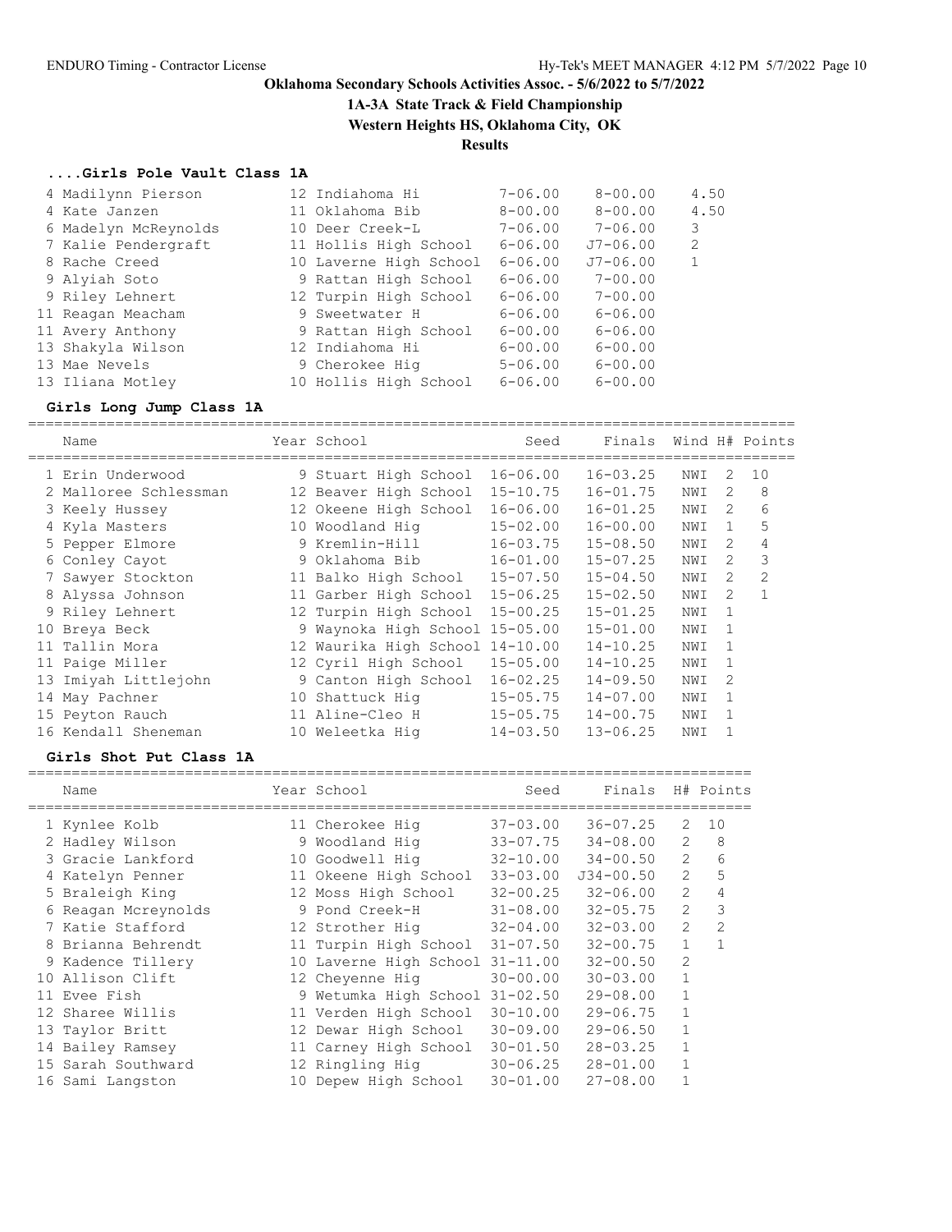Oklahoma Secondary Schools Activities Assoc. - 5/6/2022 to 5/7/2022

## 1A-3A State Track & Field Championship

**Western Heights HS, Oklahoma City, OK**

**Results**

### ....Girls Pole Vault Class 1A

| Place | Name | Year | School | Seed | Finals | Points |
|---|---|---|---|---|---|---|
| 4 | Madilynn Pierson | 12 | Indiahoma Hi | 7-06.00 | 8-00.00 | 4.50 |
| 4 | Kate Janzen | 11 | Oklahoma Bib | 8-00.00 | 8-00.00 | 4.50 |
| 6 | Madelyn McReynolds | 10 | Deer Creek-L | 7-06.00 | 7-06.00 | 3 |
| 7 | Kalie Pendergraft | 11 | Hollis High School | 6-06.00 | J7-06.00 | 2 |
| 8 | Rache Creed | 10 | Laverne High School | 6-06.00 | J7-06.00 | 1 |
| 9 | Alyiah Soto | 9 | Rattan High School | 6-06.00 | 7-00.00 | |
| 9 | Riley Lehnert | 12 | Turpin High School | 6-06.00 | 7-00.00 | |
| 11 | Reagan Meacham | 9 | Sweetwater H | 6-06.00 | 6-06.00 | |
| 11 | Avery Anthony | 9 | Rattan High School | 6-00.00 | 6-06.00 | |
| 13 | Shakyla Wilson | 12 | Indiahoma Hi | 6-00.00 | 6-00.00 | |
| 13 | Mae Nevels | 9 | Cherokee Hig | 5-06.00 | 6-00.00 | |
| 13 | Iliana Motley | 10 | Hollis High School | 6-06.00 | 6-00.00 | |

### Girls Long Jump Class 1A

| Place | Name | Year | School | Seed | Finals | Wind | H# | Points |
|---|---|---|---|---|---|---|---|---|
| 1 | Erin Underwood | 9 | Stuart High School | 16-06.00 | 16-03.25 | NWI | 2 | 10 |
| 2 | Malloree Schlessman | 12 | Beaver High School | 15-10.75 | 16-01.75 | NWI | 2 | 8 |
| 3 | Keely Hussey | 12 | Okeene High School | 16-06.00 | 16-01.25 | NWI | 2 | 6 |
| 4 | Kyla Masters | 10 | Woodland Hig | 15-02.00 | 16-00.00 | NWI | 1 | 5 |
| 5 | Pepper Elmore | 9 | Kremlin-Hill | 16-03.75 | 15-08.50 | NWI | 2 | 4 |
| 6 | Conley Cayot | 9 | Oklahoma Bib | 16-01.00 | 15-07.25 | NWI | 2 | 3 |
| 7 | Sawyer Stockton | 11 | Balko High School | 15-07.50 | 15-04.50 | NWI | 2 | 2 |
| 8 | Alyssa Johnson | 11 | Garber High School | 15-06.25 | 15-02.50 | NWI | 2 | 1 |
| 9 | Riley Lehnert | 12 | Turpin High School | 15-00.25 | 15-01.25 | NWI | 1 | |
| 10 | Breya Beck | 9 | Waynoka High School | 15-05.00 | 15-01.00 | NWI | 1 | |
| 11 | Tallin Mora | 12 | Waurika High School | 14-10.00 | 14-10.25 | NWI | 1 | |
| 11 | Paige Miller | 12 | Cyril High School | 15-05.00 | 14-10.25 | NWI | 1 | |
| 13 | Imiyah Littlejohn | 9 | Canton High School | 16-02.25 | 14-09.50 | NWI | 2 | |
| 14 | May Pachner | 10 | Shattuck Hig | 15-05.75 | 14-07.00 | NWI | 1 | |
| 15 | Peyton Rauch | 11 | Aline-Cleo H | 15-05.75 | 14-00.75 | NWI | 1 | |
| 16 | Kendall Sheneman | 10 | Weleetka Hig | 14-03.50 | 13-06.25 | NWI | 1 | |

### Girls Shot Put Class 1A

| Place | Name | Year | School | Seed | Finals | H# | Points |
|---|---|---|---|---|---|---|---|
| 1 | Kynlee Kolb | 11 | Cherokee Hig | 37-03.00 | 36-07.25 | 2 | 10 |
| 2 | Hadley Wilson | 9 | Woodland Hig | 33-07.75 | 34-08.00 | 2 | 8 |
| 3 | Gracie Lankford | 10 | Goodwell Hig | 32-10.00 | 34-00.50 | 2 | 6 |
| 4 | Katelyn Penner | 11 | Okeene High School | 33-03.00 | J34-00.50 | 2 | 5 |
| 5 | Braleigh King | 12 | Moss High School | 32-00.25 | 32-06.00 | 2 | 4 |
| 6 | Reagan Mcreynolds | 9 | Pond Creek-H | 31-08.00 | 32-05.75 | 2 | 3 |
| 7 | Katie Stafford | 12 | Strother Hig | 32-04.00 | 32-03.00 | 2 | 2 |
| 8 | Brianna Behrendt | 11 | Turpin High School | 31-07.50 | 32-00.75 | 1 | 1 |
| 9 | Kadence Tillery | 10 | Laverne High School | 31-11.00 | 32-00.50 | 2 | |
| 10 | Allison Clift | 12 | Cheyenne Hig | 30-00.00 | 30-03.00 | 1 | |
| 11 | Evee Fish | 9 | Wetumka High School | 31-02.50 | 29-08.00 | 1 | |
| 12 | Sharee Willis | 11 | Verden High School | 30-10.00 | 29-06.75 | 1 | |
| 13 | Taylor Britt | 12 | Dewar High School | 30-09.00 | 29-06.50 | 1 | |
| 14 | Bailey Ramsey | 11 | Carney High School | 30-01.50 | 28-03.25 | 1 | |
| 15 | Sarah Southward | 12 | Ringling Hig | 30-06.25 | 28-01.00 | 1 | |
| 16 | Sami Langston | 10 | Depew High School | 30-01.00 | 27-08.00 | 1 | |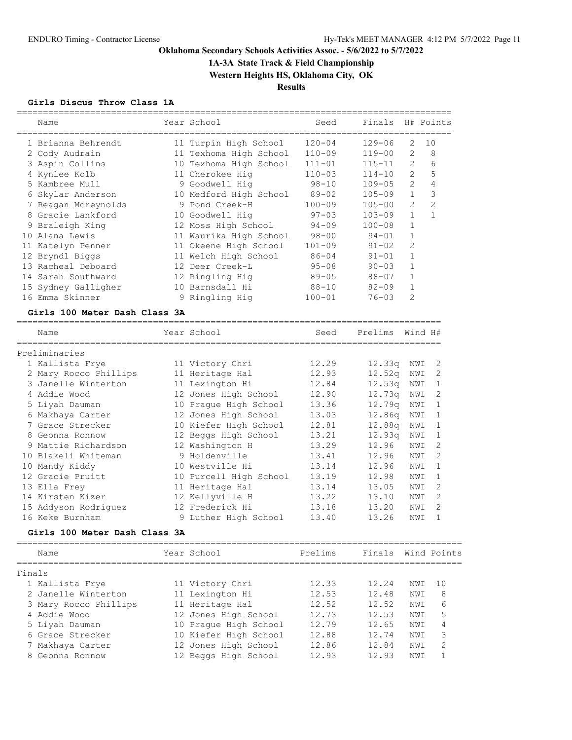# Oklahoma Secondary Schools Activities Assoc. - 5/6/2022 to 5/7/2022

## 1A-3A State Track & Field Championship

## Western Heights HS, Oklahoma City, OK

## Results

### Girls Discus Throw Class 1A

| Name | Year | School | Seed | Finals | H# | Points |
|---|---|---|---|---|---|---|
| 1 Brianna Behrendt | 11 | Turpin High School | 120-04 | 129-06 | 2 | 10 |
| 2 Cody Audrain | 11 | Texhoma High School | 110-09 | 119-00 | 2 | 8 |
| 3 Aspin Collins | 10 | Texhoma High School | 111-01 | 115-11 | 2 | 6 |
| 4 Kynlee Kolb | 11 | Cherokee Hig | 110-03 | 114-10 | 2 | 5 |
| 5 Kambree Mull | 9 | Goodwell Hig | 98-10 | 109-05 | 2 | 4 |
| 6 Skylar Anderson | 10 | Medford High School | 89-02 | 105-09 | 1 | 3 |
| 7 Reagan Mcreynolds | 9 | Pond Creek-H | 100-09 | 105-00 | 2 | 2 |
| 8 Gracie Lankford | 10 | Goodwell Hig | 97-03 | 103-09 | 1 | 1 |
| 9 Braleigh King | 12 | Moss High School | 94-09 | 100-08 | 1 | |
| 10 Alana Lewis | 11 | Waurika High School | 98-00 | 94-01 | 1 | |
| 11 Katelyn Penner | 11 | Okeene High School | 101-09 | 91-02 | 2 | |
| 12 Bryndl Biggs | 11 | Welch High School | 86-04 | 91-01 | 1 | |
| 13 Racheal Deboard | 12 | Deer Creek-L | 95-08 | 90-03 | 1 | |
| 14 Sarah Southward | 12 | Ringling Hig | 89-05 | 88-07 | 1 | |
| 15 Sydney Galligher | 10 | Barnsdall Hi | 88-10 | 82-09 | 1 | |
| 16 Emma Skinner | 9 | Ringling Hig | 100-01 | 76-03 | 2 | |

### Girls 100 Meter Dash Class 3A

Preliminaries

| Name | Year | School | Seed | Prelims | Wind | H# |
|---|---|---|---|---|---|---|
| 1 Kallista Frye | 11 | Victory Chri | 12.29 | 12.33q | NWI | 2 |
| 2 Mary Rocco Phillips | 11 | Heritage Hal | 12.93 | 12.52q | NWI | 2 |
| 3 Janelle Winterton | 11 | Lexington Hi | 12.84 | 12.53q | NWI | 1 |
| 4 Addie Wood | 12 | Jones High School | 12.90 | 12.73q | NWI | 2 |
| 5 Liyah Dauman | 10 | Prague High School | 13.36 | 12.79q | NWI | 1 |
| 6 Makhaya Carter | 12 | Jones High School | 13.03 | 12.86q | NWI | 1 |
| 7 Grace Strecker | 10 | Kiefer High School | 12.81 | 12.88q | NWI | 1 |
| 8 Geonna Ronnow | 12 | Beggs High School | 13.21 | 12.93q | NWI | 1 |
| 9 Mattie Richardson | 12 | Washington H | 13.29 | 12.96 | NWI | 2 |
| 10 Blakeli Whiteman | 9 | Holdenville | 13.41 | 12.96 | NWI | 2 |
| 10 Mandy Kiddy | 10 | Westville Hi | 13.14 | 12.96 | NWI | 1 |
| 12 Gracie Pruitt | 10 | Purcell High School | 13.19 | 12.98 | NWI | 1 |
| 13 Ella Frey | 11 | Heritage Hal | 13.14 | 13.05 | NWI | 2 |
| 14 Kirsten Kizer | 12 | Kellyville H | 13.22 | 13.10 | NWI | 2 |
| 15 Addyson Rodriguez | 12 | Frederick Hi | 13.18 | 13.20 | NWI | 2 |
| 16 Keke Burnham | 9 | Luther High School | 13.40 | 13.26 | NWI | 1 |

### Girls 100 Meter Dash Class 3A

Finals

| Name | Year | School | Prelims | Finals | Wind | Points |
|---|---|---|---|---|---|---|
| 1 Kallista Frye | 11 | Victory Chri | 12.33 | 12.24 | NWI | 10 |
| 2 Janelle Winterton | 11 | Lexington Hi | 12.53 | 12.48 | NWI | 8 |
| 3 Mary Rocco Phillips | 11 | Heritage Hal | 12.52 | 12.52 | NWI | 6 |
| 4 Addie Wood | 12 | Jones High School | 12.73 | 12.53 | NWI | 5 |
| 5 Liyah Dauman | 10 | Prague High School | 12.79 | 12.65 | NWI | 4 |
| 6 Grace Strecker | 10 | Kiefer High School | 12.88 | 12.74 | NWI | 3 |
| 7 Makhaya Carter | 12 | Jones High School | 12.86 | 12.84 | NWI | 2 |
| 8 Geonna Ronnow | 12 | Beggs High School | 12.93 | 12.93 | NWI | 1 |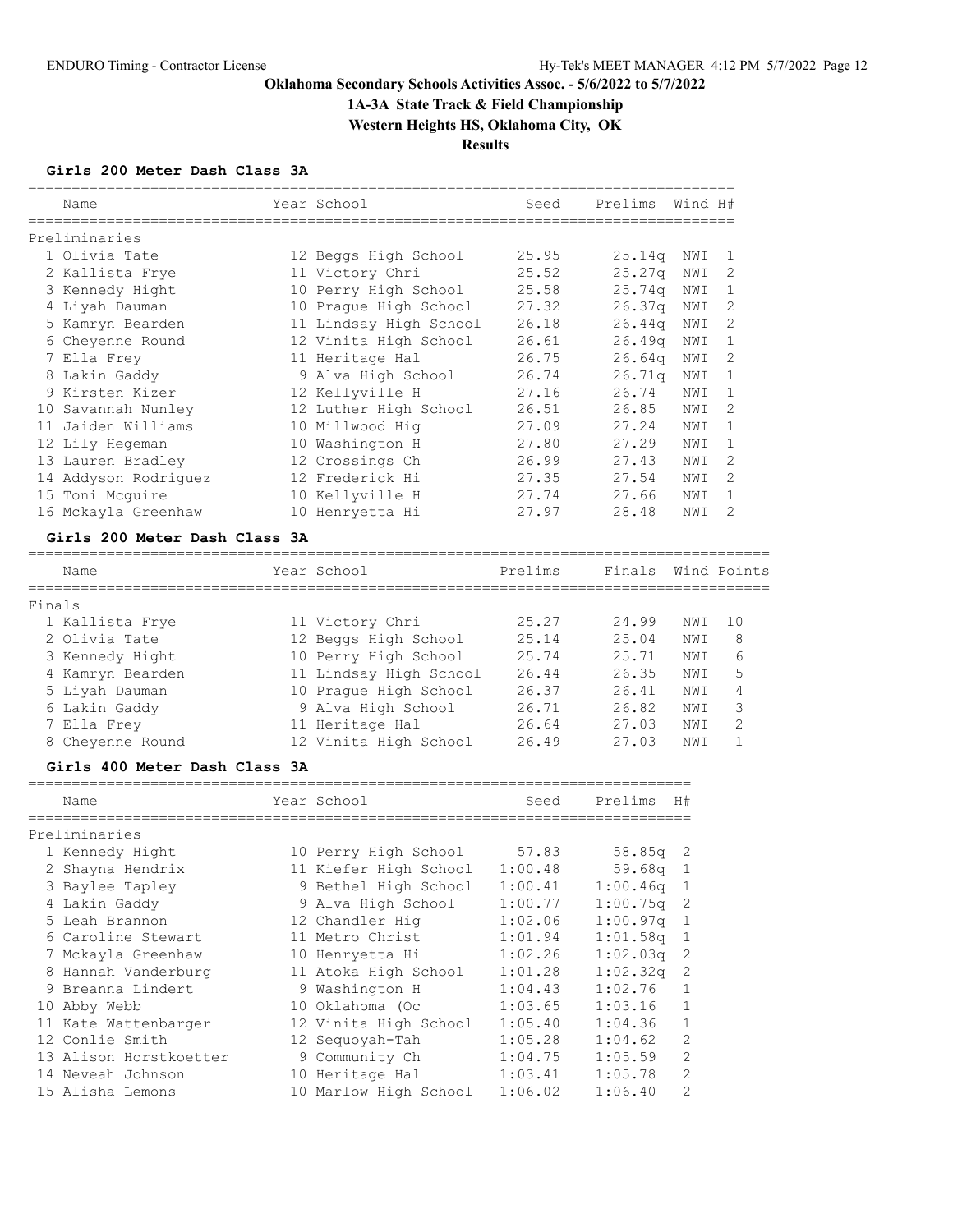## Oklahoma Secondary Schools Activities Assoc. - 5/6/2022 to 5/7/2022

## 1A-3A State Track & Field Championship

## Western Heights HS, Oklahoma City, OK

## Results

### Girls 200 Meter Dash Class 3A

| | Name | Year | School | Seed | Prelims | Wind | H# |
|---|---|---|---|---|---|---|---|
| **Preliminaries** | | | | | | | |
| 1 | Olivia Tate | 12 | Beggs High School | 25.95 | 25.14q | NWI | 1 |
| 2 | Kallista Frye | 11 | Victory Chri | 25.52 | 25.27q | NWI | 2 |
| 3 | Kennedy Hight | 10 | Perry High School | 25.58 | 25.74q | NWI | 1 |
| 4 | Liyah Dauman | 10 | Prague High School | 27.32 | 26.37q | NWI | 2 |
| 5 | Kamryn Bearden | 11 | Lindsay High School | 26.18 | 26.44q | NWI | 2 |
| 6 | Cheyenne Round | 12 | Vinita High School | 26.61 | 26.49q | NWI | 1 |
| 7 | Ella Frey | 11 | Heritage Hal | 26.75 | 26.64q | NWI | 2 |
| 8 | Lakin Gaddy | 9 | Alva High School | 26.74 | 26.71q | NWI | 1 |
| 9 | Kirsten Kizer | 12 | Kellyville H | 27.16 | 26.74 | NWI | 1 |
| 10 | Savannah Nunley | 12 | Luther High School | 26.51 | 26.85 | NWI | 2 |
| 11 | Jaiden Williams | 10 | Millwood Hig | 27.09 | 27.24 | NWI | 1 |
| 12 | Lily Hegeman | 10 | Washington H | 27.80 | 27.29 | NWI | 1 |
| 13 | Lauren Bradley | 12 | Crossings Ch | 26.99 | 27.43 | NWI | 2 |
| 14 | Addyson Rodriguez | 12 | Frederick Hi | 27.35 | 27.54 | NWI | 2 |
| 15 | Toni Mcguire | 10 | Kellyville H | 27.74 | 27.66 | NWI | 1 |
| 16 | Mckayla Greenhaw | 10 | Henryetta Hi | 27.97 | 28.48 | NWI | 2 |

### Girls 200 Meter Dash Class 3A

| | Name | Year | School | Prelims | Finals | Wind | Points |
|---|---|---|---|---|---|---|---|
| **Finals** | | | | | | | |
| 1 | Kallista Frye | 11 | Victory Chri | 25.27 | 24.99 | NWI | 10 |
| 2 | Olivia Tate | 12 | Beggs High School | 25.14 | 25.04 | NWI | 8 |
| 3 | Kennedy Hight | 10 | Perry High School | 25.74 | 25.71 | NWI | 6 |
| 4 | Kamryn Bearden | 11 | Lindsay High School | 26.44 | 26.35 | NWI | 5 |
| 5 | Liyah Dauman | 10 | Prague High School | 26.37 | 26.41 | NWI | 4 |
| 6 | Lakin Gaddy | 9 | Alva High School | 26.71 | 26.82 | NWI | 3 |
| 7 | Ella Frey | 11 | Heritage Hal | 26.64 | 27.03 | NWI | 2 |
| 8 | Cheyenne Round | 12 | Vinita High School | 26.49 | 27.03 | NWI | 1 |

### Girls 400 Meter Dash Class 3A

| | Name | Year | School | Seed | Prelims | H# |
|---|---|---|---|---|---|---|
| **Preliminaries** | | | | | | |
| 1 | Kennedy Hight | 10 | Perry High School | 57.83 | 58.85q | 2 |
| 2 | Shayna Hendrix | 11 | Kiefer High School | 1:00.48 | 59.68q | 1 |
| 3 | Baylee Tapley | 9 | Bethel High School | 1:00.41 | 1:00.46q | 1 |
| 4 | Lakin Gaddy | 9 | Alva High School | 1:00.77 | 1:00.75q | 2 |
| 5 | Leah Brannon | 12 | Chandler Hig | 1:02.06 | 1:00.97q | 1 |
| 6 | Caroline Stewart | 11 | Metro Christ | 1:01.94 | 1:01.58q | 1 |
| 7 | Mckayla Greenhaw | 10 | Henryetta Hi | 1:02.26 | 1:02.03q | 2 |
| 8 | Hannah Vanderburg | 11 | Atoka High School | 1:01.28 | 1:02.32q | 2 |
| 9 | Breanna Lindert | 9 | Washington H | 1:04.43 | 1:02.76 | 1 |
| 10 | Abby Webb | 10 | Oklahoma (Oc | 1:03.65 | 1:03.16 | 1 |
| 11 | Kate Wattenbarger | 12 | Vinita High School | 1:05.40 | 1:04.36 | 1 |
| 12 | Conlie Smith | 12 | Sequoyah-Tah | 1:05.28 | 1:04.62 | 2 |
| 13 | Alison Horstkoetter | 9 | Community Ch | 1:04.75 | 1:05.59 | 2 |
| 14 | Neveah Johnson | 10 | Heritage Hal | 1:03.41 | 1:05.78 | 2 |
| 15 | Alisha Lemons | 10 | Marlow High School | 1:06.02 | 1:06.40 | 2 |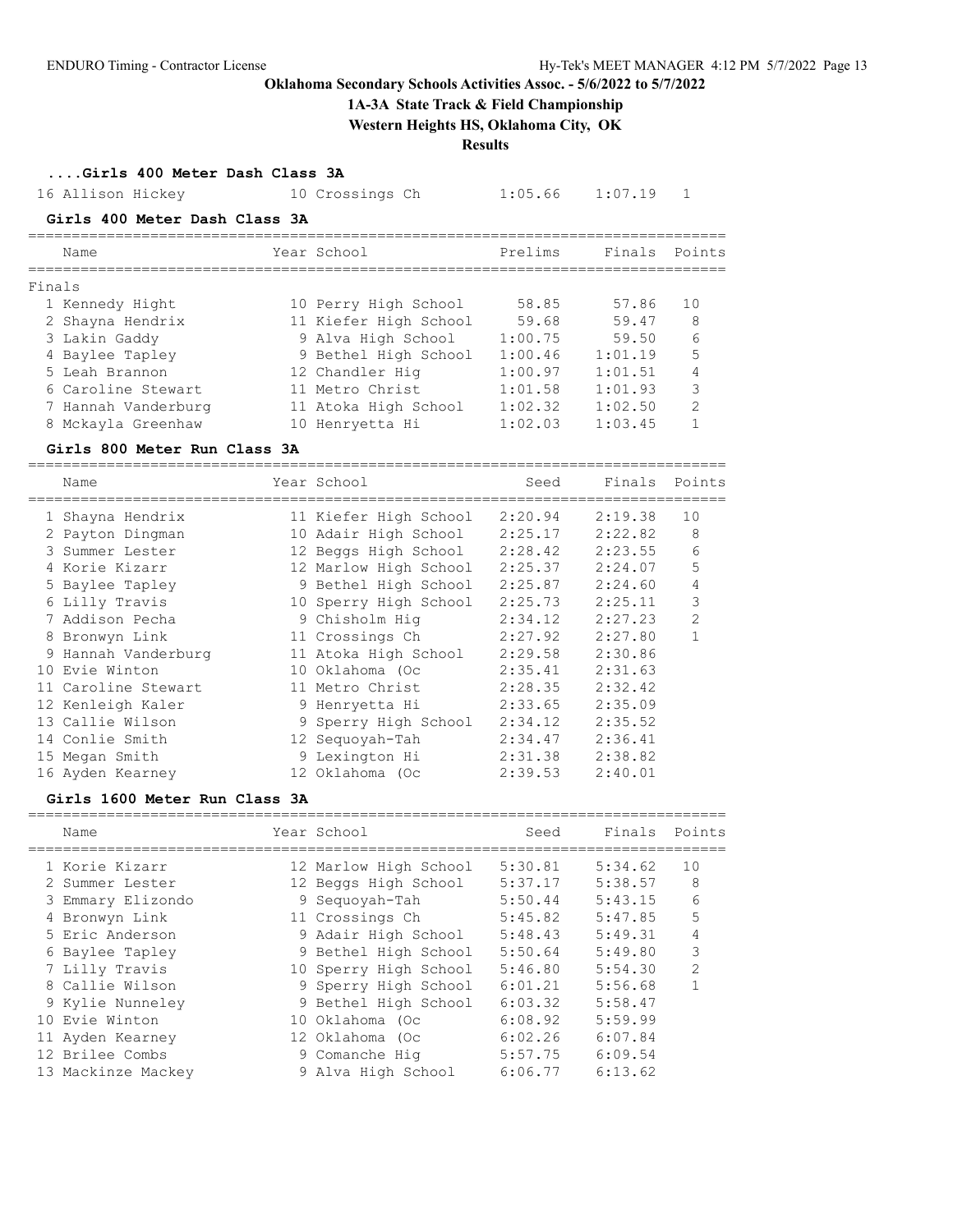# Oklahoma Secondary Schools Activities Assoc. - 5/6/2022 to 5/7/2022

## 1A-3A State Track & Field Championship

### Western Heights HS, Oklahoma City, OK

### Results

#### ....Girls 400 Meter Dash Class 3A

| | Name | Year | School | Prelims | Finals | Points |
|---|---|---|---|---|---|---|
| 16 | Allison Hickey | 10 | Crossings Ch | 1:05.66 | 1:07.19 | 1 |

#### Girls 400 Meter Dash Class 3A

Finals

| | Name | Year | School | Prelims | Finals | Points |
|---|---|---|---|---|---|---|
| 1 | Kennedy Hight | 10 | Perry High School | 58.85 | 57.86 | 10 |
| 2 | Shayna Hendrix | 11 | Kiefer High School | 59.68 | 59.47 | 8 |
| 3 | Lakin Gaddy | 9 | Alva High School | 1:00.75 | 59.50 | 6 |
| 4 | Baylee Tapley | 9 | Bethel High School | 1:00.46 | 1:01.19 | 5 |
| 5 | Leah Brannon | 12 | Chandler Hig | 1:00.97 | 1:01.51 | 4 |
| 6 | Caroline Stewart | 11 | Metro Christ | 1:01.58 | 1:01.93 | 3 |
| 7 | Hannah Vanderburg | 11 | Atoka High School | 1:02.32 | 1:02.50 | 2 |
| 8 | Mckayla Greenhaw | 10 | Henryetta Hi | 1:02.03 | 1:03.45 | 1 |

#### Girls 800 Meter Run Class 3A

| | Name | Year | School | Seed | Finals | Points |
|---|---|---|---|---|---|---|
| 1 | Shayna Hendrix | 11 | Kiefer High School | 2:20.94 | 2:19.38 | 10 |
| 2 | Payton Dingman | 10 | Adair High School | 2:25.17 | 2:22.82 | 8 |
| 3 | Summer Lester | 12 | Beggs High School | 2:28.42 | 2:23.55 | 6 |
| 4 | Korie Kizarr | 12 | Marlow High School | 2:25.37 | 2:24.07 | 5 |
| 5 | Baylee Tapley | 9 | Bethel High School | 2:25.87 | 2:24.60 | 4 |
| 6 | Lilly Travis | 10 | Sperry High School | 2:25.73 | 2:25.11 | 3 |
| 7 | Addison Pecha | 9 | Chisholm Hig | 2:34.12 | 2:27.23 | 2 |
| 8 | Bronwyn Link | 11 | Crossings Ch | 2:27.92 | 2:27.80 | 1 |
| 9 | Hannah Vanderburg | 11 | Atoka High School | 2:29.58 | 2:30.86 | |
| 10 | Evie Winton | 10 | Oklahoma (Oc | 2:35.41 | 2:31.63 | |
| 11 | Caroline Stewart | 11 | Metro Christ | 2:28.35 | 2:32.42 | |
| 12 | Kenleigh Kaler | 9 | Henryetta Hi | 2:33.65 | 2:35.09 | |
| 13 | Callie Wilson | 9 | Sperry High School | 2:34.12 | 2:35.52 | |
| 14 | Conlie Smith | 12 | Sequoyah-Tah | 2:34.47 | 2:36.41 | |
| 15 | Megan Smith | 9 | Lexington Hi | 2:31.38 | 2:38.82 | |
| 16 | Ayden Kearney | 12 | Oklahoma (Oc | 2:39.53 | 2:40.01 | |

#### Girls 1600 Meter Run Class 3A

| | Name | Year | School | Seed | Finals | Points |
|---|---|---|---|---|---|---|
| 1 | Korie Kizarr | 12 | Marlow High School | 5:30.81 | 5:34.62 | 10 |
| 2 | Summer Lester | 12 | Beggs High School | 5:37.17 | 5:38.57 | 8 |
| 3 | Emmary Elizondo | 9 | Sequoyah-Tah | 5:50.44 | 5:43.15 | 6 |
| 4 | Bronwyn Link | 11 | Crossings Ch | 5:45.82 | 5:47.85 | 5 |
| 5 | Eric Anderson | 9 | Adair High School | 5:48.43 | 5:49.31 | 4 |
| 6 | Baylee Tapley | 9 | Bethel High School | 5:50.64 | 5:49.80 | 3 |
| 7 | Lilly Travis | 10 | Sperry High School | 5:46.80 | 5:54.30 | 2 |
| 8 | Callie Wilson | 9 | Sperry High School | 6:01.21 | 5:56.68 | 1 |
| 9 | Kylie Nunneley | 9 | Bethel High School | 6:03.32 | 5:58.47 | |
| 10 | Evie Winton | 10 | Oklahoma (Oc | 6:08.92 | 5:59.99 | |
| 11 | Ayden Kearney | 12 | Oklahoma (Oc | 6:02.26 | 6:07.84 | |
| 12 | Brilee Combs | 9 | Comanche Hig | 5:57.75 | 6:09.54 | |
| 13 | Mackinze Mackey | 9 | Alva High School | 6:06.77 | 6:13.62 | |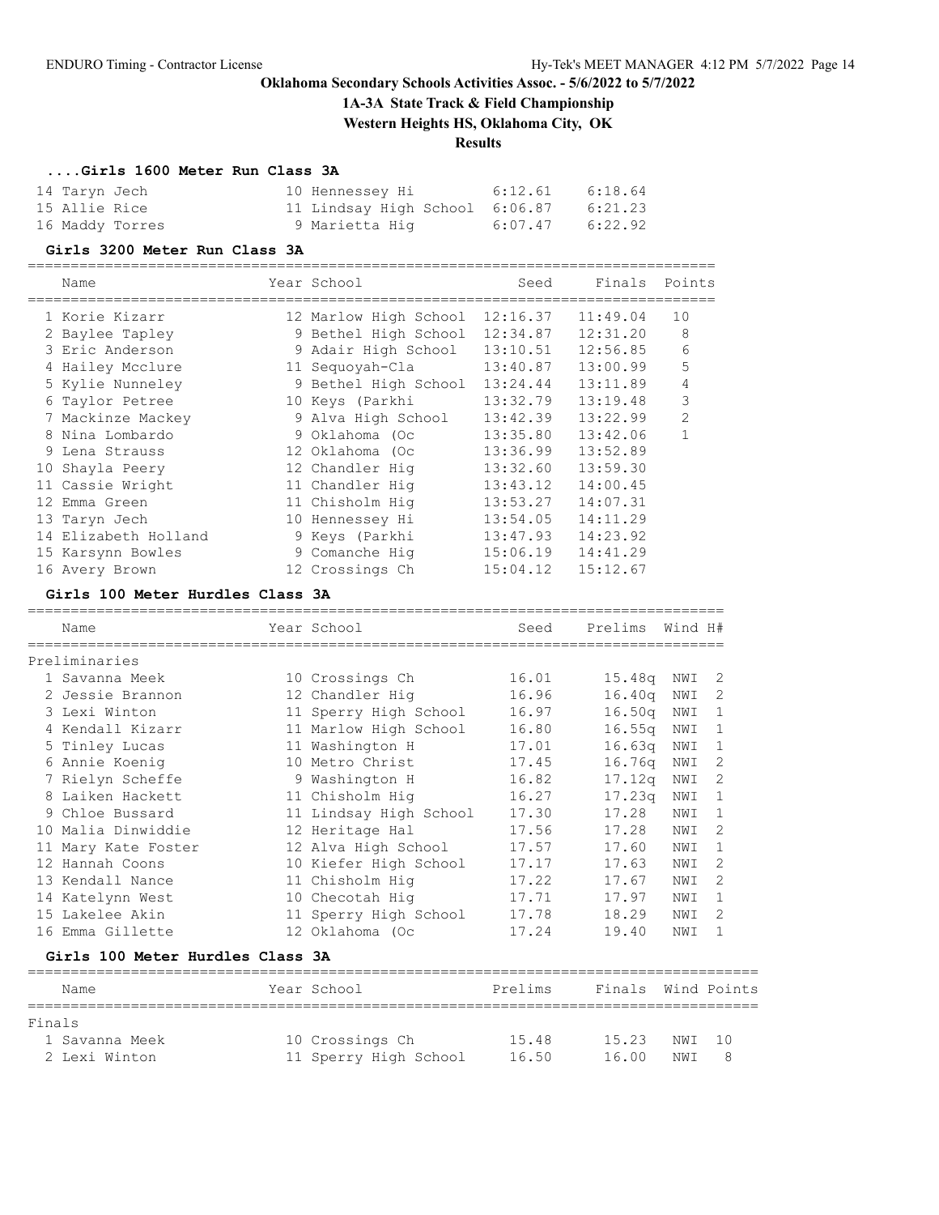# Oklahoma Secondary Schools Activities Assoc. - 5/6/2022 to 5/7/2022

## 1A-3A State Track & Field Championship

### Western Heights HS, Oklahoma City, OK

### Results

#### ....Girls 1600 Meter Run Class 3A

| Place | Name | Year | School | Seed | Finals |
|---|---|---|---|---|---|
| 14 | Taryn Jech | 10 | Hennessey Hi | 6:12.61 | 6:18.64 |
| 15 | Allie Rice | 11 | Lindsay High School | 6:06.87 | 6:21.23 |
| 16 | Maddy Torres | 9 | Marietta Hig | 6:07.47 | 6:22.92 |

#### Girls 3200 Meter Run Class 3A

| Place | Name | Year | School | Seed | Finals | Points |
|---|---|---|---|---|---|---|
| 1 | Korie Kizarr | 12 | Marlow High School | 12:16.37 | 11:49.04 | 10 |
| 2 | Baylee Tapley | 9 | Bethel High School | 12:34.87 | 12:31.20 | 8 |
| 3 | Eric Anderson | 9 | Adair High School | 13:10.51 | 12:56.85 | 6 |
| 4 | Hailey Mcclure | 11 | Sequoyah-Cla | 13:40.87 | 13:00.99 | 5 |
| 5 | Kylie Nunneley | 9 | Bethel High School | 13:24.44 | 13:11.89 | 4 |
| 6 | Taylor Petree | 10 | Keys (Parkhi | 13:32.79 | 13:19.48 | 3 |
| 7 | Mackinze Mackey | 9 | Alva High School | 13:42.39 | 13:22.99 | 2 |
| 8 | Nina Lombardo | 9 | Oklahoma (Oc | 13:35.80 | 13:42.06 | 1 |
| 9 | Lena Strauss | 12 | Oklahoma (Oc | 13:36.99 | 13:52.89 | |
| 10 | Shayla Peery | 12 | Chandler Hig | 13:32.60 | 13:59.30 | |
| 11 | Cassie Wright | 11 | Chandler Hig | 13:43.12 | 14:00.45 | |
| 12 | Emma Green | 11 | Chisholm Hig | 13:53.27 | 14:07.31 | |
| 13 | Taryn Jech | 10 | Hennessey Hi | 13:54.05 | 14:11.29 | |
| 14 | Elizabeth Holland | 9 | Keys (Parkhi | 13:47.93 | 14:23.92 | |
| 15 | Karsynn Bowles | 9 | Comanche Hig | 15:06.19 | 14:41.29 | |
| 16 | Avery Brown | 12 | Crossings Ch | 15:04.12 | 15:12.67 | |

#### Girls 100 Meter Hurdles Class 3A

Preliminaries

| Place | Name | Year | School | Seed | Prelims | Wind | H# |
|---|---|---|---|---|---|---|---|
| 1 | Savanna Meek | 10 | Crossings Ch | 16.01 | 15.48q | NWI | 2 |
| 2 | Jessie Brannon | 12 | Chandler Hig | 16.96 | 16.40q | NWI | 2 |
| 3 | Lexi Winton | 11 | Sperry High School | 16.97 | 16.50q | NWI | 1 |
| 4 | Kendall Kizarr | 11 | Marlow High School | 16.80 | 16.55q | NWI | 1 |
| 5 | Tinley Lucas | 11 | Washington H | 17.01 | 16.63q | NWI | 1 |
| 6 | Annie Koenig | 10 | Metro Christ | 17.45 | 16.76q | NWI | 2 |
| 7 | Rielyn Scheffe | 9 | Washington H | 16.82 | 17.12q | NWI | 2 |
| 8 | Laiken Hackett | 11 | Chisholm Hig | 16.27 | 17.23q | NWI | 1 |
| 9 | Chloe Bussard | 11 | Lindsay High School | 17.30 | 17.28 | NWI | 1 |
| 10 | Malia Dinwiddie | 12 | Heritage Hal | 17.56 | 17.28 | NWI | 2 |
| 11 | Mary Kate Foster | 12 | Alva High School | 17.57 | 17.60 | NWI | 1 |
| 12 | Hannah Coons | 10 | Kiefer High School | 17.17 | 17.63 | NWI | 2 |
| 13 | Kendall Nance | 11 | Chisholm Hig | 17.22 | 17.67 | NWI | 2 |
| 14 | Katelynn West | 10 | Checotah Hig | 17.71 | 17.97 | NWI | 1 |
| 15 | Lakelee Akin | 11 | Sperry High School | 17.78 | 18.29 | NWI | 2 |
| 16 | Emma Gillette | 12 | Oklahoma (Oc | 17.24 | 19.40 | NWI | 1 |

#### Girls 100 Meter Hurdles Class 3A

Finals

| Place | Name | Year | School | Prelims | Finals | Wind | Points |
|---|---|---|---|---|---|---|---|
| 1 | Savanna Meek | 10 | Crossings Ch | 15.48 | 15.23 | NWI | 10 |
| 2 | Lexi Winton | 11 | Sperry High School | 16.50 | 16.00 | NWI | 8 |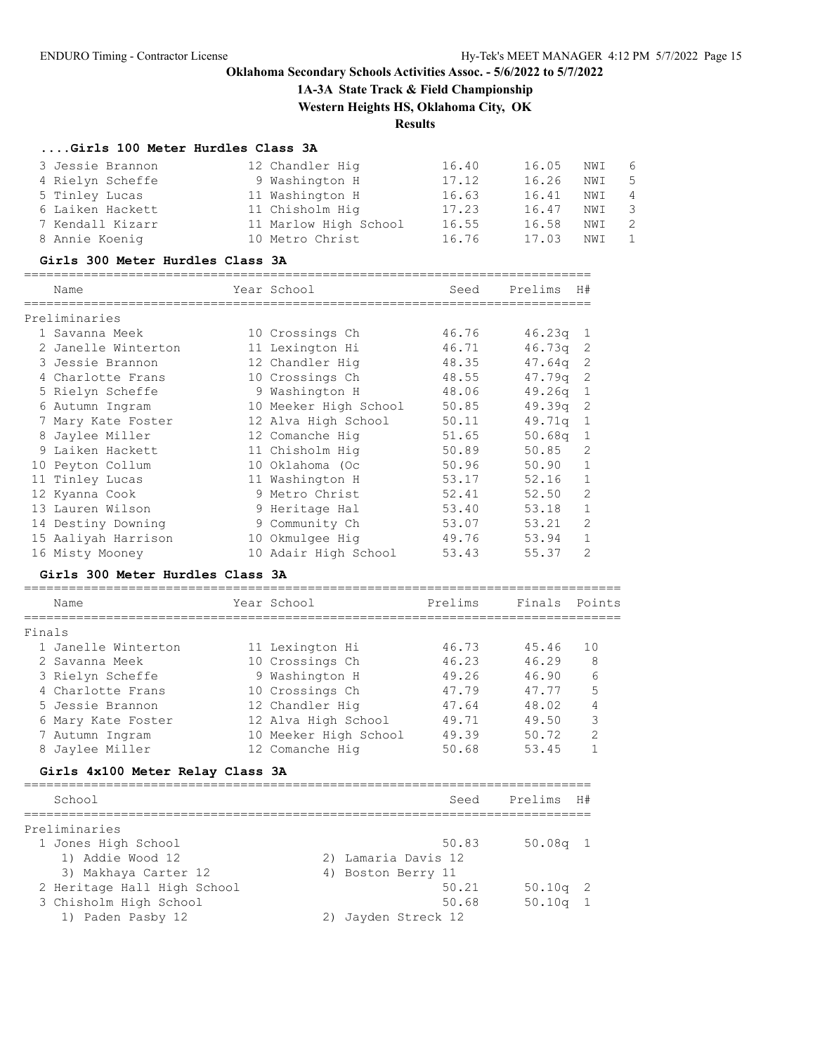# Oklahoma Secondary Schools Activities Assoc. - 5/6/2022 to 5/7/2022

## 1A-3A State Track & Field Championship

## Western Heights HS, Oklahoma City, OK

## Results

### ....Girls 100 Meter Hurdles Class 3A

| Place | Name | Year | School | Prelims | Finals | Wind | Points |
|---|---|---|---|---|---|---|---|
| 3 | Jessie Brannon | 12 | Chandler Hig | 16.40 | 16.05 | NWI | 6 |
| 4 | Rielyn Scheffe | 9 | Washington H | 17.12 | 16.26 | NWI | 5 |
| 5 | Tinley Lucas | 11 | Washington H | 16.63 | 16.41 | NWI | 4 |
| 6 | Laiken Hackett | 11 | Chisholm Hig | 17.23 | 16.47 | NWI | 3 |
| 7 | Kendall Kizarr | 11 | Marlow High School | 16.55 | 16.58 | NWI | 2 |
| 8 | Annie Koenig | 10 | Metro Christ | 16.76 | 17.03 | NWI | 1 |

### Girls 300 Meter Hurdles Class 3A

Preliminaries

| Place | Name | Year | School | Seed | Prelims | H# |
|---|---|---|---|---|---|---|
| 1 | Savanna Meek | 10 | Crossings Ch | 46.76 | 46.23q | 1 |
| 2 | Janelle Winterton | 11 | Lexington Hi | 46.71 | 46.73q | 2 |
| 3 | Jessie Brannon | 12 | Chandler Hig | 48.35 | 47.64q | 2 |
| 4 | Charlotte Frans | 10 | Crossings Ch | 48.55 | 47.79q | 2 |
| 5 | Rielyn Scheffe | 9 | Washington H | 48.06 | 49.26q | 1 |
| 6 | Autumn Ingram | 10 | Meeker High School | 50.85 | 49.39q | 2 |
| 7 | Mary Kate Foster | 12 | Alva High School | 50.11 | 49.71q | 1 |
| 8 | Jaylee Miller | 12 | Comanche Hig | 51.65 | 50.68q | 1 |
| 9 | Laiken Hackett | 11 | Chisholm Hig | 50.89 | 50.85 | 2 |
| 10 | Peyton Collum | 10 | Oklahoma (Oc | 50.96 | 50.90 | 1 |
| 11 | Tinley Lucas | 11 | Washington H | 53.17 | 52.16 | 1 |
| 12 | Kyanna Cook | 9 | Metro Christ | 52.41 | 52.50 | 2 |
| 13 | Lauren Wilson | 9 | Heritage Hal | 53.40 | 53.18 | 1 |
| 14 | Destiny Downing | 9 | Community Ch | 53.07 | 53.21 | 2 |
| 15 | Aaliyah Harrison | 10 | Okmulgee Hig | 49.76 | 53.94 | 1 |
| 16 | Misty Mooney | 10 | Adair High School | 53.43 | 55.37 | 2 |

### Girls 300 Meter Hurdles Class 3A

Finals

| Place | Name | Year | School | Prelims | Finals | Points |
|---|---|---|---|---|---|---|
| 1 | Janelle Winterton | 11 | Lexington Hi | 46.73 | 45.46 | 10 |
| 2 | Savanna Meek | 10 | Crossings Ch | 46.23 | 46.29 | 8 |
| 3 | Rielyn Scheffe | 9 | Washington H | 49.26 | 46.90 | 6 |
| 4 | Charlotte Frans | 10 | Crossings Ch | 47.79 | 47.77 | 5 |
| 5 | Jessie Brannon | 12 | Chandler Hig | 47.64 | 48.02 | 4 |
| 6 | Mary Kate Foster | 12 | Alva High School | 49.71 | 49.50 | 3 |
| 7 | Autumn Ingram | 10 | Meeker High School | 49.39 | 50.72 | 2 |
| 8 | Jaylee Miller | 12 | Comanche Hig | 50.68 | 53.45 | 1 |

### Girls 4x100 Meter Relay Class 3A

Preliminaries

| Place | School | Seed | Prelims | H# |
|---|---|---|---|---|
| 1 | Jones High School | 50.83 | 50.08q | 1 |
| | 1) Addie Wood 12; 2) Lamaria Davis 12; 3) Makhaya Carter 12; 4) Boston Berry 11 | | | |
| 2 | Heritage Hall High School | 50.21 | 50.10q | 2 |
| 3 | Chisholm High School | 50.68 | 50.10q | 1 |
| | 1) Paden Pasby 12; 2) Jayden Streck 12 | | | |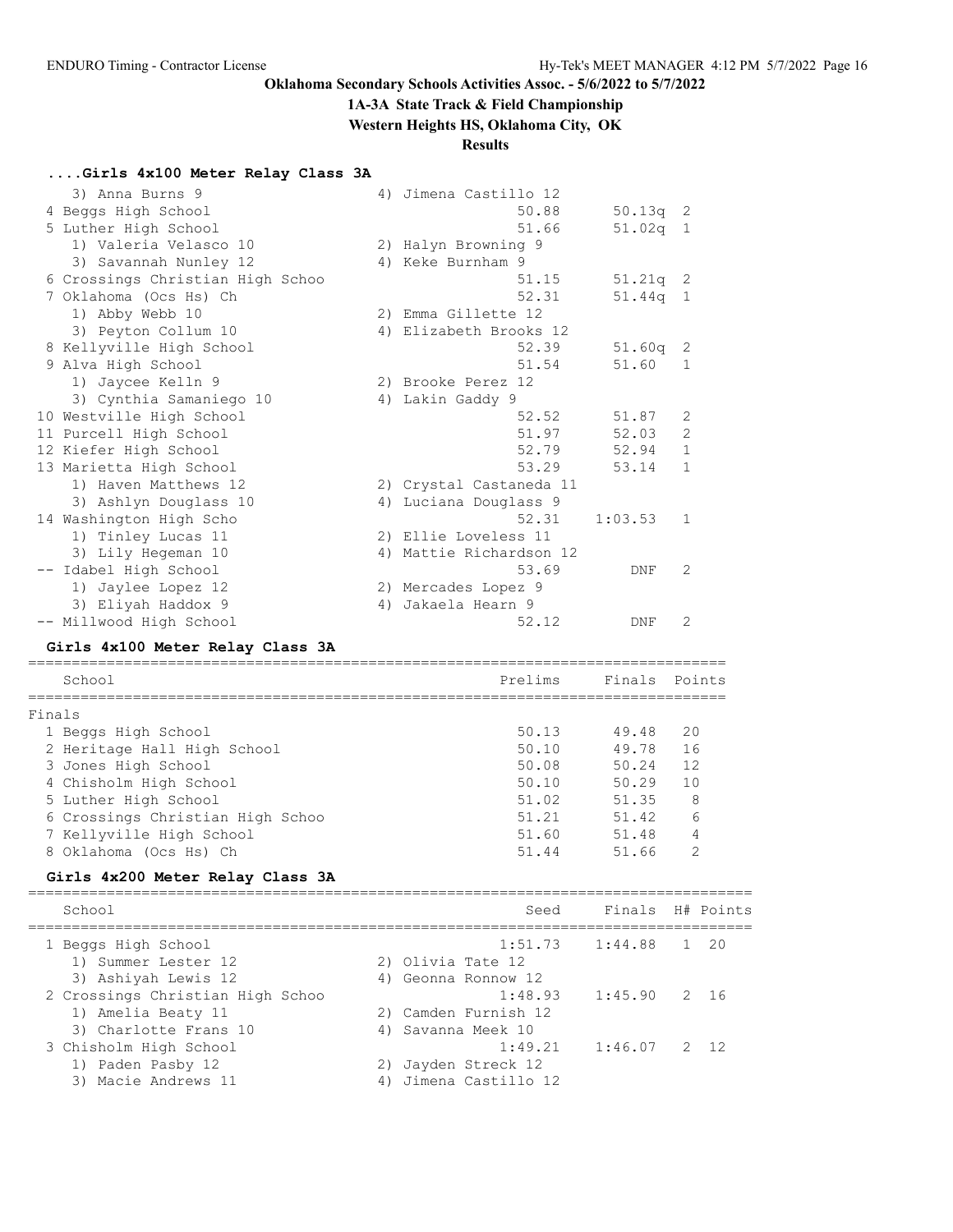Oklahoma Secondary Schools Activities Assoc. - 5/6/2022 to 5/7/2022

1A-3A State Track & Field Championship

Western Heights HS, Oklahoma City, OK

Results

### ....Girls 4x100 Meter Relay Class 3A

| Place | School | Seed | Prelims | H# |
|---|---|---|---|---|
| | 3) Anna Burns 9 | 4) Jimena Castillo 12 | | |
| 4 | Beggs High School | 50.88 | 50.13q | 2 |
| 5 | Luther High School | 51.66 | 51.02q | 1 |
| | 1) Valeria Velasco 10 | 2) Halyn Browning 9 | | |
| | 3) Savannah Nunley 12 | 4) Keke Burnham 9 | | |
| 6 | Crossings Christian High Schoo | 51.15 | 51.21q | 2 |
| 7 | Oklahoma (Ocs Hs) Ch | 52.31 | 51.44q | 1 |
| | 1) Abby Webb 10 | 2) Emma Gillette 12 | | |
| | 3) Peyton Collum 10 | 4) Elizabeth Brooks 12 | | |
| 8 | Kellyville High School | 52.39 | 51.60q | 2 |
| 9 | Alva High School | 51.54 | 51.60 | 1 |
| | 1) Jaycee Kelln 9 | 2) Brooke Perez 12 | | |
| | 3) Cynthia Samaniego 10 | 4) Lakin Gaddy 9 | | |
| 10 | Westville High School | 52.52 | 51.87 | 2 |
| 11 | Purcell High School | 51.97 | 52.03 | 2 |
| 12 | Kiefer High School | 52.79 | 52.94 | 1 |
| 13 | Marietta High School | 53.29 | 53.14 | 1 |
| | 1) Haven Matthews 12 | 2) Crystal Castaneda 11 | | |
| | 3) Ashlyn Douglass 10 | 4) Luciana Douglass 9 | | |
| 14 | Washington High Scho | 52.31 | 1:03.53 | 1 |
| | 1) Tinley Lucas 11 | 2) Ellie Loveless 11 | | |
| | 3) Lily Hegeman 10 | 4) Mattie Richardson 12 | | |
| -- | Idabel High School | 53.69 | DNF | 2 |
| | 1) Jaylee Lopez 12 | 2) Mercades Lopez 9 | | |
| | 3) Eliyah Haddox 9 | 4) Jakaela Hearn 9 | | |
| -- | Millwood High School | 52.12 | DNF | 2 |

### Girls 4x100 Meter Relay Class 3A

Finals

| Place | School | Prelims | Finals | Points |
|---|---|---|---|---|
| 1 | Beggs High School | 50.13 | 49.48 | 20 |
| 2 | Heritage Hall High School | 50.10 | 49.78 | 16 |
| 3 | Jones High School | 50.08 | 50.24 | 12 |
| 4 | Chisholm High School | 50.10 | 50.29 | 10 |
| 5 | Luther High School | 51.02 | 51.35 | 8 |
| 6 | Crossings Christian High Schoo | 51.21 | 51.42 | 6 |
| 7 | Kellyville High School | 51.60 | 51.48 | 4 |
| 8 | Oklahoma (Ocs Hs) Ch | 51.44 | 51.66 | 2 |

### Girls 4x200 Meter Relay Class 3A

| Place | School | Seed | Finals | H# | Points |
|---|---|---|---|---|---|
| 1 | Beggs High School | 1:51.73 | 1:44.88 | 1 | 20 |
| | 1) Summer Lester 12 | 2) Olivia Tate 12 | | | |
| | 3) Ashiyah Lewis 12 | 4) Geonna Ronnow 12 | | | |
| 2 | Crossings Christian High Schoo | 1:48.93 | 1:45.90 | 2 | 16 |
| | 1) Amelia Beaty 11 | 2) Camden Furnish 12 | | | |
| | 3) Charlotte Frans 10 | 4) Savanna Meek 10 | | | |
| 3 | Chisholm High School | 1:49.21 | 1:46.07 | 2 | 12 |
| | 1) Paden Pasby 12 | 2) Jayden Streck 12 | | | |
| | 3) Macie Andrews 11 | 4) Jimena Castillo 12 | | | |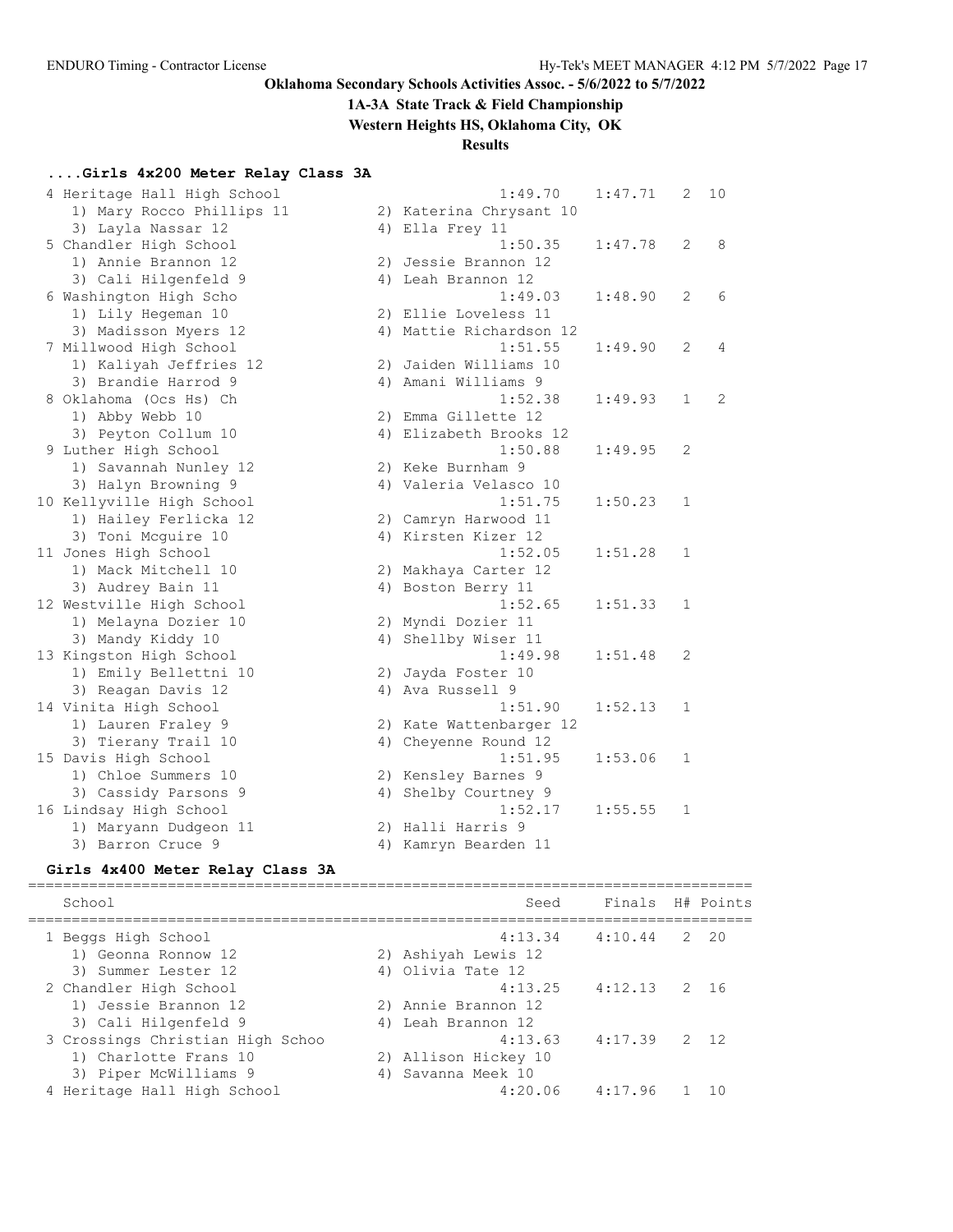**Oklahoma Secondary Schools Activities Assoc. - 5/6/2022 to 5/7/2022**

**1A-3A State Track & Field Championship**

**Western Heights HS, Oklahoma City, OK**

**Results**

### ....Girls 4x200 Meter Relay Class 3A

| Place | School | Seed | Finals | H# | Points |
|---|---|---|---|---|---|
| 4 | Heritage Hall High School | 1:49.70 | 1:47.71 | 2 | 10 |
| | 1) Mary Rocco Phillips 11; 2) Katerina Chrysant 10; 3) Layla Nassar 12; 4) Ella Frey 11 | | | | |
| 5 | Chandler High School | 1:50.35 | 1:47.78 | 2 | 8 |
| | 1) Annie Brannon 12; 2) Jessie Brannon 12; 3) Cali Hilgenfeld 9; 4) Leah Brannon 12 | | | | |
| 6 | Washington High Scho | 1:49.03 | 1:48.90 | 2 | 6 |
| | 1) Lily Hegeman 10; 2) Ellie Loveless 11; 3) Madisson Myers 12; 4) Mattie Richardson 12 | | | | |
| 7 | Millwood High School | 1:51.55 | 1:49.90 | 2 | 4 |
| | 1) Kaliyah Jeffries 12; 2) Jaiden Williams 10; 3) Brandie Harrod 9; 4) Amani Williams 9 | | | | |
| 8 | Oklahoma (Ocs Hs) Ch | 1:52.38 | 1:49.93 | 1 | 2 |
| | 1) Abby Webb 10; 2) Emma Gillette 12; 3) Peyton Collum 10; 4) Elizabeth Brooks 12 | | | | |
| 9 | Luther High School | 1:50.88 | 1:49.95 | 2 | |
| | 1) Savannah Nunley 12; 2) Keke Burnham 9; 3) Halyn Browning 9; 4) Valeria Velasco 10 | | | | |
| 10 | Kellyville High School | 1:51.75 | 1:50.23 | 1 | |
| | 1) Hailey Ferlicka 12; 2) Camryn Harwood 11; 3) Toni Mcguire 10; 4) Kirsten Kizer 12 | | | | |
| 11 | Jones High School | 1:52.05 | 1:51.28 | 1 | |
| | 1) Mack Mitchell 10; 2) Makhaya Carter 12; 3) Audrey Bain 11; 4) Boston Berry 11 | | | | |
| 12 | Westville High School | 1:52.65 | 1:51.33 | 1 | |
| | 1) Melayna Dozier 10; 2) Myndi Dozier 11; 3) Mandy Kiddy 10; 4) Shellby Wiser 11 | | | | |
| 13 | Kingston High School | 1:49.98 | 1:51.48 | 2 | |
| | 1) Emily Bellettni 10; 2) Jayda Foster 10; 3) Reagan Davis 12; 4) Ava Russell 9 | | | | |
| 14 | Vinita High School | 1:51.90 | 1:52.13 | 1 | |
| | 1) Lauren Fraley 9; 2) Kate Wattenbarger 12; 3) Tierany Trail 10; 4) Cheyenne Round 12 | | | | |
| 15 | Davis High School | 1:51.95 | 1:53.06 | 1 | |
| | 1) Chloe Summers 10; 2) Kensley Barnes 9; 3) Cassidy Parsons 9; 4) Shelby Courtney 9 | | | | |
| 16 | Lindsay High School | 1:52.17 | 1:55.55 | 1 | |
| | 1) Maryann Dudgeon 11; 2) Halli Harris 9; 3) Barron Cruce 9; 4) Kamryn Bearden 11 | | | | |

### Girls 4x400 Meter Relay Class 3A

| Place | School | Seed | Finals | H# | Points |
|---|---|---|---|---|---|
| 1 | Beggs High School | 4:13.34 | 4:10.44 | 2 | 20 |
| | 1) Geonna Ronnow 12; 2) Ashiyah Lewis 12; 3) Summer Lester 12; 4) Olivia Tate 12 | | | | |
| 2 | Chandler High School | 4:13.25 | 4:12.13 | 2 | 16 |
| | 1) Jessie Brannon 12; 2) Annie Brannon 12; 3) Cali Hilgenfeld 9; 4) Leah Brannon 12 | | | | |
| 3 | Crossings Christian High Schoo | 4:13.63 | 4:17.39 | 2 | 12 |
| | 1) Charlotte Frans 10; 2) Allison Hickey 10; 3) Piper McWilliams 9; 4) Savanna Meek 10 | | | | |
| 4 | Heritage Hall High School | 4:20.06 | 4:17.96 | 1 | 10 |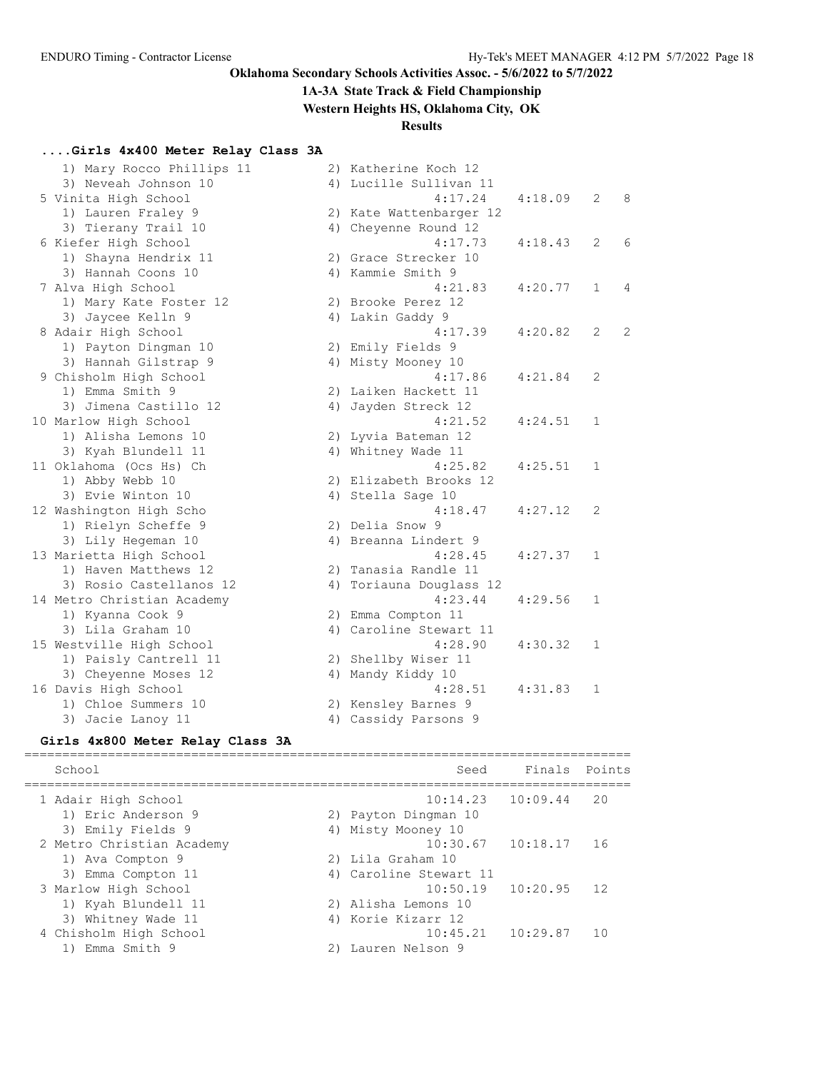# Oklahoma Secondary Schools Activities Assoc. - 5/6/2022 to 5/7/2022

## 1A-3A State Track & Field Championship

### Western Heights HS, Oklahoma City, OK

### Results

#### ....Girls 4x400 Meter Relay Class 3A

```
    1) Mary Rocco Phillips 11          2) Katherine Koch 12
    3) Neveah Johnson 10               4) Lucille Sullivan 11
  5 Vinita High School                          4:17.24    4:18.09   2    8
    1) Lauren Fraley 9                 2) Kate Wattenbarger 12
    3) Tierany Trail 10                4) Cheyenne Round 12
  6 Kiefer High School                          4:17.73    4:18.43   2    6
    1) Shayna Hendrix 11               2) Grace Strecker 10
    3) Hannah Coons 10                 4) Kammie Smith 9
  7 Alva High School                            4:21.83    4:20.77   1    4
    1) Mary Kate Foster 12             2) Brooke Perez 12
    3) Jaycee Kelln 9                  4) Lakin Gaddy 9
  8 Adair High School                           4:17.39    4:20.82   2    2
    1) Payton Dingman 10               2) Emily Fields 9
    3) Hannah Gilstrap 9               4) Misty Mooney 10
  9 Chisholm High School                        4:17.86    4:21.84   2
    1) Emma Smith 9                    2) Laiken Hackett 11
    3) Jimena Castillo 12              4) Jayden Streck 12
 10 Marlow High School                          4:21.52    4:24.51   1
    1) Alisha Lemons 10                2) Lyvia Bateman 12
    3) Kyah Blundell 11                4) Whitney Wade 11
 11 Oklahoma (Ocs Hs) Ch                        4:25.82    4:25.51   1
    1) Abby Webb 10                    2) Elizabeth Brooks 12
    3) Evie Winton 10                  4) Stella Sage 10
 12 Washington High Scho                        4:18.47    4:27.12   2
    1) Rielyn Scheffe 9                2) Delia Snow 9
    3) Lily Hegeman 10                 4) Breanna Lindert 9
 13 Marietta High School                        4:28.45    4:27.37   1
    1) Haven Matthews 12               2) Tanasia Randle 11
    3) Rosio Castellanos 12            4) Toriauna Douglass 12
 14 Metro Christian Academy                     4:23.44    4:29.56   1
    1) Kyanna Cook 9                   2) Emma Compton 11
    3) Lila Graham 10                  4) Caroline Stewart 11
 15 Westville High School                       4:28.90    4:30.32   1
    1) Paisly Cantrell 11              2) Shellby Wiser 11
    3) Cheyenne Moses 12               4) Mandy Kiddy 10
 16 Davis High School                           4:28.51    4:31.83   1
    1) Chloe Summers 10                2) Kensley Barnes 9
    3) Jacie Lanoy 11                  4) Cassidy Parsons 9
```

#### Girls 4x800 Meter Relay Class 3A

```
=================================================================================
    School                                          Seed     Finals  Points
=================================================================================
  1 Adair High School                           10:14.23   10:09.44   20
    1) Eric Anderson 9                 2) Payton Dingman 10
    3) Emily Fields 9                  4) Misty Mooney 10
  2 Metro Christian Academy                     10:30.67   10:18.17   16
    1) Ava Compton 9                   2) Lila Graham 10
    3) Emma Compton 11                 4) Caroline Stewart 11
  3 Marlow High School                          10:50.19   10:20.95   12
    1) Kyah Blundell 11                2) Alisha Lemons 10
    3) Whitney Wade 11                 4) Korie Kizarr 12
  4 Chisholm High School                        10:45.21   10:29.87   10
    1) Emma Smith 9                    2) Lauren Nelson 9
```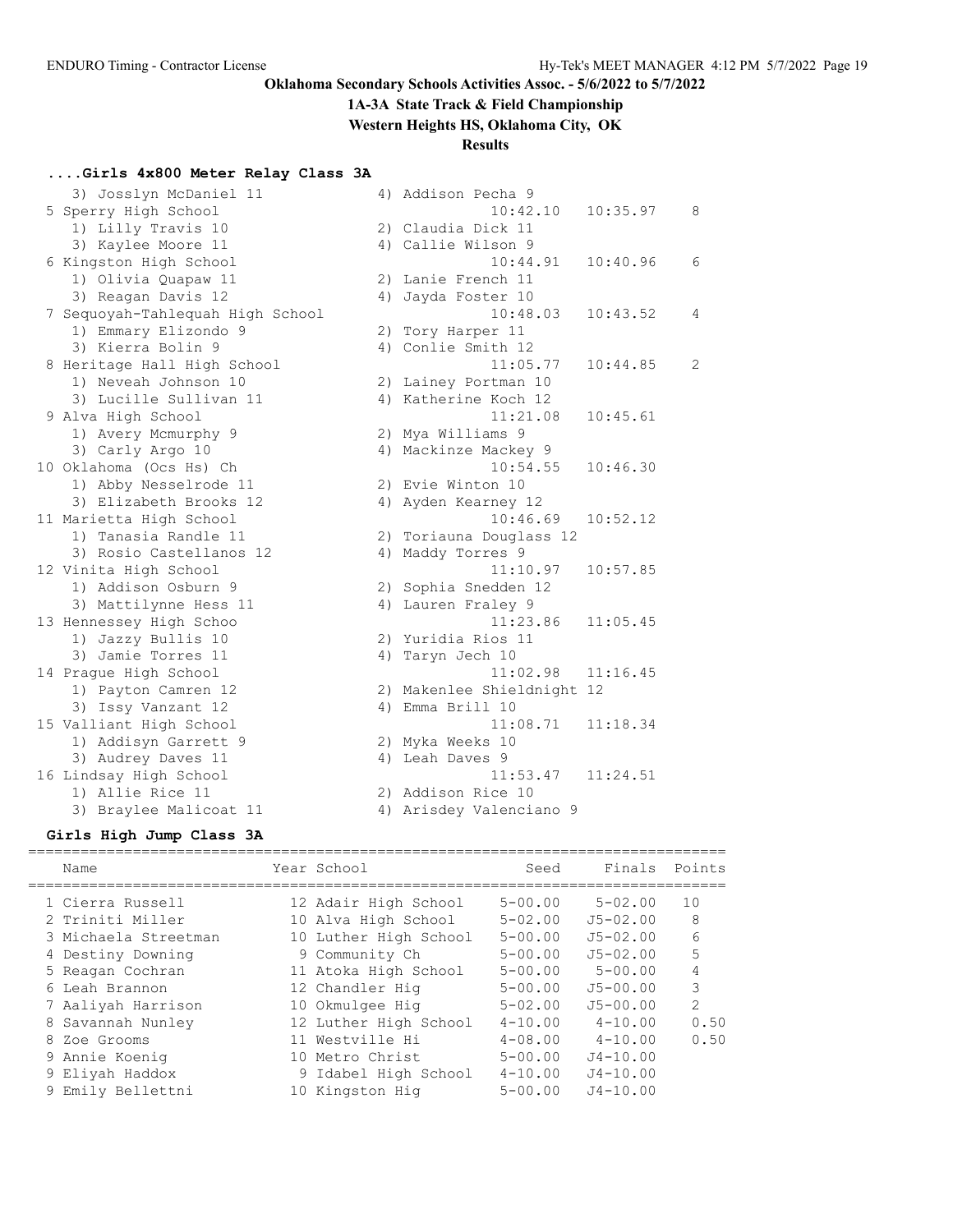**Oklahoma Secondary Schools Activities Assoc. - 5/6/2022 to 5/7/2022**

**1A-3A State Track & Field Championship**

**Western Heights HS, Oklahoma City, OK**

**Results**

### ....Girls 4x800 Meter Relay Class 3A

```
   3) Josslyn McDaniel 11             4) Addison Pecha 9
 5 Sperry High School                            10:42.10   10:35.97    8
   1) Lilly Travis 10                 2) Claudia Dick 11
   3) Kaylee Moore 11                 4) Callie Wilson 9
 6 Kingston High School                          10:44.91   10:40.96    6
   1) Olivia Quapaw 11                2) Lanie French 11
   3) Reagan Davis 12                 4) Jayda Foster 10
 7 Sequoyah-Tahlequah High School                10:48.03   10:43.52    4
   1) Emmary Elizondo 9               2) Tory Harper 11
   3) Kierra Bolin 9                  4) Conlie Smith 12
 8 Heritage Hall High School                     11:05.77   10:44.85    2
   1) Neveah Johnson 10               2) Lainey Portman 10
   3) Lucille Sullivan 11             4) Katherine Koch 12
 9 Alva High School                              11:21.08   10:45.61
   1) Avery Mcmurphy 9                2) Mya Williams 9
   3) Carly Argo 10                   4) Mackinze Mackey 9
10 Oklahoma (Ocs Hs) Ch                          10:54.55   10:46.30
   1) Abby Nesselrode 11              2) Evie Winton 10
   3) Elizabeth Brooks 12             4) Ayden Kearney 12
11 Marietta High School                          10:46.69   10:52.12
   1) Tanasia Randle 11               2) Toriauna Douglass 12
   3) Rosio Castellanos 12            4) Maddy Torres 9
12 Vinita High School                            11:10.97   10:57.85
   1) Addison Osburn 9                2) Sophia Snedden 12
   3) Mattilynne Hess 11              4) Lauren Fraley 9
13 Hennessey High Schoo                          11:23.86   11:05.45
   1) Jazzy Bullis 10                 2) Yuridia Rios 11
   3) Jamie Torres 11                 4) Taryn Jech 10
14 Prague High School                            11:02.98   11:16.45
   1) Payton Camren 12                2) Makenlee Shieldnight 12
   3) Issy Vanzant 12                 4) Emma Brill 10
15 Valliant High School                          11:08.71   11:18.34
   1) Addisyn Garrett 9               2) Myka Weeks 10
   3) Audrey Daves 11                 4) Leah Daves 9
16 Lindsay High School                           11:53.47   11:24.51
   1) Allie Rice 11                   2) Addison Rice 10
   3) Braylee Malicoat 11             4) Arisdey Valenciano 9
```

### Girls High Jump Class 3A

| | Name | Year | School | Seed | Finals | Points |
|---|---|---|---|---|---|---|
| 1 | Cierra Russell | 12 | Adair High School | 5-00.00 | 5-02.00 | 10 |
| 2 | Triniti Miller | 10 | Alva High School | 5-02.00 | J5-02.00 | 8 |
| 3 | Michaela Streetman | 10 | Luther High School | 5-00.00 | J5-02.00 | 6 |
| 4 | Destiny Downing | 9 | Community Ch | 5-00.00 | J5-02.00 | 5 |
| 5 | Reagan Cochran | 11 | Atoka High School | 5-00.00 | 5-00.00 | 4 |
| 6 | Leah Brannon | 12 | Chandler Hig | 5-00.00 | J5-00.00 | 3 |
| 7 | Aaliyah Harrison | 10 | Okmulgee Hig | 5-02.00 | J5-00.00 | 2 |
| 8 | Savannah Nunley | 12 | Luther High School | 4-10.00 | 4-10.00 | 0.50 |
| 8 | Zoe Grooms | 11 | Westville Hi | 4-08.00 | 4-10.00 | 0.50 |
| 9 | Annie Koenig | 10 | Metro Christ | 5-00.00 | J4-10.00 | |
| 9 | Eliyah Haddox | 9 | Idabel High School | 4-10.00 | J4-10.00 | |
| 9 | Emily Bellettni | 10 | Kingston Hig | 5-00.00 | J4-10.00 | |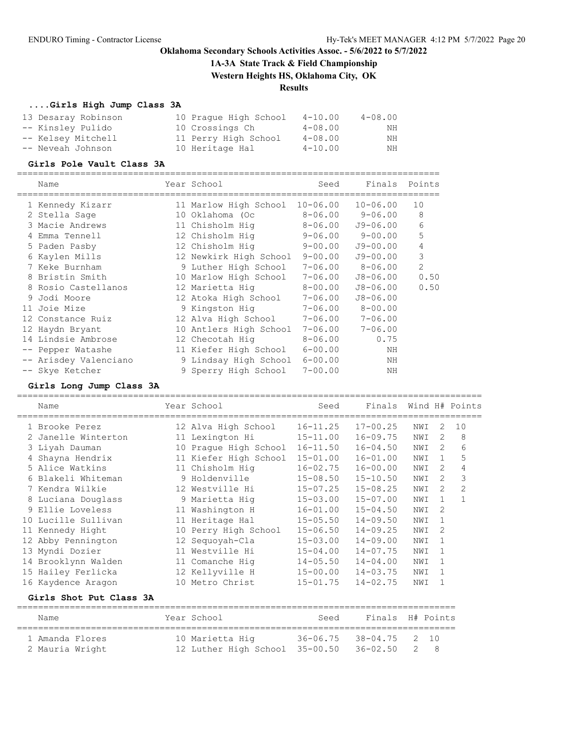# Oklahoma Secondary Schools Activities Assoc. - 5/6/2022 to 5/7/2022

## 1A-3A State Track & Field Championship

### Western Heights HS, Oklahoma City, OK

### Results

#### ....Girls High Jump Class 3A

| Place | Name | Year | School | Seed | Finals |
|---|---|---|---|---|---|
| 13 | Desaray Robinson | 10 | Prague High School | 4-10.00 | 4-08.00 |
| -- | Kinsley Pulido | 10 | Crossings Ch | 4-08.00 | NH |
| -- | Kelsey Mitchell | 11 | Perry High School | 4-08.00 | NH |
| -- | Neveah Johnson | 10 | Heritage Hal | 4-10.00 | NH |

#### Girls Pole Vault Class 3A

| Place | Name | Year | School | Seed | Finals | Points |
|---|---|---|---|---|---|---|
| 1 | Kennedy Kizarr | 11 | Marlow High School | 10-06.00 | 10-06.00 | 10 |
| 2 | Stella Sage | 10 | Oklahoma (Oc | 8-06.00 | 9-06.00 | 8 |
| 3 | Macie Andrews | 11 | Chisholm Hig | 8-06.00 | J9-06.00 | 6 |
| 4 | Emma Tennell | 12 | Chisholm Hig | 9-06.00 | 9-00.00 | 5 |
| 5 | Paden Pasby | 12 | Chisholm Hig | 9-00.00 | J9-00.00 | 4 |
| 6 | Kaylen Mills | 12 | Newkirk High School | 9-00.00 | J9-00.00 | 3 |
| 7 | Keke Burnham | 9 | Luther High School | 7-06.00 | 8-06.00 | 2 |
| 8 | Bristin Smith | 10 | Marlow High School | 7-06.00 | J8-06.00 | 0.50 |
| 8 | Rosio Castellanos | 12 | Marietta Hig | 8-00.00 | J8-06.00 | 0.50 |
| 9 | Jodi Moore | 12 | Atoka High School | 7-06.00 | J8-06.00 | |
| 11 | Joie Mize | 9 | Kingston Hig | 7-06.00 | 8-00.00 | |
| 12 | Constance Ruiz | 12 | Alva High School | 7-06.00 | 7-06.00 | |
| 12 | Haydn Bryant | 10 | Antlers High School | 7-06.00 | 7-06.00 | |
| 14 | Lindsie Ambrose | 12 | Checotah Hig | 8-06.00 | 0.75 | |
| -- | Pepper Watashe | 11 | Kiefer High School | 6-00.00 | NH | |
| -- | Arisdey Valenciano | 9 | Lindsay High School | 6-00.00 | NH | |
| -- | Skye Ketcher | 9 | Sperry High School | 7-00.00 | NH | |

#### Girls Long Jump Class 3A

| Place | Name | Year | School | Seed | Finals | Wind | H# | Points |
|---|---|---|---|---|---|---|---|---|
| 1 | Brooke Perez | 12 | Alva High School | 16-11.25 | 17-00.25 | NWI | 2 | 10 |
| 2 | Janelle Winterton | 11 | Lexington Hi | 15-11.00 | 16-09.75 | NWI | 2 | 8 |
| 3 | Liyah Dauman | 10 | Prague High School | 16-11.50 | 16-04.50 | NWI | 2 | 6 |
| 4 | Shayna Hendrix | 11 | Kiefer High School | 15-01.00 | 16-01.00 | NWI | 1 | 5 |
| 5 | Alice Watkins | 11 | Chisholm Hig | 16-02.75 | 16-00.00 | NWI | 2 | 4 |
| 6 | Blakeli Whiteman | 9 | Holdenville | 15-08.50 | 15-10.50 | NWI | 2 | 3 |
| 7 | Kendra Wilkie | 12 | Westville Hi | 15-07.25 | 15-08.25 | NWI | 2 | 2 |
| 8 | Luciana Douglass | 9 | Marietta Hig | 15-03.00 | 15-07.00 | NWI | 1 | 1 |
| 9 | Ellie Loveless | 11 | Washington H | 16-01.00 | 15-04.50 | NWI | 2 | |
| 10 | Lucille Sullivan | 11 | Heritage Hal | 15-05.50 | 14-09.50 | NWI | 1 | |
| 11 | Kennedy Hight | 10 | Perry High School | 15-06.50 | 14-09.25 | NWI | 2 | |
| 12 | Abby Pennington | 12 | Sequoyah-Cla | 15-03.00 | 14-09.00 | NWI | 1 | |
| 13 | Myndi Dozier | 11 | Westville Hi | 15-04.00 | 14-07.75 | NWI | 1 | |
| 14 | Brooklynn Walden | 11 | Comanche Hig | 14-05.50 | 14-04.00 | NWI | 1 | |
| 15 | Hailey Ferlicka | 12 | Kellyville H | 15-00.00 | 14-03.75 | NWI | 1 | |
| 16 | Kaydence Aragon | 10 | Metro Christ | 15-01.75 | 14-02.75 | NWI | 1 | |

#### Girls Shot Put Class 3A

| Place | Name | Year | School | Seed | Finals | H# | Points |
|---|---|---|---|---|---|---|---|
| 1 | Amanda Flores | 10 | Marietta Hig | 36-06.75 | 38-04.75 | 2 | 10 |
| 2 | Mauria Wright | 12 | Luther High School | 35-00.50 | 36-02.50 | 2 | 8 |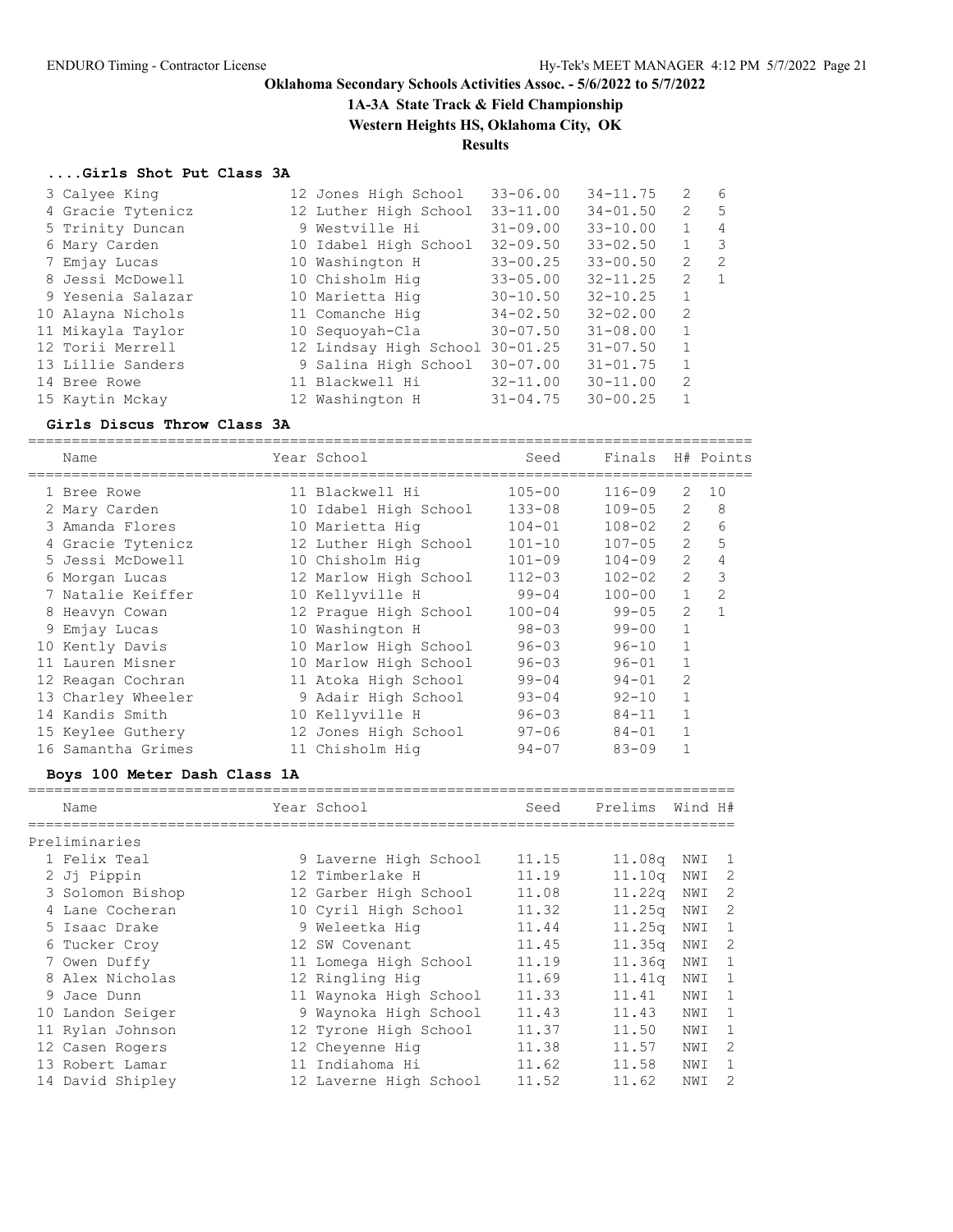# Oklahoma Secondary Schools Activities Assoc. - 5/6/2022 to 5/7/2022

## 1A-3A State Track & Field Championship

### Western Heights HS, Oklahoma City, OK

### Results

#### ....Girls Shot Put Class 3A

| Place | Name | Year | School | Seed | Finals | H# | Points |
|---|---|---|---|---|---|---|---|
| 3 | Calyee King | 12 | Jones High School | 33-06.00 | 34-11.75 | 2 | 6 |
| 4 | Gracie Tytenicz | 12 | Luther High School | 33-11.00 | 34-01.50 | 2 | 5 |
| 5 | Trinity Duncan | 9 | Westville Hi | 31-09.00 | 33-10.00 | 1 | 4 |
| 6 | Mary Carden | 10 | Idabel High School | 32-09.50 | 33-02.50 | 1 | 3 |
| 7 | Emjay Lucas | 10 | Washington H | 33-00.25 | 33-00.50 | 2 | 2 |
| 8 | Jessi McDowell | 10 | Chisholm Hig | 33-05.00 | 32-11.25 | 2 | 1 |
| 9 | Yesenia Salazar | 10 | Marietta Hig | 30-10.50 | 32-10.25 | 1 | |
| 10 | Alayna Nichols | 11 | Comanche Hig | 34-02.50 | 32-02.00 | 2 | |
| 11 | Mikayla Taylor | 10 | Sequoyah-Cla | 30-07.50 | 31-08.00 | 1 | |
| 12 | Torii Merrell | 12 | Lindsay High School | 30-01.25 | 31-07.50 | 1 | |
| 13 | Lillie Sanders | 9 | Salina High School | 30-07.00 | 31-01.75 | 1 | |
| 14 | Bree Rowe | 11 | Blackwell Hi | 32-11.00 | 30-11.00 | 2 | |
| 15 | Kaytin Mckay | 12 | Washington H | 31-04.75 | 30-00.25 | 1 | |

#### Girls Discus Throw Class 3A

| Place | Name | Year | School | Seed | Finals | H# | Points |
|---|---|---|---|---|---|---|---|
| 1 | Bree Rowe | 11 | Blackwell Hi | 105-00 | 116-09 | 2 | 10 |
| 2 | Mary Carden | 10 | Idabel High School | 133-08 | 109-05 | 2 | 8 |
| 3 | Amanda Flores | 10 | Marietta Hig | 104-01 | 108-02 | 2 | 6 |
| 4 | Gracie Tytenicz | 12 | Luther High School | 101-10 | 107-05 | 2 | 5 |
| 5 | Jessi McDowell | 10 | Chisholm Hig | 101-09 | 104-09 | 2 | 4 |
| 6 | Morgan Lucas | 12 | Marlow High School | 112-03 | 102-02 | 2 | 3 |
| 7 | Natalie Keiffer | 10 | Kellyville H | 99-04 | 100-00 | 1 | 2 |
| 8 | Heavyn Cowan | 12 | Prague High School | 100-04 | 99-05 | 2 | 1 |
| 9 | Emjay Lucas | 10 | Washington H | 98-03 | 99-00 | 1 | |
| 10 | Kently Davis | 10 | Marlow High School | 96-03 | 96-10 | 1 | |
| 11 | Lauren Misner | 10 | Marlow High School | 96-03 | 96-01 | 1 | |
| 12 | Reagan Cochran | 11 | Atoka High School | 99-04 | 94-01 | 2 | |
| 13 | Charley Wheeler | 9 | Adair High School | 93-04 | 92-10 | 1 | |
| 14 | Kandis Smith | 10 | Kellyville H | 96-03 | 84-11 | 1 | |
| 15 | Keylee Guthery | 12 | Jones High School | 97-06 | 84-01 | 1 | |
| 16 | Samantha Grimes | 11 | Chisholm Hig | 94-07 | 83-09 | 1 | |

#### Boys 100 Meter Dash Class 1A

Preliminaries

| Place | Name | Year | School | Seed | Prelims | Wind | H# |
|---|---|---|---|---|---|---|---|
| 1 | Felix Teal | 9 | Laverne High School | 11.15 | 11.08q | NWI | 1 |
| 2 | Jj Pippin | 12 | Timberlake H | 11.19 | 11.10q | NWI | 2 |
| 3 | Solomon Bishop | 12 | Garber High School | 11.08 | 11.22q | NWI | 2 |
| 4 | Lane Cocheran | 10 | Cyril High School | 11.32 | 11.25q | NWI | 2 |
| 5 | Isaac Drake | 9 | Weleetka Hig | 11.44 | 11.25q | NWI | 1 |
| 6 | Tucker Croy | 12 | SW Covenant | 11.45 | 11.35q | NWI | 2 |
| 7 | Owen Duffy | 11 | Lomega High School | 11.19 | 11.36q | NWI | 1 |
| 8 | Alex Nicholas | 12 | Ringling Hig | 11.69 | 11.41q | NWI | 1 |
| 9 | Jace Dunn | 11 | Waynoka High School | 11.33 | 11.41 | NWI | 1 |
| 10 | Landon Seiger | 9 | Waynoka High School | 11.43 | 11.43 | NWI | 1 |
| 11 | Rylan Johnson | 12 | Tyrone High School | 11.37 | 11.50 | NWI | 1 |
| 12 | Casen Rogers | 12 | Cheyenne Hig | 11.38 | 11.57 | NWI | 2 |
| 13 | Robert Lamar | 11 | Indiahoma Hi | 11.62 | 11.58 | NWI | 1 |
| 14 | David Shipley | 12 | Laverne High School | 11.52 | 11.62 | NWI | 2 |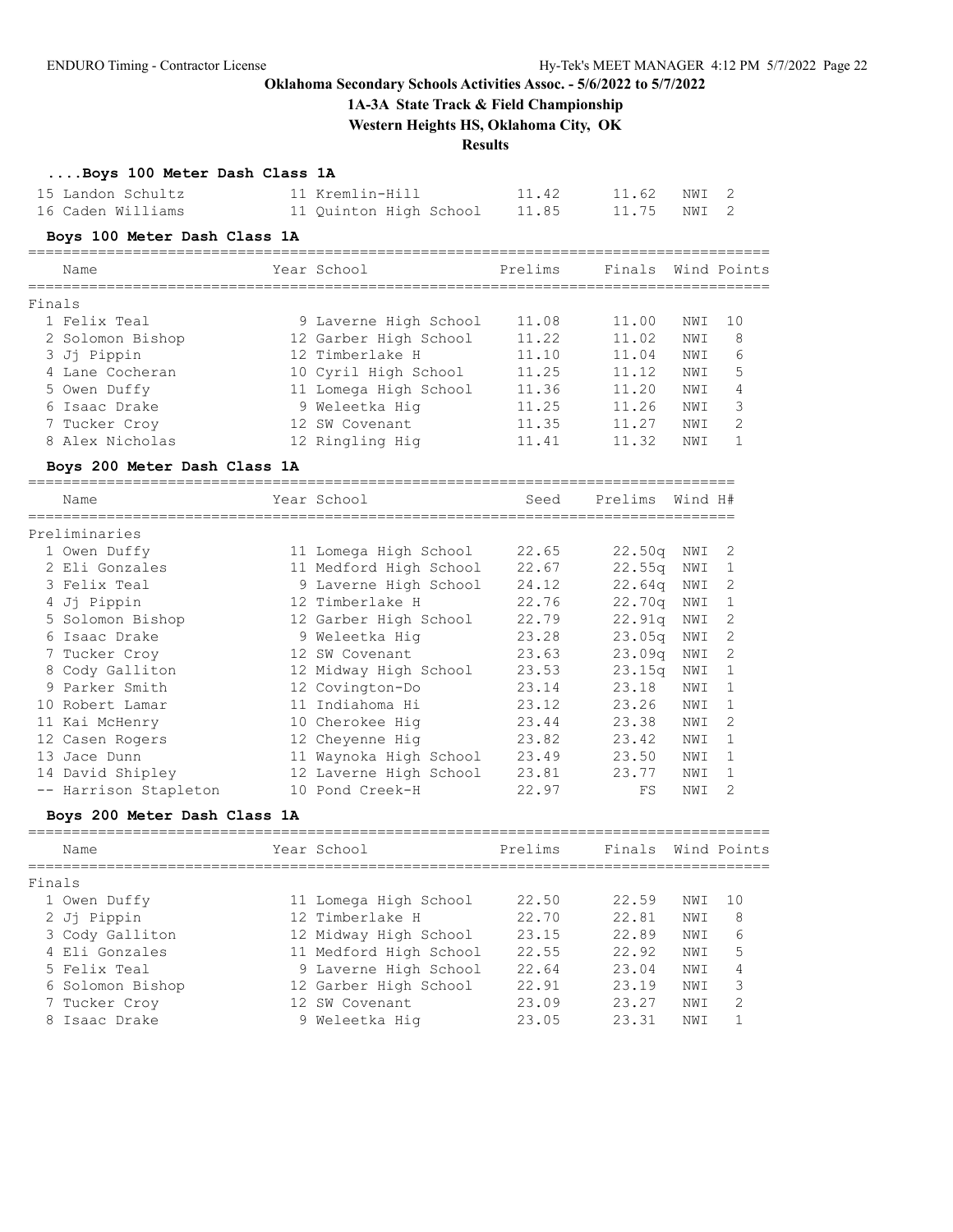**Oklahoma Secondary Schools Activities Assoc. - 5/6/2022 to 5/7/2022**

**1A-3A State Track & Field Championship**

**Western Heights HS, Oklahoma City, OK**

**Results**

### ....Boys 100 Meter Dash Class 1A

| Place | Name | Year | School | Prelims | Finals | Wind | H# |
|---|---|---|---|---|---|---|---|
| 15 | Landon Schultz | 11 | Kremlin-Hill | 11.42 | 11.62 | NWI | 2 |
| 16 | Caden Williams | 11 | Quinton High School | 11.85 | 11.75 | NWI | 2 |

### Boys 100 Meter Dash Class 1A

Finals

| Place | Name | Year | School | Prelims | Finals | Wind | Points |
|---|---|---|---|---|---|---|---|
| 1 | Felix Teal | 9 | Laverne High School | 11.08 | 11.00 | NWI | 10 |
| 2 | Solomon Bishop | 12 | Garber High School | 11.22 | 11.02 | NWI | 8 |
| 3 | Jj Pippin | 12 | Timberlake H | 11.10 | 11.04 | NWI | 6 |
| 4 | Lane Cocheran | 10 | Cyril High School | 11.25 | 11.12 | NWI | 5 |
| 5 | Owen Duffy | 11 | Lomega High School | 11.36 | 11.20 | NWI | 4 |
| 6 | Isaac Drake | 9 | Weleetka Hig | 11.25 | 11.26 | NWI | 3 |
| 7 | Tucker Croy | 12 | SW Covenant | 11.35 | 11.27 | NWI | 2 |
| 8 | Alex Nicholas | 12 | Ringling Hig | 11.41 | 11.32 | NWI | 1 |

### Boys 200 Meter Dash Class 1A

Preliminaries

| Place | Name | Year | School | Seed | Prelims | Wind | H# |
|---|---|---|---|---|---|---|---|
| 1 | Owen Duffy | 11 | Lomega High School | 22.65 | 22.50q | NWI | 2 |
| 2 | Eli Gonzales | 11 | Medford High School | 22.67 | 22.55q | NWI | 1 |
| 3 | Felix Teal | 9 | Laverne High School | 24.12 | 22.64q | NWI | 2 |
| 4 | Jj Pippin | 12 | Timberlake H | 22.76 | 22.70q | NWI | 1 |
| 5 | Solomon Bishop | 12 | Garber High School | 22.79 | 22.91q | NWI | 2 |
| 6 | Isaac Drake | 9 | Weleetka Hig | 23.28 | 23.05q | NWI | 2 |
| 7 | Tucker Croy | 12 | SW Covenant | 23.63 | 23.09q | NWI | 2 |
| 8 | Cody Galliton | 12 | Midway High School | 23.53 | 23.15q | NWI | 1 |
| 9 | Parker Smith | 12 | Covington-Do | 23.14 | 23.18 | NWI | 1 |
| 10 | Robert Lamar | 11 | Indiahoma Hi | 23.12 | 23.26 | NWI | 1 |
| 11 | Kai McHenry | 10 | Cherokee Hig | 23.44 | 23.38 | NWI | 2 |
| 12 | Casen Rogers | 12 | Cheyenne Hig | 23.82 | 23.42 | NWI | 1 |
| 13 | Jace Dunn | 11 | Waynoka High School | 23.49 | 23.50 | NWI | 1 |
| 14 | David Shipley | 12 | Laverne High School | 23.81 | 23.77 | NWI | 1 |
| -- | Harrison Stapleton | 10 | Pond Creek-H | 22.97 | FS | NWI | 2 |

### Boys 200 Meter Dash Class 1A

Finals

| Place | Name | Year | School | Prelims | Finals | Wind | Points |
|---|---|---|---|---|---|---|---|
| 1 | Owen Duffy | 11 | Lomega High School | 22.50 | 22.59 | NWI | 10 |
| 2 | Jj Pippin | 12 | Timberlake H | 22.70 | 22.81 | NWI | 8 |
| 3 | Cody Galliton | 12 | Midway High School | 23.15 | 22.89 | NWI | 6 |
| 4 | Eli Gonzales | 11 | Medford High School | 22.55 | 22.92 | NWI | 5 |
| 5 | Felix Teal | 9 | Laverne High School | 22.64 | 23.04 | NWI | 4 |
| 6 | Solomon Bishop | 12 | Garber High School | 22.91 | 23.19 | NWI | 3 |
| 7 | Tucker Croy | 12 | SW Covenant | 23.09 | 23.27 | NWI | 2 |
| 8 | Isaac Drake | 9 | Weleetka Hig | 23.05 | 23.31 | NWI | 1 |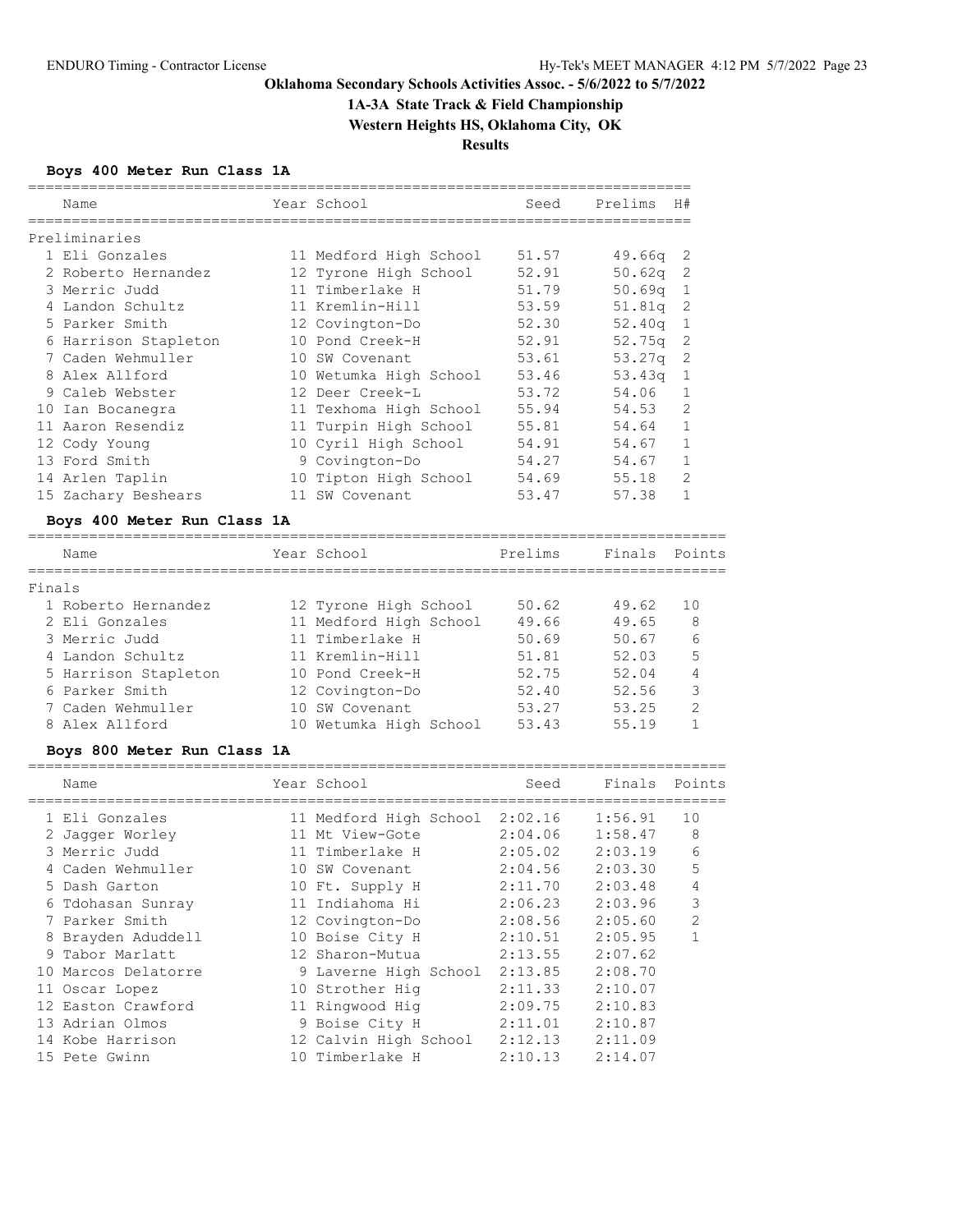## Oklahoma Secondary Schools Activities Assoc. - 5/6/2022 to 5/7/2022

### 1A-3A State Track & Field Championship

### Western Heights HS, Oklahoma City, OK

### Results

#### Boys 400 Meter Run Class 1A

**Preliminaries**

| | Name | Year | School | Seed | Prelims | H# |
|---|---|---|---|---|---|---|
| 1 | Eli Gonzales | 11 | Medford High School | 51.57 | 49.66q | 2 |
| 2 | Roberto Hernandez | 12 | Tyrone High School | 52.91 | 50.62q | 2 |
| 3 | Merric Judd | 11 | Timberlake H | 51.79 | 50.69q | 1 |
| 4 | Landon Schultz | 11 | Kremlin-Hill | 53.59 | 51.81q | 2 |
| 5 | Parker Smith | 12 | Covington-Do | 52.30 | 52.40q | 1 |
| 6 | Harrison Stapleton | 10 | Pond Creek-H | 52.91 | 52.75q | 2 |
| 7 | Caden Wehmuller | 10 | SW Covenant | 53.61 | 53.27q | 2 |
| 8 | Alex Allford | 10 | Wetumka High School | 53.46 | 53.43q | 1 |
| 9 | Caleb Webster | 12 | Deer Creek-L | 53.72 | 54.06 | 1 |
| 10 | Ian Bocanegra | 11 | Texhoma High School | 55.94 | 54.53 | 2 |
| 11 | Aaron Resendiz | 11 | Turpin High School | 55.81 | 54.64 | 1 |
| 12 | Cody Young | 10 | Cyril High School | 54.91 | 54.67 | 1 |
| 13 | Ford Smith | 9 | Covington-Do | 54.27 | 54.67 | 1 |
| 14 | Arlen Taplin | 10 | Tipton High School | 54.69 | 55.18 | 2 |
| 15 | Zachary Beshears | 11 | SW Covenant | 53.47 | 57.38 | 1 |

#### Boys 400 Meter Run Class 1A

**Finals**

| | Name | Year | School | Prelims | Finals | Points |
|---|---|---|---|---|---|---|
| 1 | Roberto Hernandez | 12 | Tyrone High School | 50.62 | 49.62 | 10 |
| 2 | Eli Gonzales | 11 | Medford High School | 49.66 | 49.65 | 8 |
| 3 | Merric Judd | 11 | Timberlake H | 50.69 | 50.67 | 6 |
| 4 | Landon Schultz | 11 | Kremlin-Hill | 51.81 | 52.03 | 5 |
| 5 | Harrison Stapleton | 10 | Pond Creek-H | 52.75 | 52.04 | 4 |
| 6 | Parker Smith | 12 | Covington-Do | 52.40 | 52.56 | 3 |
| 7 | Caden Wehmuller | 10 | SW Covenant | 53.27 | 53.25 | 2 |
| 8 | Alex Allford | 10 | Wetumka High School | 53.43 | 55.19 | 1 |

#### Boys 800 Meter Run Class 1A

| | Name | Year | School | Seed | Finals | Points |
|---|---|---|---|---|---|---|
| 1 | Eli Gonzales | 11 | Medford High School | 2:02.16 | 1:56.91 | 10 |
| 2 | Jagger Worley | 11 | Mt View-Gote | 2:04.06 | 1:58.47 | 8 |
| 3 | Merric Judd | 11 | Timberlake H | 2:05.02 | 2:03.19 | 6 |
| 4 | Caden Wehmuller | 10 | SW Covenant | 2:04.56 | 2:03.30 | 5 |
| 5 | Dash Garton | 10 | Ft. Supply H | 2:11.70 | 2:03.48 | 4 |
| 6 | Tdohasan Sunray | 11 | Indiahoma Hi | 2:06.23 | 2:03.96 | 3 |
| 7 | Parker Smith | 12 | Covington-Do | 2:08.56 | 2:05.60 | 2 |
| 8 | Brayden Aduddell | 10 | Boise City H | 2:10.51 | 2:05.95 | 1 |
| 9 | Tabor Marlatt | 12 | Sharon-Mutua | 2:13.55 | 2:07.62 | |
| 10 | Marcos Delatorre | 9 | Laverne High School | 2:13.85 | 2:08.70 | |
| 11 | Oscar Lopez | 10 | Strother Hig | 2:11.33 | 2:10.07 | |
| 12 | Easton Crawford | 11 | Ringwood Hig | 2:09.75 | 2:10.83 | |
| 13 | Adrian Olmos | 9 | Boise City H | 2:11.01 | 2:10.87 | |
| 14 | Kobe Harrison | 12 | Calvin High School | 2:12.13 | 2:11.09 | |
| 15 | Pete Gwinn | 10 | Timberlake H | 2:10.13 | 2:14.07 | |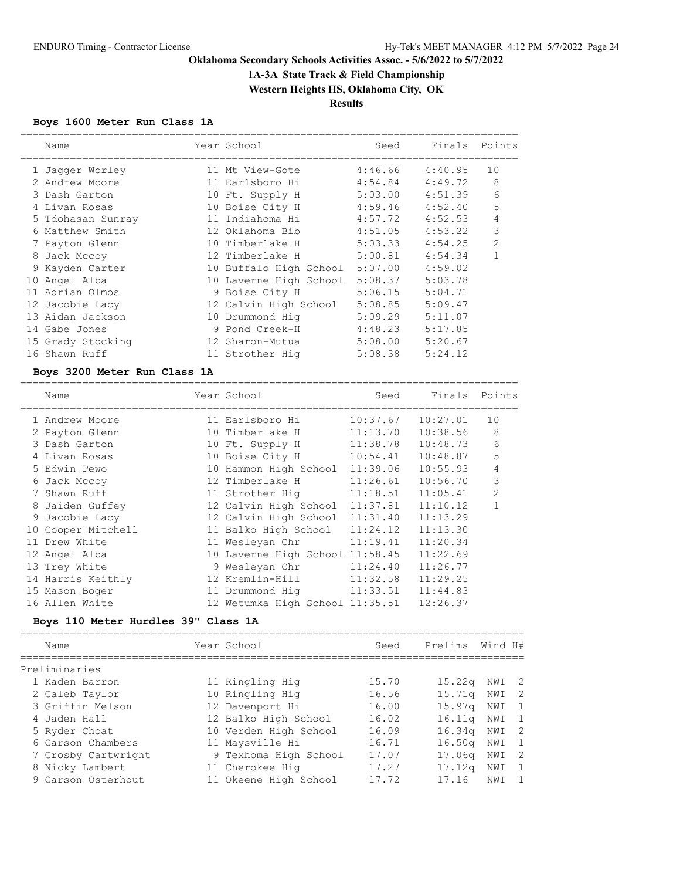# Oklahoma Secondary Schools Activities Assoc. - 5/6/2022 to 5/7/2022

## 1A-3A State Track & Field Championship

**Western Heights HS, Oklahoma City, OK**

**Results**

### Boys 1600 Meter Run Class 1A

| | Name | Year | School | Seed | Finals | Points |
|---|---|---|---|---|---|---|
| 1 | Jagger Worley | 11 | Mt View-Gote | 4:46.66 | 4:40.95 | 10 |
| 2 | Andrew Moore | 11 | Earlsboro Hi | 4:54.84 | 4:49.72 | 8 |
| 3 | Dash Garton | 10 | Ft. Supply H | 5:03.00 | 4:51.39 | 6 |
| 4 | Livan Rosas | 10 | Boise City H | 4:59.46 | 4:52.40 | 5 |
| 5 | Tdohasan Sunray | 11 | Indiahoma Hi | 4:57.72 | 4:52.53 | 4 |
| 6 | Matthew Smith | 12 | Oklahoma Bib | 4:51.05 | 4:53.22 | 3 |
| 7 | Payton Glenn | 10 | Timberlake H | 5:03.33 | 4:54.25 | 2 |
| 8 | Jack Mccoy | 12 | Timberlake H | 5:00.81 | 4:54.34 | 1 |
| 9 | Kayden Carter | 10 | Buffalo High School | 5:07.00 | 4:59.02 | |
| 10 | Angel Alba | 10 | Laverne High School | 5:08.37 | 5:03.78 | |
| 11 | Adrian Olmos | 9 | Boise City H | 5:06.15 | 5:04.71 | |
| 12 | Jacobie Lacy | 12 | Calvin High School | 5:08.85 | 5:09.47 | |
| 13 | Aidan Jackson | 10 | Drummond Hig | 5:09.29 | 5:11.07 | |
| 14 | Gabe Jones | 9 | Pond Creek-H | 4:48.23 | 5:17.85 | |
| 15 | Grady Stocking | 12 | Sharon-Mutua | 5:08.00 | 5:20.67 | |
| 16 | Shawn Ruff | 11 | Strother Hig | 5:08.38 | 5:24.12 | |

### Boys 3200 Meter Run Class 1A

| | Name | Year | School | Seed | Finals | Points |
|---|---|---|---|---|---|---|
| 1 | Andrew Moore | 11 | Earlsboro Hi | 10:37.67 | 10:27.01 | 10 |
| 2 | Payton Glenn | 10 | Timberlake H | 11:13.70 | 10:38.56 | 8 |
| 3 | Dash Garton | 10 | Ft. Supply H | 11:38.78 | 10:48.73 | 6 |
| 4 | Livan Rosas | 10 | Boise City H | 10:54.41 | 10:48.87 | 5 |
| 5 | Edwin Pewo | 10 | Hammon High School | 11:39.06 | 10:55.93 | 4 |
| 6 | Jack Mccoy | 12 | Timberlake H | 11:26.61 | 10:56.70 | 3 |
| 7 | Shawn Ruff | 11 | Strother Hig | 11:18.51 | 11:05.41 | 2 |
| 8 | Jaiden Guffey | 12 | Calvin High School | 11:37.81 | 11:10.12 | 1 |
| 9 | Jacobie Lacy | 12 | Calvin High School | 11:31.40 | 11:13.29 | |
| 10 | Cooper Mitchell | 11 | Balko High School | 11:24.12 | 11:13.30 | |
| 11 | Drew White | 11 | Wesleyan Chr | 11:19.41 | 11:20.34 | |
| 12 | Angel Alba | 10 | Laverne High School | 11:58.45 | 11:22.69 | |
| 13 | Trey White | 9 | Wesleyan Chr | 11:24.40 | 11:26.77 | |
| 14 | Harris Keithly | 12 | Kremlin-Hill | 11:32.58 | 11:29.25 | |
| 15 | Mason Boger | 11 | Drummond Hig | 11:33.51 | 11:44.83 | |
| 16 | Allen White | 12 | Wetumka High School | 11:35.51 | 12:26.37 | |

### Boys 110 Meter Hurdles 39" Class 1A

Preliminaries

| | Name | Year | School | Seed | Prelims | Wind | H# |
|---|---|---|---|---|---|---|---|
| 1 | Kaden Barron | 11 | Ringling Hig | 15.70 | 15.22q | NWI | 2 |
| 2 | Caleb Taylor | 10 | Ringling Hig | 16.56 | 15.71q | NWI | 2 |
| 3 | Griffin Melson | 12 | Davenport Hi | 16.00 | 15.97q | NWI | 1 |
| 4 | Jaden Hall | 12 | Balko High School | 16.02 | 16.11q | NWI | 1 |
| 5 | Ryder Choat | 10 | Verden High School | 16.09 | 16.34q | NWI | 2 |
| 6 | Carson Chambers | 11 | Maysville Hi | 16.71 | 16.50q | NWI | 1 |
| 7 | Crosby Cartwright | 9 | Texhoma High School | 17.07 | 17.06q | NWI | 2 |
| 8 | Nicky Lambert | 11 | Cherokee Hig | 17.27 | 17.12q | NWI | 1 |
| 9 | Carson Osterhout | 11 | Okeene High School | 17.72 | 17.16 | NWI | 1 |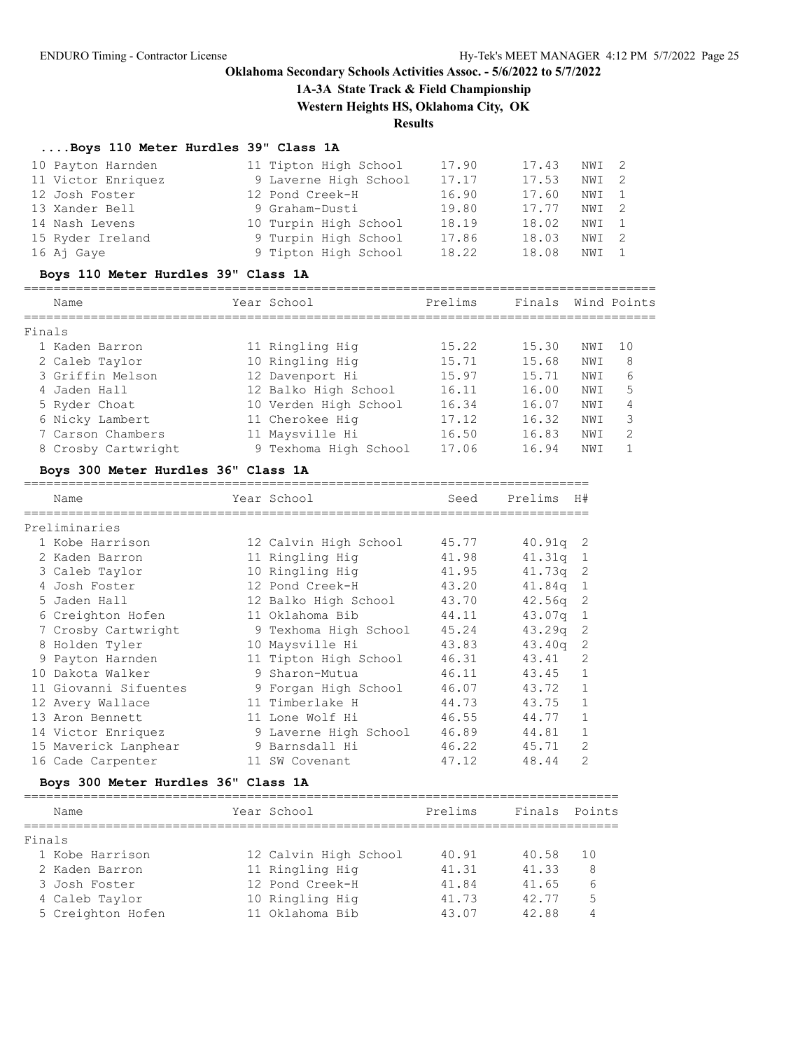## Oklahoma Secondary Schools Activities Assoc. - 5/6/2022 to 5/7/2022

### 1A-3A State Track & Field Championship

### Western Heights HS, Oklahoma City, OK

### Results

#### ....Boys 110 Meter Hurdles 39" Class 1A

| Place | Name | Year | School | Prelims | Finals | Wind | H# |
|---|---|---|---|---|---|---|---|
| 10 | Payton Harnden | 11 | Tipton High School | 17.90 | 17.43 | NWI | 2 |
| 11 | Victor Enriquez | 9 | Laverne High School | 17.17 | 17.53 | NWI | 2 |
| 12 | Josh Foster | 12 | Pond Creek-H | 16.90 | 17.60 | NWI | 1 |
| 13 | Xander Bell | 9 | Graham-Dusti | 19.80 | 17.77 | NWI | 2 |
| 14 | Nash Levens | 10 | Turpin High School | 18.19 | 18.02 | NWI | 1 |
| 15 | Ryder Ireland | 9 | Turpin High School | 17.86 | 18.03 | NWI | 2 |
| 16 | Aj Gaye | 9 | Tipton High School | 18.22 | 18.08 | NWI | 1 |

#### Boys 110 Meter Hurdles 39" Class 1A

Finals

| Place | Name | Year | School | Prelims | Finals | Wind | Points |
|---|---|---|---|---|---|---|---|
| 1 | Kaden Barron | 11 | Ringling Hig | 15.22 | 15.30 | NWI | 10 |
| 2 | Caleb Taylor | 10 | Ringling Hig | 15.71 | 15.68 | NWI | 8 |
| 3 | Griffin Melson | 12 | Davenport Hi | 15.97 | 15.71 | NWI | 6 |
| 4 | Jaden Hall | 12 | Balko High School | 16.11 | 16.00 | NWI | 5 |
| 5 | Ryder Choat | 10 | Verden High School | 16.34 | 16.07 | NWI | 4 |
| 6 | Nicky Lambert | 11 | Cherokee Hig | 17.12 | 16.32 | NWI | 3 |
| 7 | Carson Chambers | 11 | Maysville Hi | 16.50 | 16.83 | NWI | 2 |
| 8 | Crosby Cartwright | 9 | Texhoma High School | 17.06 | 16.94 | NWI | 1 |

#### Boys 300 Meter Hurdles 36" Class 1A

Preliminaries

| Place | Name | Year | School | Seed | Prelims | H# |
|---|---|---|---|---|---|---|
| 1 | Kobe Harrison | 12 | Calvin High School | 45.77 | 40.91q | 2 |
| 2 | Kaden Barron | 11 | Ringling Hig | 41.98 | 41.31q | 1 |
| 3 | Caleb Taylor | 10 | Ringling Hig | 41.95 | 41.73q | 2 |
| 4 | Josh Foster | 12 | Pond Creek-H | 43.20 | 41.84q | 1 |
| 5 | Jaden Hall | 12 | Balko High School | 43.70 | 42.56q | 2 |
| 6 | Creighton Hofen | 11 | Oklahoma Bib | 44.11 | 43.07q | 1 |
| 7 | Crosby Cartwright | 9 | Texhoma High School | 45.24 | 43.29q | 2 |
| 8 | Holden Tyler | 10 | Maysville Hi | 43.83 | 43.40q | 2 |
| 9 | Payton Harnden | 11 | Tipton High School | 46.31 | 43.41 | 2 |
| 10 | Dakota Walker | 9 | Sharon-Mutua | 46.11 | 43.45 | 1 |
| 11 | Giovanni Sifuentes | 9 | Forgan High School | 46.07 | 43.72 | 1 |
| 12 | Avery Wallace | 11 | Timberlake H | 44.73 | 43.75 | 1 |
| 13 | Aron Bennett | 11 | Lone Wolf Hi | 46.55 | 44.77 | 1 |
| 14 | Victor Enriquez | 9 | Laverne High School | 46.89 | 44.81 | 1 |
| 15 | Maverick Lanphear | 9 | Barnsdall Hi | 46.22 | 45.71 | 2 |
| 16 | Cade Carpenter | 11 | SW Covenant | 47.12 | 48.44 | 2 |

#### Boys 300 Meter Hurdles 36" Class 1A

Finals

| Place | Name | Year | School | Prelims | Finals | Points |
|---|---|---|---|---|---|---|
| 1 | Kobe Harrison | 12 | Calvin High School | 40.91 | 40.58 | 10 |
| 2 | Kaden Barron | 11 | Ringling Hig | 41.31 | 41.33 | 8 |
| 3 | Josh Foster | 12 | Pond Creek-H | 41.84 | 41.65 | 6 |
| 4 | Caleb Taylor | 10 | Ringling Hig | 41.73 | 42.77 | 5 |
| 5 | Creighton Hofen | 11 | Oklahoma Bib | 43.07 | 42.88 | 4 |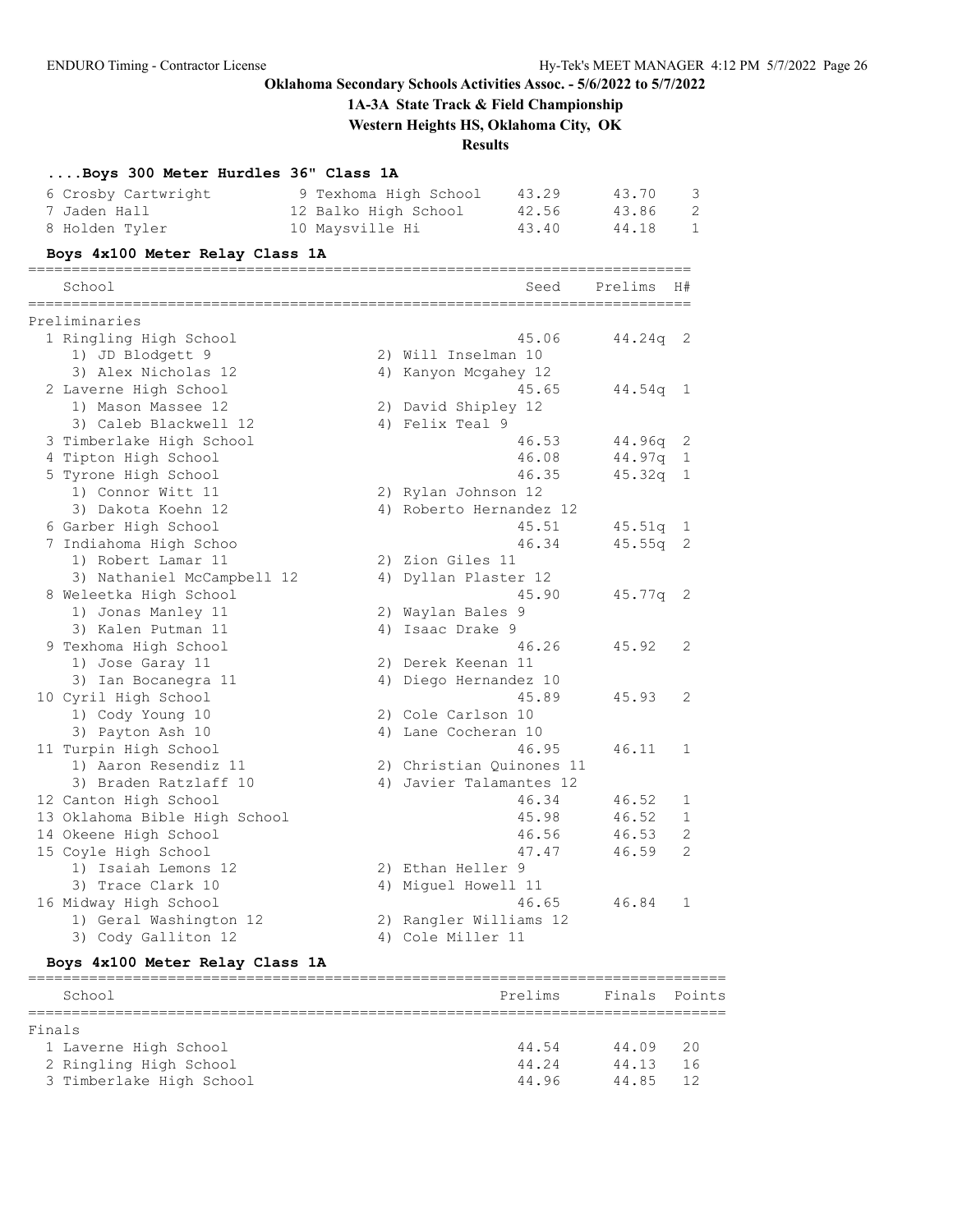Oklahoma Secondary Schools Activities Assoc. - 5/6/2022 to 5/7/2022

**1A-3A State Track & Field Championship**

**Western Heights HS, Oklahoma City, OK**

**Results**

### ....Boys 300 Meter Hurdles 36" Class 1A

| Place | Name | Year | School | Prelims | Finals | Points |
|---|---|---|---|---|---|---|
| 6 | Crosby Cartwright | 9 | Texhoma High School | 43.29 | 43.70 | 3 |
| 7 | Jaden Hall | 12 | Balko High School | 42.56 | 43.86 | 2 |
| 8 | Holden Tyler | 10 | Maysville Hi | 43.40 | 44.18 | 1 |

### Boys 4x100 Meter Relay Class 1A

Preliminaries

| Place | School | Seed | Prelims | H# |
|---|---|---|---|---|
| 1 | Ringling High School | 45.06 | 44.24q | 2 |
| | 1) JD Blodgett 9, 2) Will Inselman 10, 3) Alex Nicholas 12, 4) Kanyon Mcgahey 12 | | | |
| 2 | Laverne High School | 45.65 | 44.54q | 1 |
| | 1) Mason Massee 12, 2) David Shipley 12, 3) Caleb Blackwell 12, 4) Felix Teal 9 | | | |
| 3 | Timberlake High School | 46.53 | 44.96q | 2 |
| 4 | Tipton High School | 46.08 | 44.97q | 1 |
| 5 | Tyrone High School | 46.35 | 45.32q | 1 |
| | 1) Connor Witt 11, 2) Rylan Johnson 12, 3) Dakota Koehn 12, 4) Roberto Hernandez 12 | | | |
| 6 | Garber High School | 45.51 | 45.51q | 1 |
| 7 | Indiahoma High Schoo | 46.34 | 45.55q | 2 |
| | 1) Robert Lamar 11, 2) Zion Giles 11, 3) Nathaniel McCampbell 12, 4) Dyllan Plaster 12 | | | |
| 8 | Weleetka High School | 45.90 | 45.77q | 2 |
| | 1) Jonas Manley 11, 2) Waylan Bales 9, 3) Kalen Putman 11, 4) Isaac Drake 9 | | | |
| 9 | Texhoma High School | 46.26 | 45.92 | 2 |
| | 1) Jose Garay 11, 2) Derek Keenan 11, 3) Ian Bocanegra 11, 4) Diego Hernandez 10 | | | |
| 10 | Cyril High School | 45.89 | 45.93 | 2 |
| | 1) Cody Young 10, 2) Cole Carlson 10, 3) Payton Ash 10, 4) Lane Cocheran 10 | | | |
| 11 | Turpin High School | 46.95 | 46.11 | 1 |
| | 1) Aaron Resendiz 11, 2) Christian Quinones 11, 3) Braden Ratzlaff 10, 4) Javier Talamantes 12 | | | |
| 12 | Canton High School | 46.34 | 46.52 | 1 |
| 13 | Oklahoma Bible High School | 45.98 | 46.52 | 1 |
| 14 | Okeene High School | 46.56 | 46.53 | 2 |
| 15 | Coyle High School | 47.47 | 46.59 | 2 |
| | 1) Isaiah Lemons 12, 2) Ethan Heller 9, 3) Trace Clark 10, 4) Miguel Howell 11 | | | |
| 16 | Midway High School | 46.65 | 46.84 | 1 |
| | 1) Geral Washington 12, 2) Rangler Williams 12, 3) Cody Galliton 12, 4) Cole Miller 11 | | | |

### Boys 4x100 Meter Relay Class 1A

Finals

| Place | School | Prelims | Finals | Points |
|---|---|---|---|---|
| 1 | Laverne High School | 44.54 | 44.09 | 20 |
| 2 | Ringling High School | 44.24 | 44.13 | 16 |
| 3 | Timberlake High School | 44.96 | 44.85 | 12 |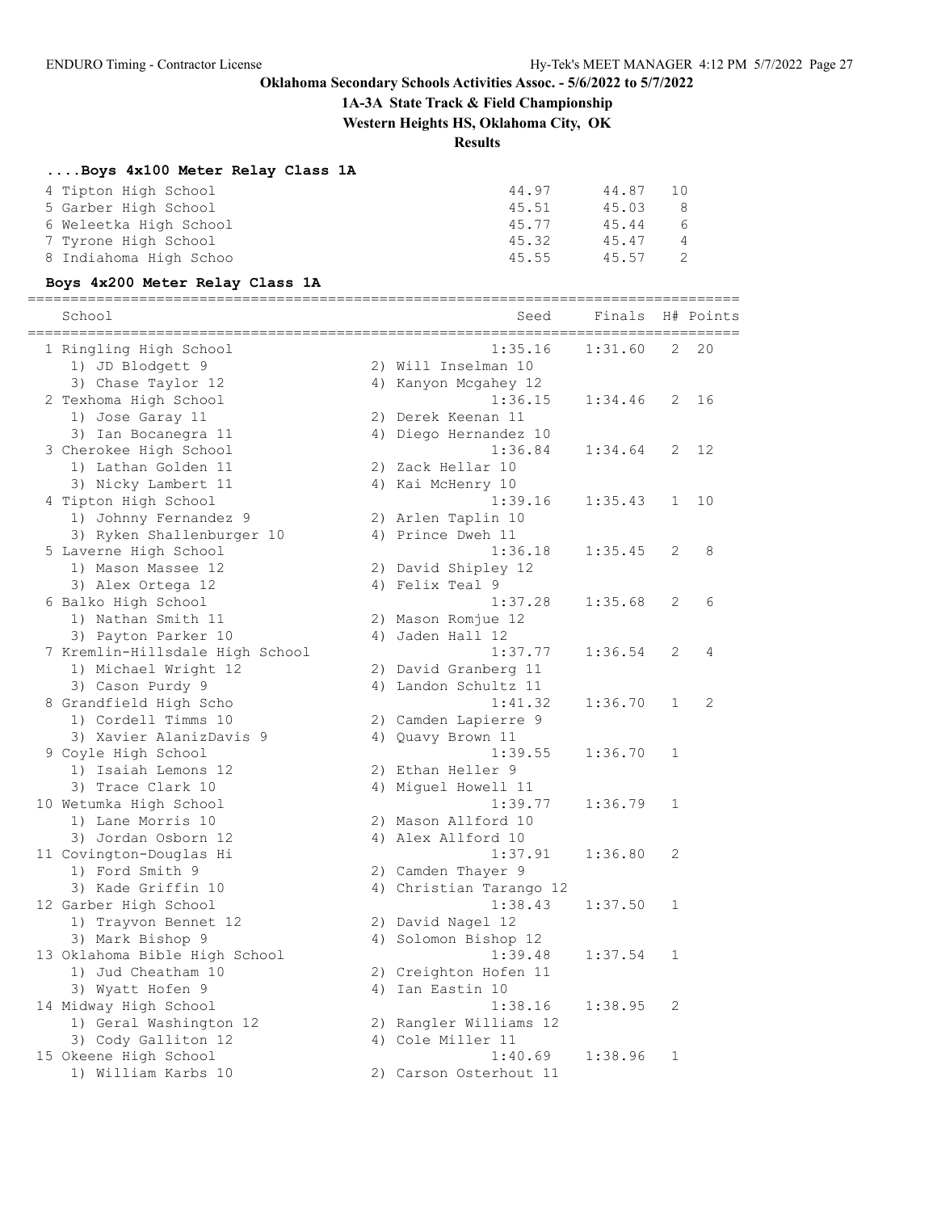## Oklahoma Secondary Schools Activities Assoc. - 5/6/2022 to 5/7/2022

## 1A-3A State Track & Field Championship

## Western Heights HS, Oklahoma City, OK

## Results

### ....Boys 4x100 Meter Relay Class 1A

| School | Seed | Finals | Points |
|---|---|---|---|
| 4 Tipton High School | 44.97 | 44.87 | 10 |
| 5 Garber High School | 45.51 | 45.03 | 8 |
| 6 Weleetka High School | 45.77 | 45.44 | 6 |
| 7 Tyrone High School | 45.32 | 45.47 | 4 |
| 8 Indiahoma High Schoo | 45.55 | 45.57 | 2 |

### Boys 4x200 Meter Relay Class 1A

| School | | Seed | Finals | H# | Points |
|---|---|---|---|---|---|
| 1 Ringling High School | | 1:35.16 | 1:31.60 | 2 | 20 |
| 1) JD Blodgett 9 | 2) Will Inselman 10 | | | | |
| 3) Chase Taylor 12 | 4) Kanyon Mcgahey 12 | | | | |
| 2 Texhoma High School | | 1:36.15 | 1:34.46 | 2 | 16 |
| 1) Jose Garay 11 | 2) Derek Keenan 11 | | | | |
| 3) Ian Bocanegra 11 | 4) Diego Hernandez 10 | | | | |
| 3 Cherokee High School | | 1:36.84 | 1:34.64 | 2 | 12 |
| 1) Lathan Golden 11 | 2) Zack Hellar 10 | | | | |
| 3) Nicky Lambert 11 | 4) Kai McHenry 10 | | | | |
| 4 Tipton High School | | 1:39.16 | 1:35.43 | 1 | 10 |
| 1) Johnny Fernandez 9 | 2) Arlen Taplin 10 | | | | |
| 3) Ryken Shallenburger 10 | 4) Prince Dweh 11 | | | | |
| 5 Laverne High School | | 1:36.18 | 1:35.45 | 2 | 8 |
| 1) Mason Massee 12 | 2) David Shipley 12 | | | | |
| 3) Alex Ortega 12 | 4) Felix Teal 9 | | | | |
| 6 Balko High School | | 1:37.28 | 1:35.68 | 2 | 6 |
| 1) Nathan Smith 11 | 2) Mason Romjue 12 | | | | |
| 3) Payton Parker 10 | 4) Jaden Hall 12 | | | | |
| 7 Kremlin-Hillsdale High School | | 1:37.77 | 1:36.54 | 2 | 4 |
| 1) Michael Wright 12 | 2) David Granberg 11 | | | | |
| 3) Cason Purdy 9 | 4) Landon Schultz 11 | | | | |
| 8 Grandfield High Scho | | 1:41.32 | 1:36.70 | 1 | 2 |
| 1) Cordell Timms 10 | 2) Camden Lapierre 9 | | | | |
| 3) Xavier AlanizDavis 9 | 4) Quavy Brown 11 | | | | |
| 9 Coyle High School | | 1:39.55 | 1:36.70 | 1 | |
| 1) Isaiah Lemons 12 | 2) Ethan Heller 9 | | | | |
| 3) Trace Clark 10 | 4) Miguel Howell 11 | | | | |
| 10 Wetumka High School | | 1:39.77 | 1:36.79 | 1 | |
| 1) Lane Morris 10 | 2) Mason Allford 10 | | | | |
| 3) Jordan Osborn 12 | 4) Alex Allford 10 | | | | |
| 11 Covington-Douglas Hi | | 1:37.91 | 1:36.80 | 2 | |
| 1) Ford Smith 9 | 2) Camden Thayer 9 | | | | |
| 3) Kade Griffin 10 | 4) Christian Tarango 12 | | | | |
| 12 Garber High School | | 1:38.43 | 1:37.50 | 1 | |
| 1) Trayvon Bennet 12 | 2) David Nagel 12 | | | | |
| 3) Mark Bishop 9 | 4) Solomon Bishop 12 | | | | |
| 13 Oklahoma Bible High School | | 1:39.48 | 1:37.54 | 1 | |
| 1) Jud Cheatham 10 | 2) Creighton Hofen 11 | | | | |
| 3) Wyatt Hofen 9 | 4) Ian Eastin 10 | | | | |
| 14 Midway High School | | 1:38.16 | 1:38.95 | 2 | |
| 1) Geral Washington 12 | 2) Rangler Williams 12 | | | | |
| 3) Cody Galliton 12 | 4) Cole Miller 11 | | | | |
| 15 Okeene High School | | 1:40.69 | 1:38.96 | 1 | |
| 1) William Karbs 10 | 2) Carson Osterhout 11 | | | | |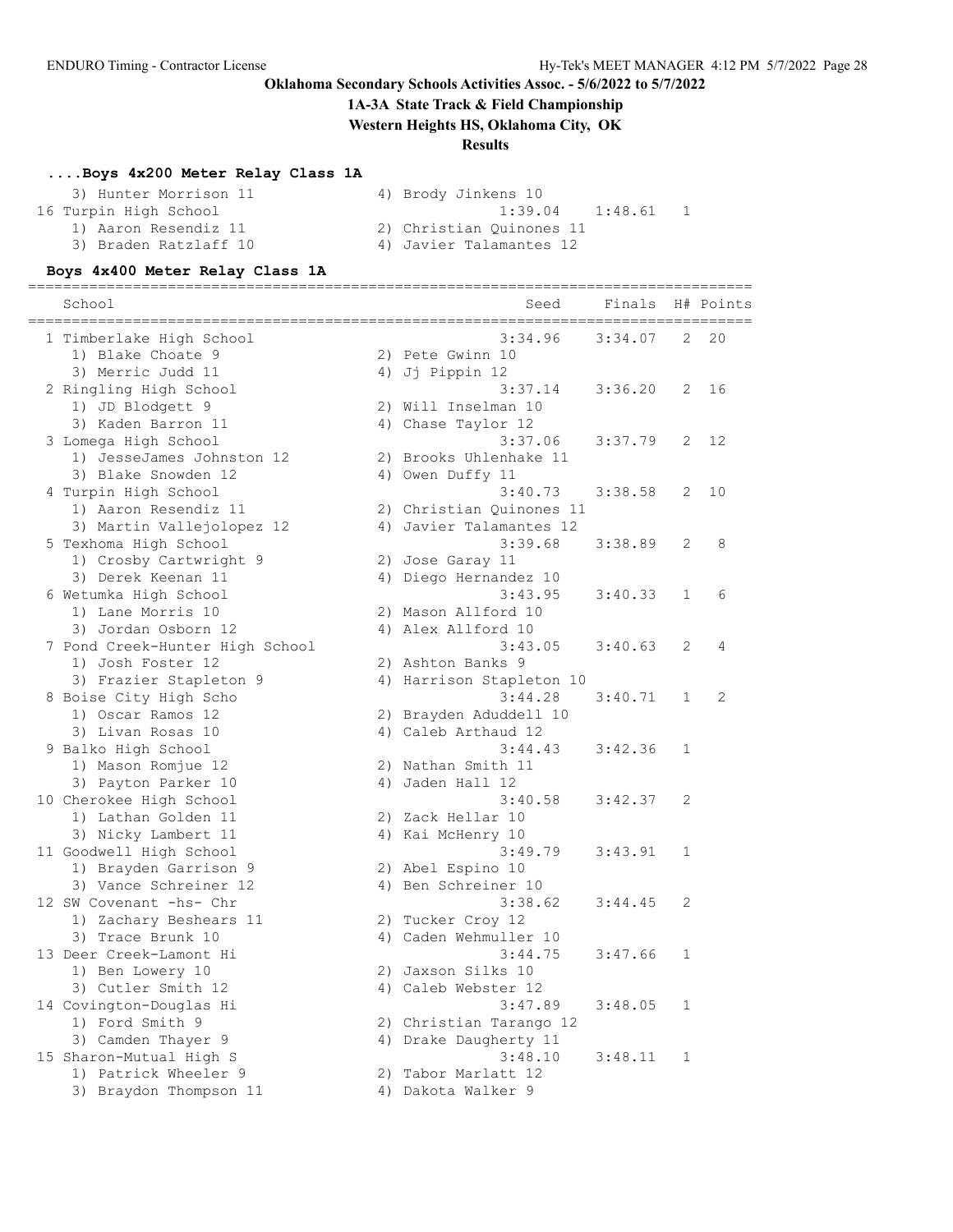Oklahoma Secondary Schools Activities Assoc. - 5/6/2022 to 5/7/2022

1A-3A State Track & Field Championship

Western Heights HS, Oklahoma City, OK

Results

### ....Boys 4x200 Meter Relay Class 1A

| School | Seed | Finals | H# | Points |
|---|---|---|---|---|
| 3) Hunter Morrison 11 — 4) Brody Jinkens 10 | | | | |
| 16 Turpin High School | 1:39.04 | 1:48.61 | 1 | |
| 1) Aaron Resendiz 11 — 2) Christian Quinones 11 | | | | |
| 3) Braden Ratzlaff 10 — 4) Javier Talamantes 12 | | | | |

### Boys 4x400 Meter Relay Class 1A

| School | Seed | Finals | H# | Points |
|---|---|---|---|---|
| 1 Timberlake High School | 3:34.96 | 3:34.07 | 2 | 20 |
| 1) Blake Choate 9 — 2) Pete Gwinn 10 | | | | |
| 3) Merric Judd 11 — 4) Jj Pippin 12 | | | | |
| 2 Ringling High School | 3:37.14 | 3:36.20 | 2 | 16 |
| 1) JD Blodgett 9 — 2) Will Inselman 10 | | | | |
| 3) Kaden Barron 11 — 4) Chase Taylor 12 | | | | |
| 3 Lomega High School | 3:37.06 | 3:37.79 | 2 | 12 |
| 1) JesseJames Johnston 12 — 2) Brooks Uhlenhake 11 | | | | |
| 3) Blake Snowden 12 — 4) Owen Duffy 11 | | | | |
| 4 Turpin High School | 3:40.73 | 3:38.58 | 2 | 10 |
| 1) Aaron Resendiz 11 — 2) Christian Quinones 11 | | | | |
| 3) Martin Vallejolopez 12 — 4) Javier Talamantes 12 | | | | |
| 5 Texhoma High School | 3:39.68 | 3:38.89 | 2 | 8 |
| 1) Crosby Cartwright 9 — 2) Jose Garay 11 | | | | |
| 3) Derek Keenan 11 — 4) Diego Hernandez 10 | | | | |
| 6 Wetumka High School | 3:43.95 | 3:40.33 | 1 | 6 |
| 1) Lane Morris 10 — 2) Mason Allford 10 | | | | |
| 3) Jordan Osborn 12 — 4) Alex Allford 10 | | | | |
| 7 Pond Creek-Hunter High School | 3:43.05 | 3:40.63 | 2 | 4 |
| 1) Josh Foster 12 — 2) Ashton Banks 9 | | | | |
| 3) Frazier Stapleton 9 — 4) Harrison Stapleton 10 | | | | |
| 8 Boise City High Scho | 3:44.28 | 3:40.71 | 1 | 2 |
| 1) Oscar Ramos 12 — 2) Brayden Aduddell 10 | | | | |
| 3) Livan Rosas 10 — 4) Caleb Arthaud 12 | | | | |
| 9 Balko High School | 3:44.43 | 3:42.36 | 1 | |
| 1) Mason Romjue 12 — 2) Nathan Smith 11 | | | | |
| 3) Payton Parker 10 — 4) Jaden Hall 12 | | | | |
| 10 Cherokee High School | 3:40.58 | 3:42.37 | 2 | |
| 1) Lathan Golden 11 — 2) Zack Hellar 10 | | | | |
| 3) Nicky Lambert 11 — 4) Kai McHenry 10 | | | | |
| 11 Goodwell High School | 3:49.79 | 3:43.91 | 1 | |
| 1) Brayden Garrison 9 — 2) Abel Espino 10 | | | | |
| 3) Vance Schreiner 12 — 4) Ben Schreiner 10 | | | | |
| 12 SW Covenant -hs- Chr | 3:38.62 | 3:44.45 | 2 | |
| 1) Zachary Beshears 11 — 2) Tucker Croy 12 | | | | |
| 3) Trace Brunk 10 — 4) Caden Wehmuller 10 | | | | |
| 13 Deer Creek-Lamont Hi | 3:44.75 | 3:47.66 | 1 | |
| 1) Ben Lowery 10 — 2) Jaxson Silks 10 | | | | |
| 3) Cutler Smith 12 — 4) Caleb Webster 12 | | | | |
| 14 Covington-Douglas Hi | 3:47.89 | 3:48.05 | 1 | |
| 1) Ford Smith 9 — 2) Christian Tarango 12 | | | | |
| 3) Camden Thayer 9 — 4) Drake Daugherty 11 | | | | |
| 15 Sharon-Mutual High S | 3:48.10 | 3:48.11 | 1 | |
| 1) Patrick Wheeler 9 — 2) Tabor Marlatt 12 | | | | |
| 3) Braydon Thompson 11 — 4) Dakota Walker 9 | | | | |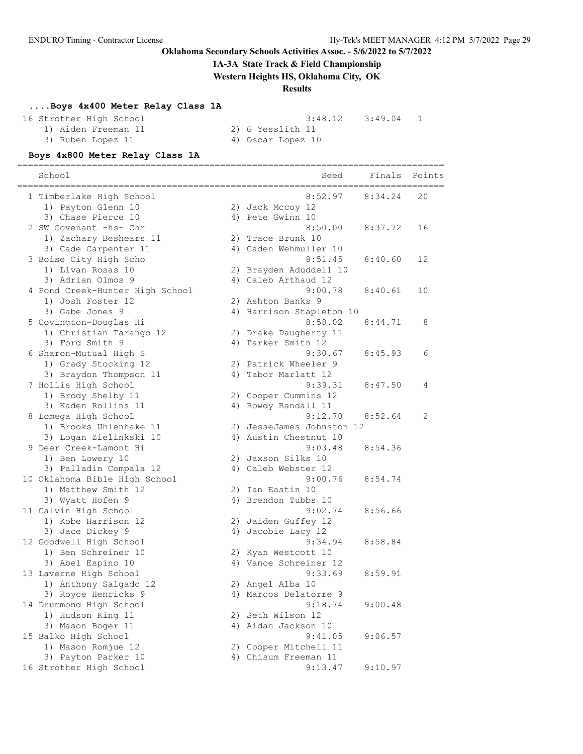## Oklahoma Secondary Schools Activities Assoc. - 5/6/2022 to 5/7/2022

## 1A-3A State Track & Field Championship

### Western Heights HS, Oklahoma City, OK

### Results

#### ....Boys 4x400 Meter Relay Class 1A

| School | Seed | Finals | Points |
|---|---|---|---|
| 16 Strother High School | 3:48.12 | 3:49.04 | 1 |
| 1) Aiden Freeman 11 / 2) G Yesslith 11 / 3) Ruben Lopez 11 / 4) Oscar Lopez 10 | | | |

#### Boys 4x800 Meter Relay Class 1A

| School | Seed | Finals | Points |
|---|---|---|---|
| 1 Timberlake High School | 8:52.97 | 8:34.24 | 20 |
| 1) Payton Glenn 10 / 2) Jack Mccoy 12 / 3) Chase Pierce 10 / 4) Pete Gwinn 10 | | | |
| 2 SW Covenant -hs- Chr | 8:50.00 | 8:37.72 | 16 |
| 1) Zachary Beshears 11 / 2) Trace Brunk 10 / 3) Cade Carpenter 11 / 4) Caden Wehmuller 10 | | | |
| 3 Boise City High Scho | 8:51.45 | 8:40.60 | 12 |
| 1) Livan Rosas 10 / 2) Brayden Aduddell 10 / 3) Adrian Olmos 9 / 4) Caleb Arthaud 12 | | | |
| 4 Pond Creek-Hunter High School | 9:00.78 | 8:40.61 | 10 |
| 1) Josh Foster 12 / 2) Ashton Banks 9 / 3) Gabe Jones 9 / 4) Harrison Stapleton 10 | | | |
| 5 Covington-Douglas Hi | 8:58.02 | 8:44.71 | 8 |
| 1) Christian Tarango 12 / 2) Drake Daugherty 11 / 3) Ford Smith 9 / 4) Parker Smith 12 | | | |
| 6 Sharon-Mutual High S | 9:30.67 | 8:45.93 | 6 |
| 1) Grady Stocking 12 / 2) Patrick Wheeler 9 / 3) Braydon Thompson 11 / 4) Tabor Marlatt 12 | | | |
| 7 Hollis High School | 9:39.31 | 8:47.50 | 4 |
| 1) Brody Shelby 11 / 2) Cooper Cummins 12 / 3) Kaden Rollins 11 / 4) Rowdy Randall 11 | | | |
| 8 Lomega High School | 9:12.70 | 8:52.64 | 2 |
| 1) Brooks Uhlenhake 11 / 2) JesseJames Johnston 12 / 3) Logan Zielinkski 10 / 4) Austin Chestnut 10 | | | |
| 9 Deer Creek-Lamont Hi | 9:03.48 | 8:54.36 | |
| 1) Ben Lowery 10 / 2) Jaxson Silks 10 / 3) Palladin Compala 12 / 4) Caleb Webster 12 | | | |
| 10 Oklahoma Bible High School | 9:00.76 | 8:54.74 | |
| 1) Matthew Smith 12 / 2) Ian Eastin 10 / 3) Wyatt Hofen 9 / 4) Brendon Tubbs 10 | | | |
| 11 Calvin High School | 9:02.74 | 8:56.66 | |
| 1) Kobe Harrison 12 / 2) Jaiden Guffey 12 / 3) Jace Dickey 9 / 4) Jacobie Lacy 12 | | | |
| 12 Goodwell High School | 9:34.94 | 8:58.84 | |
| 1) Ben Schreiner 10 / 2) Kyan Westcott 10 / 3) Abel Espino 10 / 4) Vance Schreiner 12 | | | |
| 13 Laverne High School | 9:33.69 | 8:59.91 | |
| 1) Anthony Salgado 12 / 2) Angel Alba 10 / 3) Royce Henricks 9 / 4) Marcos Delatorre 9 | | | |
| 14 Drummond High School | 9:18.74 | 9:00.48 | |
| 1) Hudson King 11 / 2) Seth Wilson 12 / 3) Mason Boger 11 / 4) Aidan Jackson 10 | | | |
| 15 Balko High School | 9:41.05 | 9:06.57 | |
| 1) Mason Romjue 12 / 2) Cooper Mitchell 11 / 3) Payton Parker 10 / 4) Chisum Freeman 11 | | | |
| 16 Strother High School | 9:13.47 | 9:10.97 | |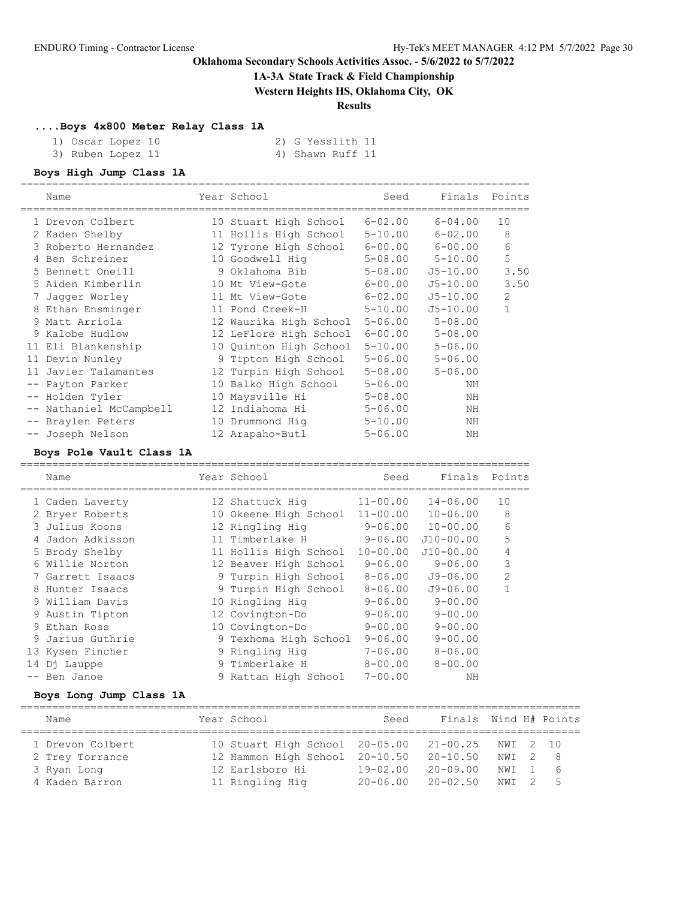## Oklahoma Secondary Schools Activities Assoc. - 5/6/2022 to 5/7/2022

## 1A-3A State Track & Field Championship

### Western Heights HS, Oklahoma City, OK

### Results

#### ....Boys 4x800 Meter Relay Class 1A

1) Oscar Lopez 10
2) G Yesslith 11
3) Ruben Lopez 11
4) Shawn Ruff 11

#### Boys High Jump Class 1A

| | Name | Year | School | Seed | Finals | Points |
|---|---|---|---|---|---|---|
| 1 | Drevon Colbert | 10 | Stuart High School | 6-02.00 | 6-04.00 | 10 |
| 2 | Kaden Shelby | 11 | Hollis High School | 5-10.00 | 6-02.00 | 8 |
| 3 | Roberto Hernandez | 12 | Tyrone High School | 6-00.00 | 6-00.00 | 6 |
| 4 | Ben Schreiner | 10 | Goodwell Hig | 5-08.00 | 5-10.00 | 5 |
| 5 | Bennett Oneill | 9 | Oklahoma Bib | 5-08.00 | J5-10.00 | 3.50 |
| 5 | Aiden Kimberlin | 10 | Mt View-Gote | 6-00.00 | J5-10.00 | 3.50 |
| 7 | Jagger Worley | 11 | Mt View-Gote | 6-02.00 | J5-10.00 | 2 |
| 8 | Ethan Ensminger | 11 | Pond Creek-H | 5-10.00 | J5-10.00 | 1 |
| 9 | Matt Arriola | 12 | Waurika High School | 5-06.00 | 5-08.00 | |
| 9 | Kalobe Hudlow | 12 | LeFlore High School | 6-00.00 | 5-08.00 | |
| 11 | Eli Blankenship | 10 | Quinton High School | 5-10.00 | 5-06.00 | |
| 11 | Devin Nunley | 9 | Tipton High School | 5-06.00 | 5-06.00 | |
| 11 | Javier Talamantes | 12 | Turpin High School | 5-08.00 | 5-06.00 | |
| -- | Payton Parker | 10 | Balko High School | 5-06.00 | NH | |
| -- | Holden Tyler | 10 | Maysville Hi | 5-08.00 | NH | |
| -- | Nathaniel McCampbell | 12 | Indiahoma Hi | 5-06.00 | NH | |
| -- | Braylen Peters | 10 | Drummond Hig | 5-10.00 | NH | |
| -- | Joseph Nelson | 12 | Arapaho-Butl | 5-06.00 | NH | |

#### Boys Pole Vault Class 1A

| | Name | Year | School | Seed | Finals | Points |
|---|---|---|---|---|---|---|
| 1 | Caden Laverty | 12 | Shattuck Hig | 11-00.00 | 14-06.00 | 10 |
| 2 | Bryer Roberts | 10 | Okeene High School | 11-00.00 | 10-06.00 | 8 |
| 3 | Julius Koons | 12 | Ringling Hig | 9-06.00 | 10-00.00 | 6 |
| 4 | Jadon Adkisson | 11 | Timberlake H | 9-06.00 | J10-00.00 | 5 |
| 5 | Brody Shelby | 11 | Hollis High School | 10-00.00 | J10-00.00 | 4 |
| 6 | Willie Norton | 12 | Beaver High School | 9-06.00 | 9-06.00 | 3 |
| 7 | Garrett Isaacs | 9 | Turpin High School | 8-06.00 | J9-06.00 | 2 |
| 8 | Hunter Isaacs | 9 | Turpin High School | 8-06.00 | J9-06.00 | 1 |
| 9 | William Davis | 10 | Ringling Hig | 9-06.00 | 9-00.00 | |
| 9 | Austin Tipton | 12 | Covington-Do | 9-06.00 | 9-00.00 | |
| 9 | Ethan Ross | 10 | Covington-Do | 9-00.00 | 9-00.00 | |
| 9 | Jarius Guthrie | 9 | Texhoma High School | 9-06.00 | 9-00.00 | |
| 13 | Kysen Fincher | 9 | Ringling Hig | 7-06.00 | 8-06.00 | |
| 14 | Dj Lauppe | 9 | Timberlake H | 8-00.00 | 8-00.00 | |
| -- | Ben Janoe | 9 | Rattan High School | 7-00.00 | NH | |

#### Boys Long Jump Class 1A

| | Name | Year | School | Seed | Finals | Wind | H# | Points |
|---|---|---|---|---|---|---|---|---|
| 1 | Drevon Colbert | 10 | Stuart High School | 20-05.00 | 21-00.25 | NWI | 2 | 10 |
| 2 | Trey Torrance | 12 | Hammon High School | 20-10.50 | 20-10.50 | NWI | 2 | 8 |
| 3 | Ryan Long | 12 | Earlsboro Hi | 19-02.00 | 20-09.00 | NWI | 1 | 6 |
| 4 | Kaden Barron | 11 | Ringling Hig | 20-06.00 | 20-02.50 | NWI | 2 | 5 |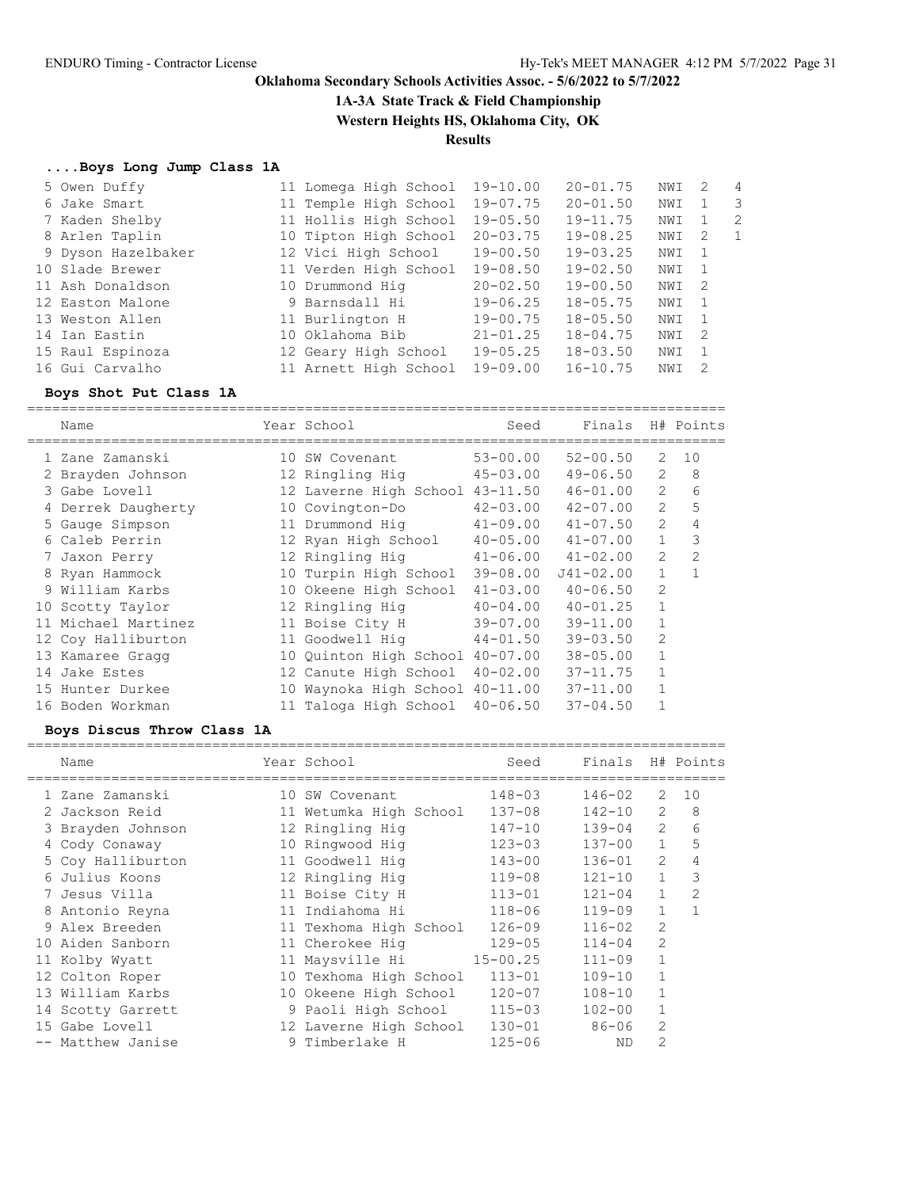# Oklahoma Secondary Schools Activities Assoc. - 5/6/2022 to 5/7/2022

## 1A-3A State Track & Field Championship

## Western Heights HS, Oklahoma City, OK

## Results

### ....Boys Long Jump Class 1A

| Place | Name | Year | School | Seed | Finals | Wind | H# | Points |
|---|---|---|---|---|---|---|---|---|
| 5 | Owen Duffy | 11 | Lomega High School | 19-10.00 | 20-01.75 | NWI | 2 | 4 |
| 6 | Jake Smart | 11 | Temple High School | 19-07.75 | 20-01.50 | NWI | 1 | 3 |
| 7 | Kaden Shelby | 11 | Hollis High School | 19-05.50 | 19-11.75 | NWI | 1 | 2 |
| 8 | Arlen Taplin | 10 | Tipton High School | 20-03.75 | 19-08.25 | NWI | 2 | 1 |
| 9 | Dyson Hazelbaker | 12 | Vici High School | 19-00.50 | 19-03.25 | NWI | 1 | |
| 10 | Slade Brewer | 11 | Verden High School | 19-08.50 | 19-02.50 | NWI | 1 | |
| 11 | Ash Donaldson | 10 | Drummond Hig | 20-02.50 | 19-00.50 | NWI | 2 | |
| 12 | Easton Malone | 9 | Barnsdall Hi | 19-06.25 | 18-05.75 | NWI | 1 | |
| 13 | Weston Allen | 11 | Burlington H | 19-00.75 | 18-05.50 | NWI | 1 | |
| 14 | Ian Eastin | 10 | Oklahoma Bib | 21-01.25 | 18-04.75 | NWI | 2 | |
| 15 | Raul Espinoza | 12 | Geary High School | 19-05.25 | 18-03.50 | NWI | 1 | |
| 16 | Gui Carvalho | 11 | Arnett High School | 19-09.00 | 16-10.75 | NWI | 2 | |

### Boys Shot Put Class 1A

| Place | Name | Year | School | Seed | Finals | H# | Points |
|---|---|---|---|---|---|---|---|
| 1 | Zane Zamanski | 10 | SW Covenant | 53-00.00 | 52-00.50 | 2 | 10 |
| 2 | Brayden Johnson | 12 | Ringling Hig | 45-03.00 | 49-06.50 | 2 | 8 |
| 3 | Gabe Lovell | 12 | Laverne High School | 43-11.50 | 46-01.00 | 2 | 6 |
| 4 | Derrek Daugherty | 10 | Covington-Do | 42-03.00 | 42-07.00 | 2 | 5 |
| 5 | Gauge Simpson | 11 | Drummond Hig | 41-09.00 | 41-07.50 | 2 | 4 |
| 6 | Caleb Perrin | 12 | Ryan High School | 40-05.00 | 41-07.00 | 1 | 3 |
| 7 | Jaxon Perry | 12 | Ringling Hig | 41-06.00 | 41-02.00 | 2 | 2 |
| 8 | Ryan Hammock | 10 | Turpin High School | 39-08.00 | J41-02.00 | 1 | 1 |
| 9 | William Karbs | 10 | Okeene High School | 41-03.00 | 40-06.50 | 2 | |
| 10 | Scotty Taylor | 12 | Ringling Hig | 40-04.00 | 40-01.25 | 1 | |
| 11 | Michael Martinez | 11 | Boise City H | 39-07.00 | 39-11.00 | 1 | |
| 12 | Coy Halliburton | 11 | Goodwell Hig | 44-01.50 | 39-03.50 | 2 | |
| 13 | Kamaree Gragg | 10 | Quinton High School | 40-07.00 | 38-05.00 | 1 | |
| 14 | Jake Estes | 12 | Canute High School | 40-02.00 | 37-11.75 | 1 | |
| 15 | Hunter Durkee | 10 | Waynoka High School | 40-11.00 | 37-11.00 | 1 | |
| 16 | Boden Workman | 11 | Taloga High School | 40-06.50 | 37-04.50 | 1 | |

### Boys Discus Throw Class 1A

| Place | Name | Year | School | Seed | Finals | H# | Points |
|---|---|---|---|---|---|---|---|
| 1 | Zane Zamanski | 10 | SW Covenant | 148-03 | 146-02 | 2 | 10 |
| 2 | Jackson Reid | 11 | Wetumka High School | 137-08 | 142-10 | 2 | 8 |
| 3 | Brayden Johnson | 12 | Ringling Hig | 147-10 | 139-04 | 2 | 6 |
| 4 | Cody Conaway | 10 | Ringwood Hig | 123-03 | 137-00 | 1 | 5 |
| 5 | Coy Halliburton | 11 | Goodwell Hig | 143-00 | 136-01 | 2 | 4 |
| 6 | Julius Koons | 12 | Ringling Hig | 119-08 | 121-10 | 1 | 3 |
| 7 | Jesus Villa | 11 | Boise City H | 113-01 | 121-04 | 1 | 2 |
| 8 | Antonio Reyna | 11 | Indiahoma Hi | 118-06 | 119-09 | 1 | 1 |
| 9 | Alex Breeden | 11 | Texhoma High School | 126-09 | 116-02 | 2 | |
| 10 | Aiden Sanborn | 11 | Cherokee Hig | 129-05 | 114-04 | 2 | |
| 11 | Kolby Wyatt | 11 | Maysville Hi | 15-00.25 | 111-09 | 1 | |
| 12 | Colton Roper | 10 | Texhoma High School | 113-01 | 109-10 | 1 | |
| 13 | William Karbs | 10 | Okeene High School | 120-07 | 108-10 | 1 | |
| 14 | Scotty Garrett | 9 | Paoli High School | 115-03 | 102-00 | 1 | |
| 15 | Gabe Lovell | 12 | Laverne High School | 130-01 | 86-06 | 2 | |
| -- | Matthew Janise | 9 | Timberlake H | 125-06 | ND | 2 | |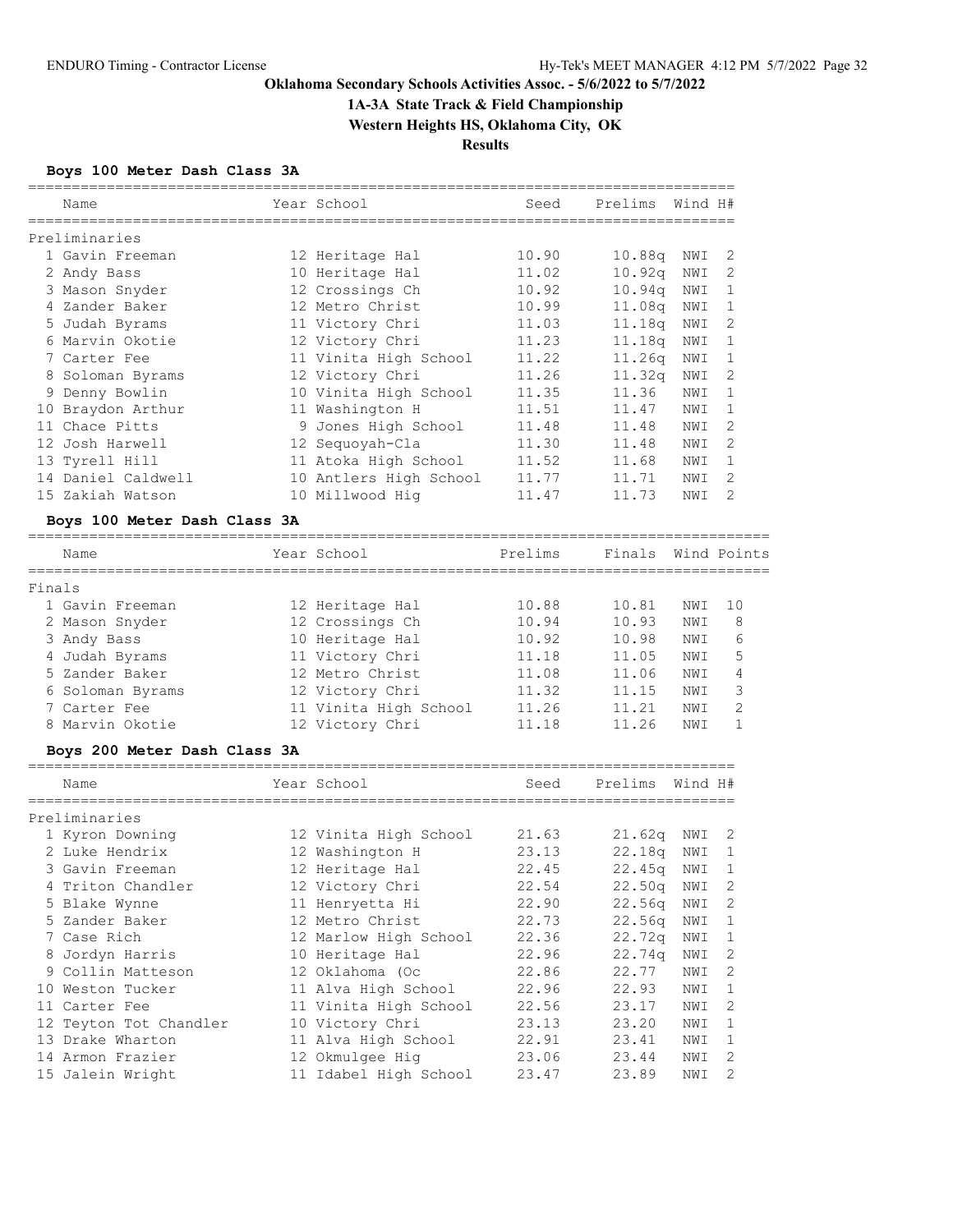**Oklahoma Secondary Schools Activities Assoc. - 5/6/2022 to 5/7/2022**

**1A-3A State Track & Field Championship**

**Western Heights HS, Oklahoma City, OK**

**Results**

### Boys 100 Meter Dash Class 3A

**Preliminaries**

| | Name | Year | School | Seed | Prelims | Wind | H# |
|---|---|---|---|---|---|---|---|
| 1 | Gavin Freeman | 12 | Heritage Hal | 10.90 | 10.88q | NWI | 2 |
| 2 | Andy Bass | 10 | Heritage Hal | 11.02 | 10.92q | NWI | 2 |
| 3 | Mason Snyder | 12 | Crossings Ch | 10.92 | 10.94q | NWI | 1 |
| 4 | Zander Baker | 12 | Metro Christ | 10.99 | 11.08q | NWI | 1 |
| 5 | Judah Byrams | 11 | Victory Chri | 11.03 | 11.18q | NWI | 2 |
| 6 | Marvin Okotie | 12 | Victory Chri | 11.23 | 11.18q | NWI | 1 |
| 7 | Carter Fee | 11 | Vinita High School | 11.22 | 11.26q | NWI | 1 |
| 8 | Soloman Byrams | 12 | Victory Chri | 11.26 | 11.32q | NWI | 2 |
| 9 | Denny Bowlin | 10 | Vinita High School | 11.35 | 11.36 | NWI | 1 |
| 10 | Braydon Arthur | 11 | Washington H | 11.51 | 11.47 | NWI | 1 |
| 11 | Chace Pitts | 9 | Jones High School | 11.48 | 11.48 | NWI | 2 |
| 12 | Josh Harwell | 12 | Sequoyah-Cla | 11.30 | 11.48 | NWI | 2 |
| 13 | Tyrell Hill | 11 | Atoka High School | 11.52 | 11.68 | NWI | 1 |
| 14 | Daniel Caldwell | 10 | Antlers High School | 11.77 | 11.71 | NWI | 2 |
| 15 | Zakiah Watson | 10 | Millwood Hig | 11.47 | 11.73 | NWI | 2 |

### Boys 100 Meter Dash Class 3A

**Finals**

| | Name | Year | School | Prelims | Finals | Wind | Points |
|---|---|---|---|---|---|---|---|
| 1 | Gavin Freeman | 12 | Heritage Hal | 10.88 | 10.81 | NWI | 10 |
| 2 | Mason Snyder | 12 | Crossings Ch | 10.94 | 10.93 | NWI | 8 |
| 3 | Andy Bass | 10 | Heritage Hal | 10.92 | 10.98 | NWI | 6 |
| 4 | Judah Byrams | 11 | Victory Chri | 11.18 | 11.05 | NWI | 5 |
| 5 | Zander Baker | 12 | Metro Christ | 11.08 | 11.06 | NWI | 4 |
| 6 | Soloman Byrams | 12 | Victory Chri | 11.32 | 11.15 | NWI | 3 |
| 7 | Carter Fee | 11 | Vinita High School | 11.26 | 11.21 | NWI | 2 |
| 8 | Marvin Okotie | 12 | Victory Chri | 11.18 | 11.26 | NWI | 1 |

### Boys 200 Meter Dash Class 3A

**Preliminaries**

| | Name | Year | School | Seed | Prelims | Wind | H# |
|---|---|---|---|---|---|---|---|
| 1 | Kyron Downing | 12 | Vinita High School | 21.63 | 21.62q | NWI | 2 |
| 2 | Luke Hendrix | 12 | Washington H | 23.13 | 22.18q | NWI | 1 |
| 3 | Gavin Freeman | 12 | Heritage Hal | 22.45 | 22.45q | NWI | 1 |
| 4 | Triton Chandler | 12 | Victory Chri | 22.54 | 22.50q | NWI | 2 |
| 5 | Blake Wynne | 11 | Henryetta Hi | 22.90 | 22.56q | NWI | 2 |
| 5 | Zander Baker | 12 | Metro Christ | 22.73 | 22.56q | NWI | 1 |
| 7 | Case Rich | 12 | Marlow High School | 22.36 | 22.72q | NWI | 1 |
| 8 | Jordyn Harris | 10 | Heritage Hal | 22.96 | 22.74q | NWI | 2 |
| 9 | Collin Matteson | 12 | Oklahoma (Oc | 22.86 | 22.77 | NWI | 2 |
| 10 | Weston Tucker | 11 | Alva High School | 22.96 | 22.93 | NWI | 1 |
| 11 | Carter Fee | 11 | Vinita High School | 22.56 | 23.17 | NWI | 2 |
| 12 | Teyton Tot Chandler | 10 | Victory Chri | 23.13 | 23.20 | NWI | 1 |
| 13 | Drake Wharton | 11 | Alva High School | 22.91 | 23.41 | NWI | 1 |
| 14 | Armon Frazier | 12 | Okmulgee Hig | 23.06 | 23.44 | NWI | 2 |
| 15 | Jalein Wright | 11 | Idabel High School | 23.47 | 23.89 | NWI | 2 |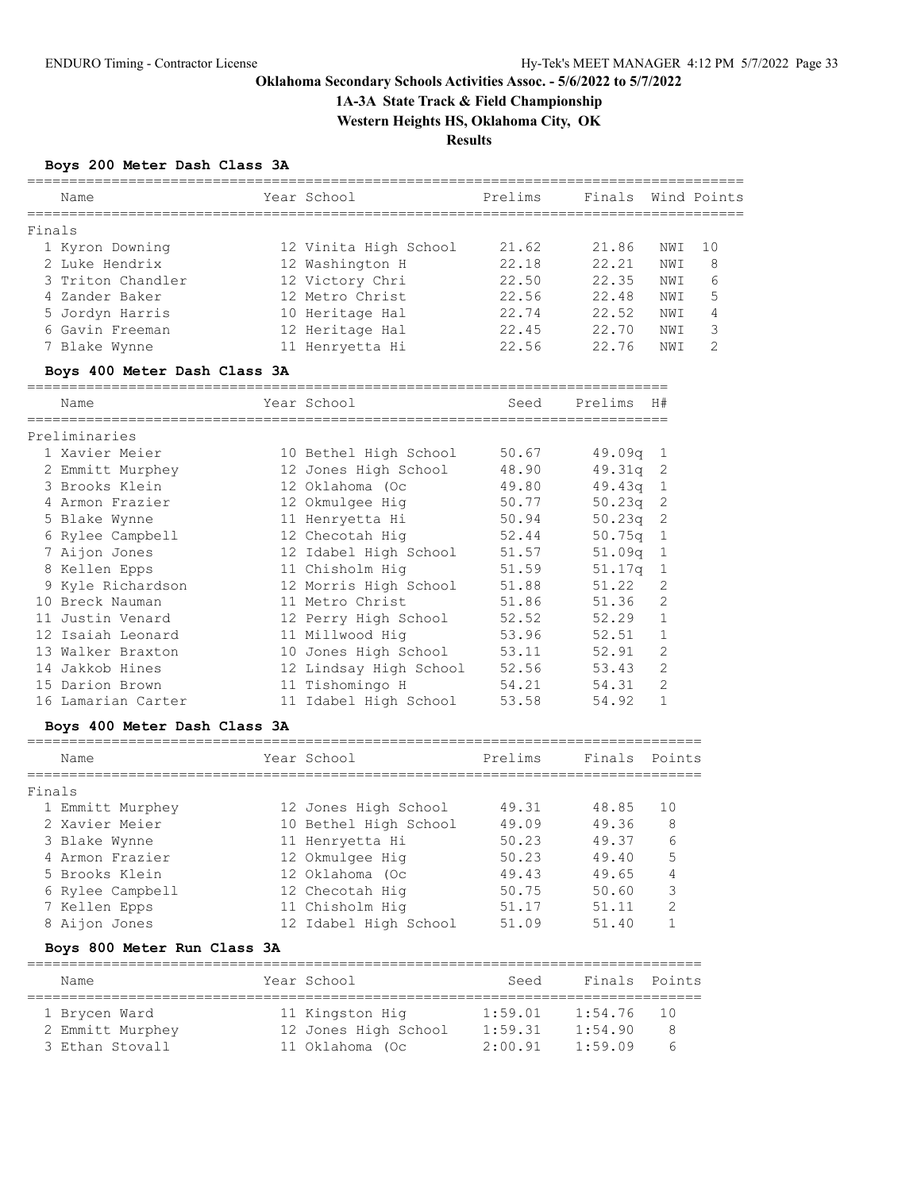**Oklahoma Secondary Schools Activities Assoc. - 5/6/2022 to 5/7/2022**

**1A-3A State Track & Field Championship**

**Western Heights HS, Oklahoma City, OK**

**Results**

### Boys 200 Meter Dash Class 3A

| Name | Year | School | Prelims | Finals | Wind | Points |
|---|---|---|---|---|---|---|
| **Finals** | | | | | | |
| 1 Kyron Downing | 12 | Vinita High School | 21.62 | 21.86 | NWI | 10 |
| 2 Luke Hendrix | 12 | Washington H | 22.18 | 22.21 | NWI | 8 |
| 3 Triton Chandler | 12 | Victory Chri | 22.50 | 22.35 | NWI | 6 |
| 4 Zander Baker | 12 | Metro Christ | 22.56 | 22.48 | NWI | 5 |
| 5 Jordyn Harris | 10 | Heritage Hal | 22.74 | 22.52 | NWI | 4 |
| 6 Gavin Freeman | 12 | Heritage Hal | 22.45 | 22.70 | NWI | 3 |
| 7 Blake Wynne | 11 | Henryetta Hi | 22.56 | 22.76 | NWI | 2 |

### Boys 400 Meter Dash Class 3A

| Name | Year | School | Seed | Prelims | H# |
|---|---|---|---|---|---|
| **Preliminaries** | | | | | |
| 1 Xavier Meier | 10 | Bethel High School | 50.67 | 49.09q | 1 |
| 2 Emmitt Murphey | 12 | Jones High School | 48.90 | 49.31q | 2 |
| 3 Brooks Klein | 12 | Oklahoma (Oc | 49.80 | 49.43q | 1 |
| 4 Armon Frazier | 12 | Okmulgee Hig | 50.77 | 50.23q | 2 |
| 5 Blake Wynne | 11 | Henryetta Hi | 50.94 | 50.23q | 2 |
| 6 Rylee Campbell | 12 | Checotah Hig | 52.44 | 50.75q | 1 |
| 7 Aijon Jones | 12 | Idabel High School | 51.57 | 51.09q | 1 |
| 8 Kellen Epps | 11 | Chisholm Hig | 51.59 | 51.17q | 1 |
| 9 Kyle Richardson | 12 | Morris High School | 51.88 | 51.22 | 2 |
| 10 Breck Nauman | 11 | Metro Christ | 51.86 | 51.36 | 2 |
| 11 Justin Venard | 12 | Perry High School | 52.52 | 52.29 | 1 |
| 12 Isaiah Leonard | 11 | Millwood Hig | 53.96 | 52.51 | 1 |
| 13 Walker Braxton | 10 | Jones High School | 53.11 | 52.91 | 2 |
| 14 Jakkob Hines | 12 | Lindsay High School | 52.56 | 53.43 | 2 |
| 15 Darion Brown | 11 | Tishomingo H | 54.21 | 54.31 | 2 |
| 16 Lamarian Carter | 11 | Idabel High School | 53.58 | 54.92 | 1 |

### Boys 400 Meter Dash Class 3A

| Name | Year | School | Prelims | Finals | Points |
|---|---|---|---|---|---|
| **Finals** | | | | | |
| 1 Emmitt Murphey | 12 | Jones High School | 49.31 | 48.85 | 10 |
| 2 Xavier Meier | 10 | Bethel High School | 49.09 | 49.36 | 8 |
| 3 Blake Wynne | 11 | Henryetta Hi | 50.23 | 49.37 | 6 |
| 4 Armon Frazier | 12 | Okmulgee Hig | 50.23 | 49.40 | 5 |
| 5 Brooks Klein | 12 | Oklahoma (Oc | 49.43 | 49.65 | 4 |
| 6 Rylee Campbell | 12 | Checotah Hig | 50.75 | 50.60 | 3 |
| 7 Kellen Epps | 11 | Chisholm Hig | 51.17 | 51.11 | 2 |
| 8 Aijon Jones | 12 | Idabel High School | 51.09 | 51.40 | 1 |

### Boys 800 Meter Run Class 3A

| Name | Year | School | Seed | Finals | Points |
|---|---|---|---|---|---|
| 1 Brycen Ward | 11 | Kingston Hig | 1:59.01 | 1:54.76 | 10 |
| 2 Emmitt Murphey | 12 | Jones High School | 1:59.31 | 1:54.90 | 8 |
| 3 Ethan Stovall | 11 | Oklahoma (Oc | 2:00.91 | 1:59.09 | 6 |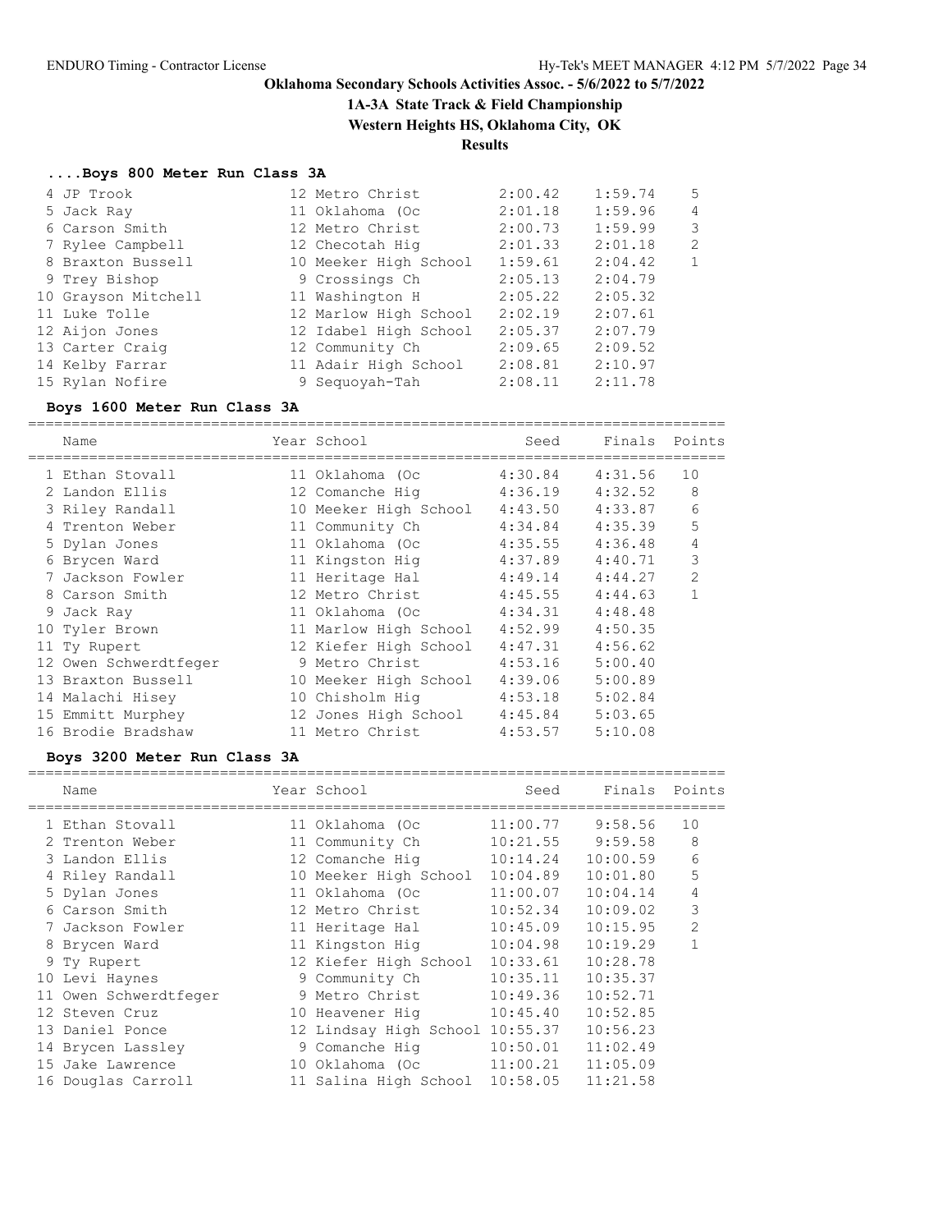# Oklahoma Secondary Schools Activities Assoc. - 5/6/2022 to 5/7/2022

## 1A-3A State Track & Field Championship

### Western Heights HS, Oklahoma City, OK

### Results

#### ....Boys 800 Meter Run Class 3A

| Place | Name | Year | School | Seed | Finals | Points |
|---|---|---|---|---|---|---|
| 4 | JP Trook | 12 | Metro Christ | 2:00.42 | 1:59.74 | 5 |
| 5 | Jack Ray | 11 | Oklahoma (Oc | 2:01.18 | 1:59.96 | 4 |
| 6 | Carson Smith | 12 | Metro Christ | 2:00.73 | 1:59.99 | 3 |
| 7 | Rylee Campbell | 12 | Checotah Hig | 2:01.33 | 2:01.18 | 2 |
| 8 | Braxton Bussell | 10 | Meeker High School | 1:59.61 | 2:04.42 | 1 |
| 9 | Trey Bishop | 9 | Crossings Ch | 2:05.13 | 2:04.79 | |
| 10 | Grayson Mitchell | 11 | Washington H | 2:05.22 | 2:05.32 | |
| 11 | Luke Tolle | 12 | Marlow High School | 2:02.19 | 2:07.61 | |
| 12 | Aijon Jones | 12 | Idabel High School | 2:05.37 | 2:07.79 | |
| 13 | Carter Craig | 12 | Community Ch | 2:09.65 | 2:09.52 | |
| 14 | Kelby Farrar | 11 | Adair High School | 2:08.81 | 2:10.97 | |
| 15 | Rylan Nofire | 9 | Sequoyah-Tah | 2:08.11 | 2:11.78 | |

#### Boys 1600 Meter Run Class 3A

| Place | Name | Year | School | Seed | Finals | Points |
|---|---|---|---|---|---|---|
| 1 | Ethan Stovall | 11 | Oklahoma (Oc | 4:30.84 | 4:31.56 | 10 |
| 2 | Landon Ellis | 12 | Comanche Hig | 4:36.19 | 4:32.52 | 8 |
| 3 | Riley Randall | 10 | Meeker High School | 4:43.50 | 4:33.87 | 6 |
| 4 | Trenton Weber | 11 | Community Ch | 4:34.84 | 4:35.39 | 5 |
| 5 | Dylan Jones | 11 | Oklahoma (Oc | 4:35.55 | 4:36.48 | 4 |
| 6 | Brycen Ward | 11 | Kingston Hig | 4:37.89 | 4:40.71 | 3 |
| 7 | Jackson Fowler | 11 | Heritage Hal | 4:49.14 | 4:44.27 | 2 |
| 8 | Carson Smith | 12 | Metro Christ | 4:45.55 | 4:44.63 | 1 |
| 9 | Jack Ray | 11 | Oklahoma (Oc | 4:34.31 | 4:48.48 | |
| 10 | Tyler Brown | 11 | Marlow High School | 4:52.99 | 4:50.35 | |
| 11 | Ty Rupert | 12 | Kiefer High School | 4:47.31 | 4:56.62 | |
| 12 | Owen Schwerdtfeger | 9 | Metro Christ | 4:53.16 | 5:00.40 | |
| 13 | Braxton Bussell | 10 | Meeker High School | 4:39.06 | 5:00.89 | |
| 14 | Malachi Hisey | 10 | Chisholm Hig | 4:53.18 | 5:02.84 | |
| 15 | Emmitt Murphey | 12 | Jones High School | 4:45.84 | 5:03.65 | |
| 16 | Brodie Bradshaw | 11 | Metro Christ | 4:53.57 | 5:10.08 | |

#### Boys 3200 Meter Run Class 3A

| Place | Name | Year | School | Seed | Finals | Points |
|---|---|---|---|---|---|---|
| 1 | Ethan Stovall | 11 | Oklahoma (Oc | 11:00.77 | 9:58.56 | 10 |
| 2 | Trenton Weber | 11 | Community Ch | 10:21.55 | 9:59.58 | 8 |
| 3 | Landon Ellis | 12 | Comanche Hig | 10:14.24 | 10:00.59 | 6 |
| 4 | Riley Randall | 10 | Meeker High School | 10:04.89 | 10:01.80 | 5 |
| 5 | Dylan Jones | 11 | Oklahoma (Oc | 11:00.07 | 10:04.14 | 4 |
| 6 | Carson Smith | 12 | Metro Christ | 10:52.34 | 10:09.02 | 3 |
| 7 | Jackson Fowler | 11 | Heritage Hal | 10:45.09 | 10:15.95 | 2 |
| 8 | Brycen Ward | 11 | Kingston Hig | 10:04.98 | 10:19.29 | 1 |
| 9 | Ty Rupert | 12 | Kiefer High School | 10:33.61 | 10:28.78 | |
| 10 | Levi Haynes | 9 | Community Ch | 10:35.11 | 10:35.37 | |
| 11 | Owen Schwerdtfeger | 9 | Metro Christ | 10:49.36 | 10:52.71 | |
| 12 | Steven Cruz | 10 | Heavener Hig | 10:45.40 | 10:52.85 | |
| 13 | Daniel Ponce | 12 | Lindsay High School | 10:55.37 | 10:56.23 | |
| 14 | Brycen Lassley | 9 | Comanche Hig | 10:50.01 | 11:02.49 | |
| 15 | Jake Lawrence | 10 | Oklahoma (Oc | 11:00.21 | 11:05.09 | |
| 16 | Douglas Carroll | 11 | Salina High School | 10:58.05 | 11:21.58 | |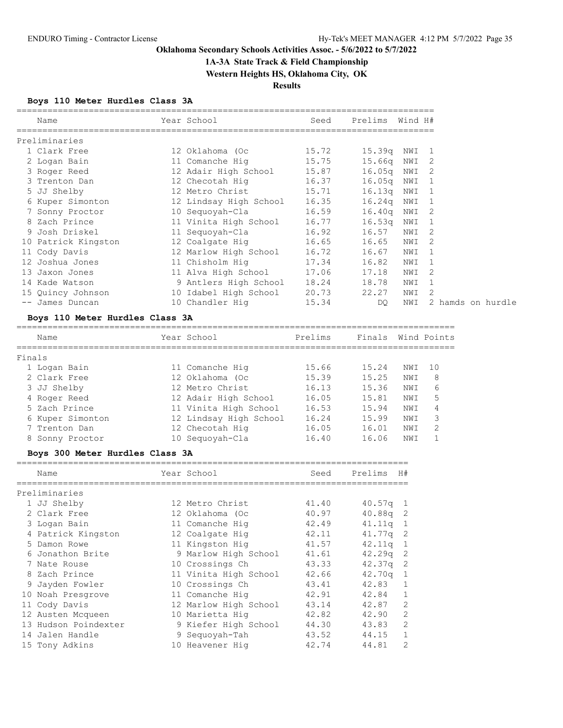ENDURO Timing - Contractor License    Hy-Tek's MEET MANAGER 4:12 PM 5/7/2022

# Oklahoma Secondary Schools Activities Assoc. - 5/6/2022 to 5/7/2022

## 1A-3A State Track & Field Championship

## Western Heights HS, Oklahoma City, OK

### Results

### Boys 110 Meter Hurdles Class 3A

| | Name | Year | School | Seed | Prelims | Wind | H# | |
|---|---|---|---|---|---|---|---|---|
| **Preliminaries** | | | | | | | | |
| 1 | Clark Free | 12 | Oklahoma (Oc | 15.72 | 15.39q | NWI | 1 | |
| 2 | Logan Bain | 11 | Comanche Hig | 15.75 | 15.66q | NWI | 2 | |
| 3 | Roger Reed | 12 | Adair High School | 15.87 | 16.05q | NWI | 2 | |
| 3 | Trenton Dan | 12 | Checotah Hig | 16.37 | 16.05q | NWI | 1 | |
| 5 | JJ Shelby | 12 | Metro Christ | 15.71 | 16.13q | NWI | 1 | |
| 6 | Kuper Simonton | 12 | Lindsay High School | 16.35 | 16.24q | NWI | 1 | |
| 7 | Sonny Proctor | 10 | Sequoyah-Cla | 16.59 | 16.40q | NWI | 2 | |
| 8 | Zach Prince | 11 | Vinita High School | 16.77 | 16.53q | NWI | 1 | |
| 9 | Josh Driskel | 11 | Sequoyah-Cla | 16.92 | 16.57 | NWI | 2 | |
| 10 | Patrick Kingston | 12 | Coalgate Hig | 16.65 | 16.65 | NWI | 2 | |
| 11 | Cody Davis | 12 | Marlow High School | 16.72 | 16.67 | NWI | 1 | |
| 12 | Joshua Jones | 11 | Chisholm Hig | 17.34 | 16.82 | NWI | 1 | |
| 13 | Jaxon Jones | 11 | Alva High School | 17.06 | 17.18 | NWI | 2 | |
| 14 | Kade Watson | 9 | Antlers High School | 18.24 | 18.78 | NWI | 1 | |
| 15 | Quincy Johnson | 10 | Idabel High School | 20.73 | 22.27 | NWI | 2 | |
| -- | James Duncan | 10 | Chandler Hig | 15.34 | DQ | NWI | 2 | hamds on hurdle |

### Boys 110 Meter Hurdles Class 3A

| | Name | Year | School | Prelims | Finals | Wind | Points |
|---|---|---|---|---|---|---|---|
| **Finals** | | | | | | | |
| 1 | Logan Bain | 11 | Comanche Hig | 15.66 | 15.24 | NWI | 10 |
| 2 | Clark Free | 12 | Oklahoma (Oc | 15.39 | 15.25 | NWI | 8 |
| 3 | JJ Shelby | 12 | Metro Christ | 16.13 | 15.36 | NWI | 6 |
| 4 | Roger Reed | 12 | Adair High School | 16.05 | 15.81 | NWI | 5 |
| 5 | Zach Prince | 11 | Vinita High School | 16.53 | 15.94 | NWI | 4 |
| 6 | Kuper Simonton | 12 | Lindsay High School | 16.24 | 15.99 | NWI | 3 |
| 7 | Trenton Dan | 12 | Checotah Hig | 16.05 | 16.01 | NWI | 2 |
| 8 | Sonny Proctor | 10 | Sequoyah-Cla | 16.40 | 16.06 | NWI | 1 |

### Boys 300 Meter Hurdles Class 3A

| | Name | Year | School | Seed | Prelims | H# |
|---|---|---|---|---|---|---|
| **Preliminaries** | | | | | | |
| 1 | JJ Shelby | 12 | Metro Christ | 41.40 | 40.57q | 1 |
| 2 | Clark Free | 12 | Oklahoma (Oc | 40.97 | 40.88q | 2 |
| 3 | Logan Bain | 11 | Comanche Hig | 42.49 | 41.11q | 1 |
| 4 | Patrick Kingston | 12 | Coalgate Hig | 42.11 | 41.77q | 2 |
| 5 | Damon Rowe | 11 | Kingston Hig | 41.57 | 42.11q | 1 |
| 6 | Jonathon Brite | 9 | Marlow High School | 41.61 | 42.29q | 2 |
| 7 | Nate Rouse | 10 | Crossings Ch | 43.33 | 42.37q | 2 |
| 8 | Zach Prince | 11 | Vinita High School | 42.66 | 42.70q | 1 |
| 9 | Jayden Fowler | 10 | Crossings Ch | 43.41 | 42.83 | 1 |
| 10 | Noah Presgrove | 11 | Comanche Hig | 42.91 | 42.84 | 1 |
| 11 | Cody Davis | 12 | Marlow High School | 43.14 | 42.87 | 2 |
| 12 | Austen Mcqueen | 10 | Marietta Hig | 42.82 | 42.90 | 2 |
| 13 | Hudson Poindexter | 9 | Kiefer High School | 44.30 | 43.83 | 2 |
| 14 | Jalen Handle | 9 | Sequoyah-Tah | 43.52 | 44.15 | 1 |
| 15 | Tony Adkins | 10 | Heavener Hig | 42.74 | 44.81 | 2 |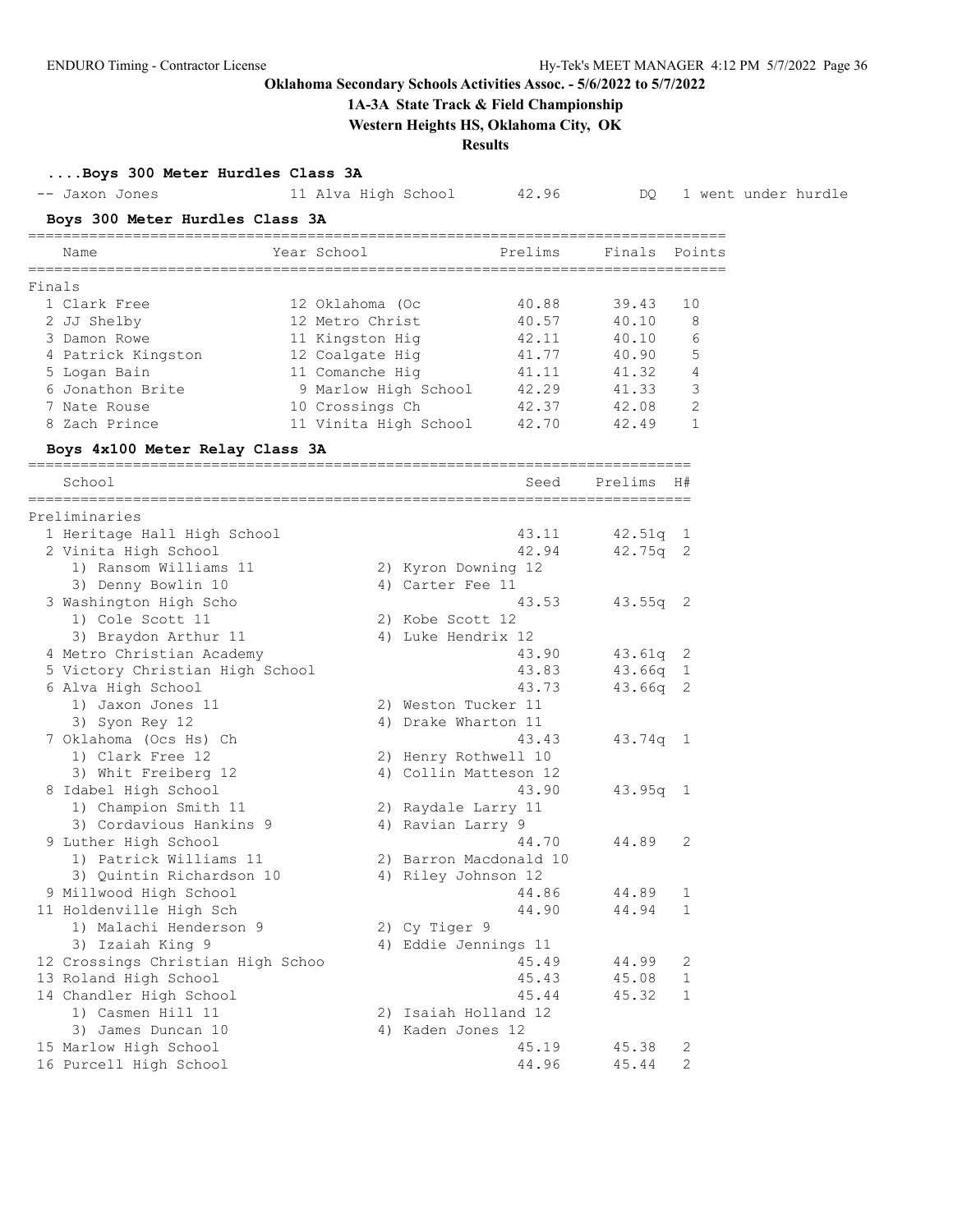# Oklahoma Secondary Schools Activities Assoc. - 5/6/2022 to 5/7/2022

## 1A-3A State Track & Field Championship

### Western Heights HS, Oklahoma City, OK

### Results

**....Boys 300 Meter Hurdles Class 3A**

| | Name | Year | School | Prelims | Finals | Note |
|---|---|---|---|---|---|---|
| -- | Jaxon Jones | 11 | Alva High School | 42.96 | DQ | 1 went under hurdle |

**Boys 300 Meter Hurdles Class 3A**

Finals

| | Name | Year | School | Prelims | Finals | Points |
|---|---|---|---|---|---|---|
| 1 | Clark Free | 12 | Oklahoma (Oc | 40.88 | 39.43 | 10 |
| 2 | JJ Shelby | 12 | Metro Christ | 40.57 | 40.10 | 8 |
| 3 | Damon Rowe | 11 | Kingston Hig | 42.11 | 40.10 | 6 |
| 4 | Patrick Kingston | 12 | Coalgate Hig | 41.77 | 40.90 | 5 |
| 5 | Logan Bain | 11 | Comanche Hig | 41.11 | 41.32 | 4 |
| 6 | Jonathon Brite | 9 | Marlow High School | 42.29 | 41.33 | 3 |
| 7 | Nate Rouse | 10 | Crossings Ch | 42.37 | 42.08 | 2 |
| 8 | Zach Prince | 11 | Vinita High School | 42.70 | 42.49 | 1 |

**Boys 4x100 Meter Relay Class 3A**

Preliminaries

| | School | Seed | Prelims | H# |
|---|---|---|---|---|
| 1 | Heritage Hall High School | 43.11 | 42.51q | 1 |
| 2 | Vinita High School | 42.94 | 42.75q | 2 |
| | 1) Ransom Williams 11, 2) Kyron Downing 12, 3) Denny Bowlin 10, 4) Carter Fee 11 | | | |
| 3 | Washington High Scho | 43.53 | 43.55q | 2 |
| | 1) Cole Scott 11, 2) Kobe Scott 12, 3) Braydon Arthur 11, 4) Luke Hendrix 12 | | | |
| 4 | Metro Christian Academy | 43.90 | 43.61q | 2 |
| 5 | Victory Christian High School | 43.83 | 43.66q | 1 |
| 6 | Alva High School | 43.73 | 43.66q | 2 |
| | 1) Jaxon Jones 11, 2) Weston Tucker 11, 3) Syon Rey 12, 4) Drake Wharton 11 | | | |
| 7 | Oklahoma (Ocs Hs) Ch | 43.43 | 43.74q | 1 |
| | 1) Clark Free 12, 2) Henry Rothwell 10, 3) Whit Freiberg 12, 4) Collin Matteson 12 | | | |
| 8 | Idabel High School | 43.90 | 43.95q | 1 |
| | 1) Champion Smith 11, 2) Raydale Larry 11, 3) Cordavious Hankins 9, 4) Ravian Larry 9 | | | |
| 9 | Luther High School | 44.70 | 44.89 | 2 |
| | 1) Patrick Williams 11, 2) Barron Macdonald 10, 3) Quintin Richardson 10, 4) Riley Johnson 12 | | | |
| 9 | Millwood High School | 44.86 | 44.89 | 1 |
| 11 | Holdenville High Sch | 44.90 | 44.94 | 1 |
| | 1) Malachi Henderson 9, 2) Cy Tiger 9, 3) Izaiah King 9, 4) Eddie Jennings 11 | | | |
| 12 | Crossings Christian High Schoo | 45.49 | 44.99 | 2 |
| 13 | Roland High School | 45.43 | 45.08 | 1 |
| 14 | Chandler High School | 45.44 | 45.32 | 1 |
| | 1) Casmen Hill 11, 2) Isaiah Holland 12, 3) James Duncan 10, 4) Kaden Jones 12 | | | |
| 15 | Marlow High School | 45.19 | 45.38 | 2 |
| 16 | Purcell High School | 44.96 | 45.44 | 2 |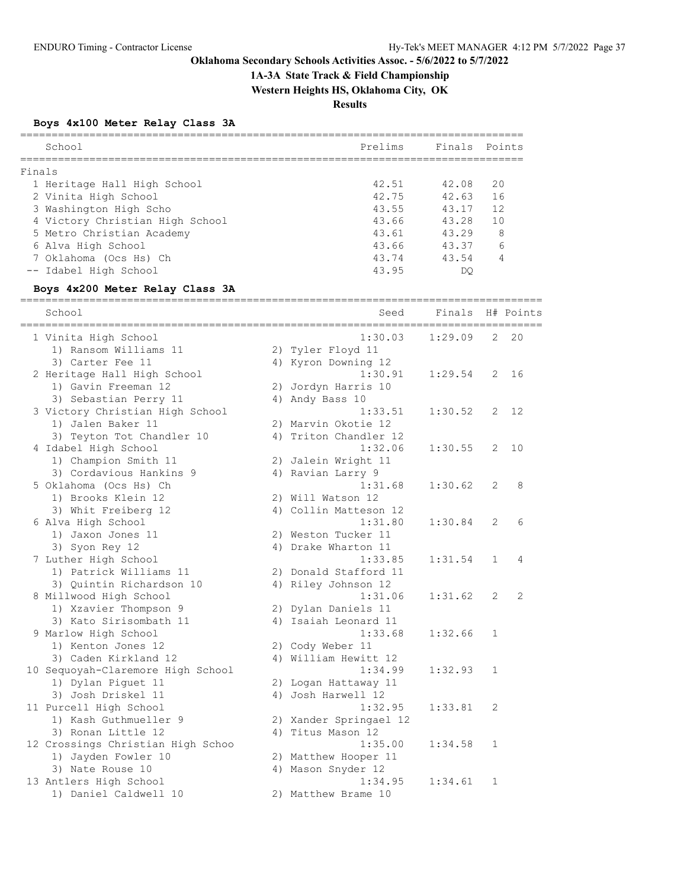# Oklahoma Secondary Schools Activities Assoc. - 5/6/2022 to 5/7/2022

## 1A-3A State Track & Field Championship

## Western Heights HS, Oklahoma City, OK

## Results

### Boys 4x100 Meter Relay Class 3A

**Finals**

| Place | School | Prelims | Finals | Points |
|---|---|---|---|---|
| 1 | Heritage Hall High School | 42.51 | 42.08 | 20 |
| 2 | Vinita High School | 42.75 | 42.63 | 16 |
| 3 | Washington High Scho | 43.55 | 43.17 | 12 |
| 4 | Victory Christian High School | 43.66 | 43.28 | 10 |
| 5 | Metro Christian Academy | 43.61 | 43.29 | 8 |
| 6 | Alva High School | 43.66 | 43.37 | 6 |
| 7 | Oklahoma (Ocs Hs) Ch | 43.74 | 43.54 | 4 |
| -- | Idabel High School | 43.95 | DQ | |

### Boys 4x200 Meter Relay Class 3A

| Place | School | Seed | Finals | H# | Points |
|---|---|---|---|---|---|
| 1 | Vinita High School | 1:30.03 | 1:29.09 | 2 | 20 |
| | 1) Ransom Williams 11; 2) Tyler Floyd 11; 3) Carter Fee 11; 4) Kyron Downing 12 | | | | |
| 2 | Heritage Hall High School | 1:30.91 | 1:29.54 | 2 | 16 |
| | 1) Gavin Freeman 12; 2) Jordyn Harris 10; 3) Sebastian Perry 11; 4) Andy Bass 10 | | | | |
| 3 | Victory Christian High School | 1:33.51 | 1:30.52 | 2 | 12 |
| | 1) Jalen Baker 11; 2) Marvin Okotie 12; 3) Teyton Tot Chandler 10; 4) Triton Chandler 12 | | | | |
| 4 | Idabel High School | 1:32.06 | 1:30.55 | 2 | 10 |
| | 1) Champion Smith 11; 2) Jalein Wright 11; 3) Cordavious Hankins 9; 4) Ravian Larry 9 | | | | |
| 5 | Oklahoma (Ocs Hs) Ch | 1:31.68 | 1:30.62 | 2 | 8 |
| | 1) Brooks Klein 12; 2) Will Watson 12; 3) Whit Freiberg 12; 4) Collin Matteson 12 | | | | |
| 6 | Alva High School | 1:31.80 | 1:30.84 | 2 | 6 |
| | 1) Jaxon Jones 11; 2) Weston Tucker 11; 3) Syon Rey 12; 4) Drake Wharton 11 | | | | |
| 7 | Luther High School | 1:33.85 | 1:31.54 | 1 | 4 |
| | 1) Patrick Williams 11; 2) Donald Stafford 11; 3) Quintin Richardson 10; 4) Riley Johnson 12 | | | | |
| 8 | Millwood High School | 1:31.06 | 1:31.62 | 2 | 2 |
| | 1) Xzavier Thompson 9; 2) Dylan Daniels 11; 3) Kato Sirisombath 11; 4) Isaiah Leonard 11 | | | | |
| 9 | Marlow High School | 1:33.68 | 1:32.66 | 1 | |
| | 1) Kenton Jones 12; 2) Cody Weber 11; 3) Caden Kirkland 12; 4) William Hewitt 12 | | | | |
| 10 | Sequoyah-Claremore High School | 1:34.99 | 1:32.93 | 1 | |
| | 1) Dylan Piguet 11; 2) Logan Hattaway 11; 3) Josh Driskel 11; 4) Josh Harwell 12 | | | | |
| 11 | Purcell High School | 1:32.95 | 1:33.81 | 2 | |
| | 1) Kash Guthmueller 9; 2) Xander Springael 12; 3) Ronan Little 12; 4) Titus Mason 12 | | | | |
| 12 | Crossings Christian High Schoo | 1:35.00 | 1:34.58 | 1 | |
| | 1) Jayden Fowler 10; 2) Matthew Hooper 11; 3) Nate Rouse 10; 4) Mason Snyder 12 | | | | |
| 13 | Antlers High School | 1:34.95 | 1:34.61 | 1 | |
| | 1) Daniel Caldwell 10; 2) Matthew Brame 10 | | | | |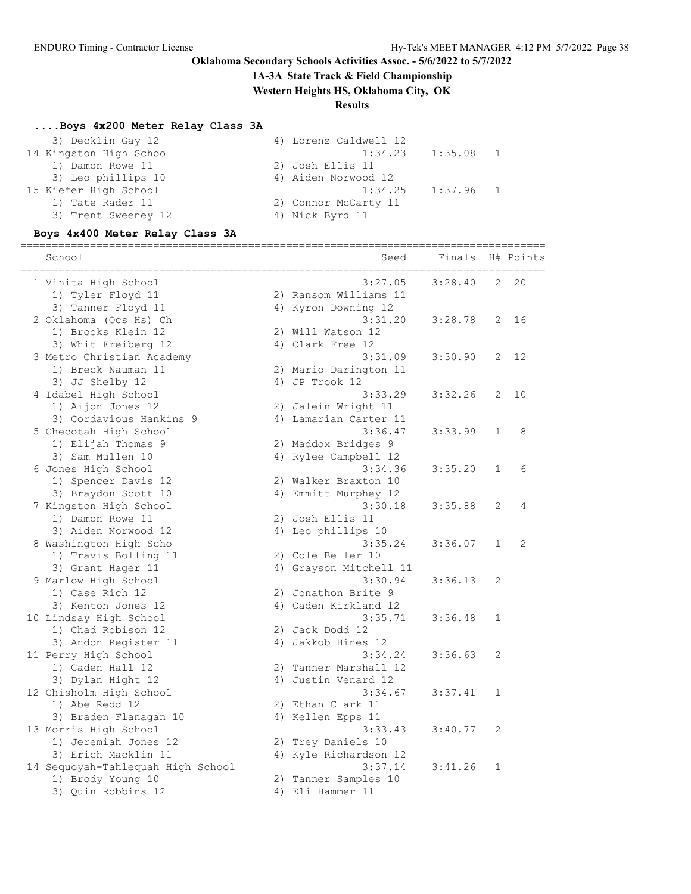**Oklahoma Secondary Schools Activities Assoc. - 5/6/2022 to 5/7/2022**

**1A-3A State Track & Field Championship**

**Western Heights HS, Oklahoma City, OK**

**Results**

### ....Boys 4x200 Meter Relay Class 3A

```
    3) Decklin Gay 12                  4) Lorenz Caldwell 12
 14 Kingston High School                          1:34.23    1:35.08   1
    1) Damon Rowe 11                   2) Josh Ellis 11
    3) Leo phillips 10                 4) Aiden Norwood 12
 15 Kiefer High School                            1:34.25    1:37.96   1
    1) Tate Rader 11                   2) Connor McCarty 11
    3) Trent Sweeney 12                4) Nick Byrd 11
```

### Boys 4x400 Meter Relay Class 3A

| School | | Seed | Finals | H# | Points |
|---|---|---|---|---|---|
| 1 Vinita High School | | 3:27.05 | 3:28.40 | 2 | 20 |
| 1) Tyler Floyd 11 | 2) Ransom Williams 11 | | | | |
| 3) Tanner Floyd 11 | 4) Kyron Downing 12 | | | | |
| 2 Oklahoma (Ocs Hs) Ch | | 3:31.20 | 3:28.78 | 2 | 16 |
| 1) Brooks Klein 12 | 2) Will Watson 12 | | | | |
| 3) Whit Freiberg 12 | 4) Clark Free 12 | | | | |
| 3 Metro Christian Academy | | 3:31.09 | 3:30.90 | 2 | 12 |
| 1) Breck Nauman 11 | 2) Mario Darington 11 | | | | |
| 3) JJ Shelby 12 | 4) JP Trook 12 | | | | |
| 4 Idabel High School | | 3:33.29 | 3:32.26 | 2 | 10 |
| 1) Aijon Jones 12 | 2) Jalein Wright 11 | | | | |
| 3) Cordavious Hankins 9 | 4) Lamarian Carter 11 | | | | |
| 5 Checotah High School | | 3:36.47 | 3:33.99 | 1 | 8 |
| 1) Elijah Thomas 9 | 2) Maddox Bridges 9 | | | | |
| 3) Sam Mullen 10 | 4) Rylee Campbell 12 | | | | |
| 6 Jones High School | | 3:34.36 | 3:35.20 | 1 | 6 |
| 1) Spencer Davis 12 | 2) Walker Braxton 10 | | | | |
| 3) Braydon Scott 10 | 4) Emmitt Murphey 12 | | | | |
| 7 Kingston High School | | 3:30.18 | 3:35.88 | 2 | 4 |
| 1) Damon Rowe 11 | 2) Josh Ellis 11 | | | | |
| 3) Aiden Norwood 12 | 4) Leo phillips 10 | | | | |
| 8 Washington High Scho | | 3:35.24 | 3:36.07 | 1 | 2 |
| 1) Travis Bolling 11 | 2) Cole Beller 10 | | | | |
| 3) Grant Hager 11 | 4) Grayson Mitchell 11 | | | | |
| 9 Marlow High School | | 3:30.94 | 3:36.13 | 2 | |
| 1) Case Rich 12 | 2) Jonathon Brite 9 | | | | |
| 3) Kenton Jones 12 | 4) Caden Kirkland 12 | | | | |
| 10 Lindsay High School | | 3:35.71 | 3:36.48 | 1 | |
| 1) Chad Robison 12 | 2) Jack Dodd 12 | | | | |
| 3) Andon Register 11 | 4) Jakkob Hines 12 | | | | |
| 11 Perry High School | | 3:34.24 | 3:36.63 | 2 | |
| 1) Caden Hall 12 | 2) Tanner Marshall 12 | | | | |
| 3) Dylan Hight 12 | 4) Justin Venard 12 | | | | |
| 12 Chisholm High School | | 3:34.67 | 3:37.41 | 1 | |
| 1) Abe Redd 12 | 2) Ethan Clark 11 | | | | |
| 3) Braden Flanagan 10 | 4) Kellen Epps 11 | | | | |
| 13 Morris High School | | 3:33.43 | 3:40.77 | 2 | |
| 1) Jeremiah Jones 12 | 2) Trey Daniels 10 | | | | |
| 3) Erich Macklin 11 | 4) Kyle Richardson 12 | | | | |
| 14 Sequoyah-Tahlequah High School | | 3:37.14 | 3:41.26 | 1 | |
| 1) Brody Young 10 | 2) Tanner Samples 10 | | | | |
| 3) Quin Robbins 12 | 4) Eli Hammer 11 | | | | |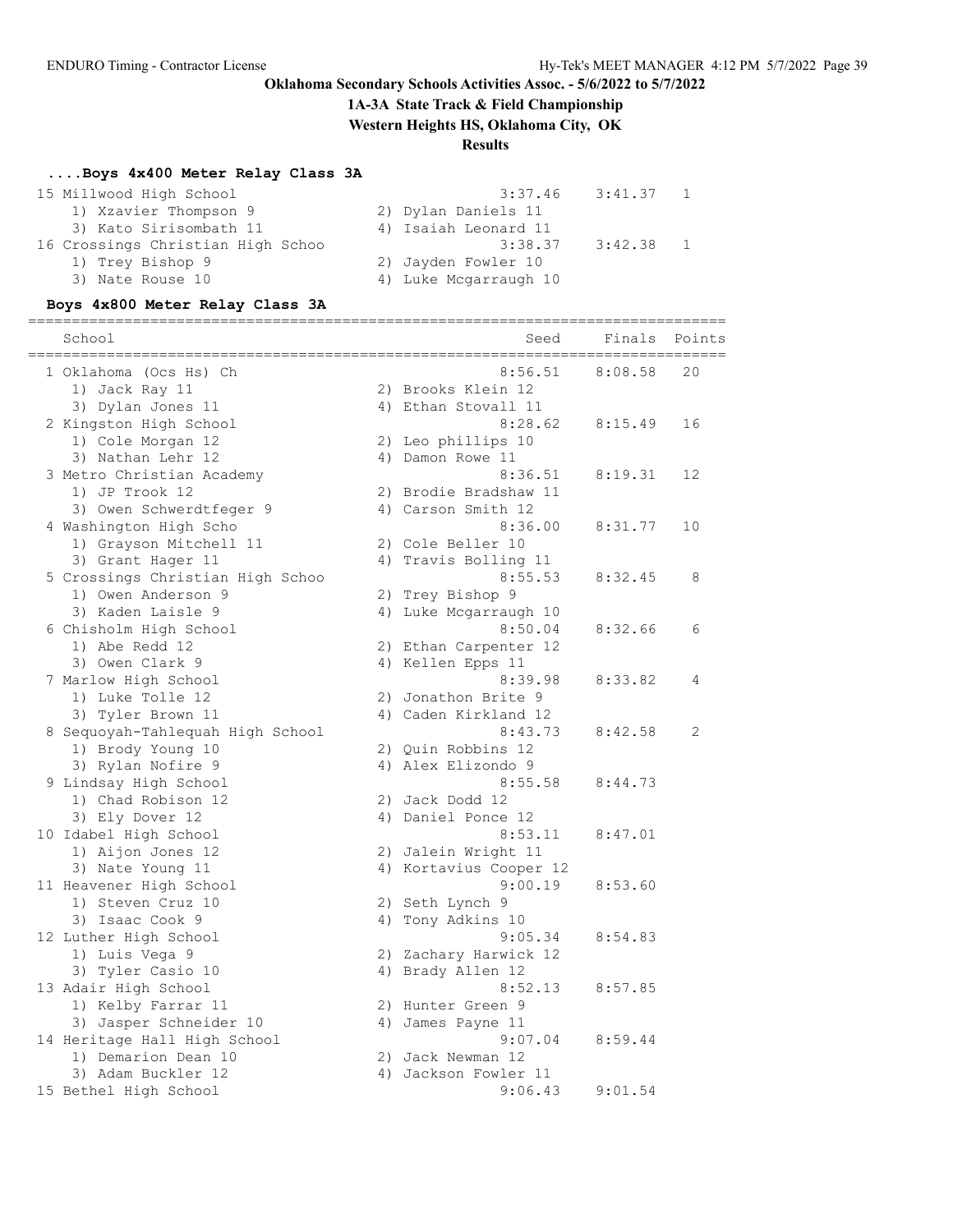# Oklahoma Secondary Schools Activities Assoc. - 5/6/2022 to 5/7/2022

## 1A-3A State Track & Field Championship

### Western Heights HS, Oklahoma City, OK

### Results

#### ....Boys 4x400 Meter Relay Class 3A

| | School | Seed | Finals | Points |
|---|---|---|---|---|
| 15 | Millwood High School | 3:37.46 | 3:41.37 | 1 |
| | 1) Xzavier Thompson 9 | 2) Dylan Daniels 11 | | |
| | 3) Kato Sirisombath 11 | 4) Isaiah Leonard 11 | | |
| 16 | Crossings Christian High Schoo | 3:38.37 | 3:42.38 | 1 |
| | 1) Trey Bishop 9 | 2) Jayden Fowler 10 | | |
| | 3) Nate Rouse 10 | 4) Luke Mcgarraugh 10 | | |

#### Boys 4x800 Meter Relay Class 3A

| | School | Seed | Finals | Points |
|---|---|---|---|---|
| 1 | Oklahoma (Ocs Hs) Ch | 8:56.51 | 8:08.58 | 20 |
| | 1) Jack Ray 11 | 2) Brooks Klein 12 | | |
| | 3) Dylan Jones 11 | 4) Ethan Stovall 11 | | |
| 2 | Kingston High School | 8:28.62 | 8:15.49 | 16 |
| | 1) Cole Morgan 12 | 2) Leo phillips 10 | | |
| | 3) Nathan Lehr 12 | 4) Damon Rowe 11 | | |
| 3 | Metro Christian Academy | 8:36.51 | 8:19.31 | 12 |
| | 1) JP Trook 12 | 2) Brodie Bradshaw 11 | | |
| | 3) Owen Schwerdtfeger 9 | 4) Carson Smith 12 | | |
| 4 | Washington High Scho | 8:36.00 | 8:31.77 | 10 |
| | 1) Grayson Mitchell 11 | 2) Cole Beller 10 | | |
| | 3) Grant Hager 11 | 4) Travis Bolling 11 | | |
| 5 | Crossings Christian High Schoo | 8:55.53 | 8:32.45 | 8 |
| | 1) Owen Anderson 9 | 2) Trey Bishop 9 | | |
| | 3) Kaden Laisle 9 | 4) Luke Mcgarraugh 10 | | |
| 6 | Chisholm High School | 8:50.04 | 8:32.66 | 6 |
| | 1) Abe Redd 12 | 2) Ethan Carpenter 12 | | |
| | 3) Owen Clark 9 | 4) Kellen Epps 11 | | |
| 7 | Marlow High School | 8:39.98 | 8:33.82 | 4 |
| | 1) Luke Tolle 12 | 2) Jonathon Brite 9 | | |
| | 3) Tyler Brown 11 | 4) Caden Kirkland 12 | | |
| 8 | Sequoyah-Tahlequah High School | 8:43.73 | 8:42.58 | 2 |
| | 1) Brody Young 10 | 2) Quin Robbins 12 | | |
| | 3) Rylan Nofire 9 | 4) Alex Elizondo 9 | | |
| 9 | Lindsay High School | 8:55.58 | 8:44.73 | |
| | 1) Chad Robison 12 | 2) Jack Dodd 12 | | |
| | 3) Ely Dover 12 | 4) Daniel Ponce 12 | | |
| 10 | Idabel High School | 8:53.11 | 8:47.01 | |
| | 1) Aijon Jones 12 | 2) Jalein Wright 11 | | |
| | 3) Nate Young 11 | 4) Kortavius Cooper 12 | | |
| 11 | Heavener High School | 9:00.19 | 8:53.60 | |
| | 1) Steven Cruz 10 | 2) Seth Lynch 9 | | |
| | 3) Isaac Cook 9 | 4) Tony Adkins 10 | | |
| 12 | Luther High School | 9:05.34 | 8:54.83 | |
| | 1) Luis Vega 9 | 2) Zachary Harwick 12 | | |
| | 3) Tyler Casio 10 | 4) Brady Allen 12 | | |
| 13 | Adair High School | 8:52.13 | 8:57.85 | |
| | 1) Kelby Farrar 11 | 2) Hunter Green 9 | | |
| | 3) Jasper Schneider 10 | 4) James Payne 11 | | |
| 14 | Heritage Hall High School | 9:07.04 | 8:59.44 | |
| | 1) Demarion Dean 10 | 2) Jack Newman 12 | | |
| | 3) Adam Buckler 12 | 4) Jackson Fowler 11 | | |
| 15 | Bethel High School | 9:06.43 | 9:01.54 | |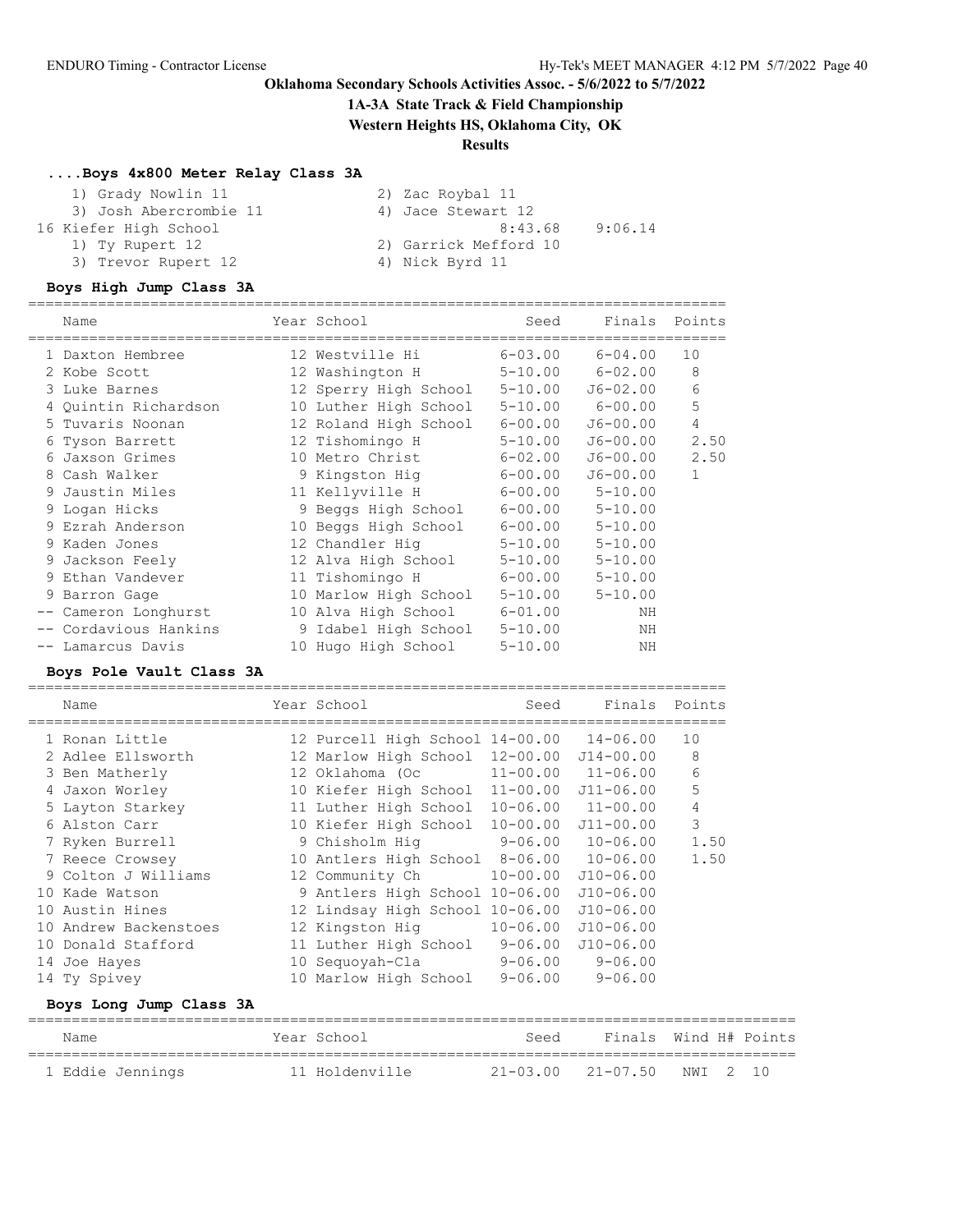# Oklahoma Secondary Schools Activities Assoc. - 5/6/2022 to 5/7/2022

## 1A-3A State Track & Field Championship

### Western Heights HS, Oklahoma City, OK

### Results

#### ....Boys 4x800 Meter Relay Class 3A

1) Grady Nowlin 11 2) Zac Roybal 11
3) Josh Abercrombie 11 4) Jace Stewart 12

16 Kiefer High School 8:43.68 9:06.14

1) Ty Rupert 12 2) Garrick Mefford 10
3) Trevor Rupert 12 4) Nick Byrd 11

#### Boys High Jump Class 3A

| | Name | Year | School | Seed | Finals | Points |
|---|---|---|---|---|---|---|
| 1 | Daxton Hembree | 12 | Westville Hi | 6-03.00 | 6-04.00 | 10 |
| 2 | Kobe Scott | 12 | Washington H | 5-10.00 | 6-02.00 | 8 |
| 3 | Luke Barnes | 12 | Sperry High School | 5-10.00 | J6-02.00 | 6 |
| 4 | Quintin Richardson | 10 | Luther High School | 5-10.00 | 6-00.00 | 5 |
| 5 | Tuvaris Noonan | 12 | Roland High School | 6-00.00 | J6-00.00 | 4 |
| 6 | Tyson Barrett | 12 | Tishomingo H | 5-10.00 | J6-00.00 | 2.50 |
| 6 | Jaxson Grimes | 10 | Metro Christ | 6-02.00 | J6-00.00 | 2.50 |
| 8 | Cash Walker | 9 | Kingston Hig | 6-00.00 | J6-00.00 | 1 |
| 9 | Jaustin Miles | 11 | Kellyville H | 6-00.00 | 5-10.00 | |
| 9 | Logan Hicks | 9 | Beggs High School | 6-00.00 | 5-10.00 | |
| 9 | Ezrah Anderson | 10 | Beggs High School | 6-00.00 | 5-10.00 | |
| 9 | Kaden Jones | 12 | Chandler Hig | 5-10.00 | 5-10.00 | |
| 9 | Jackson Feely | 12 | Alva High School | 5-10.00 | 5-10.00 | |
| 9 | Ethan Vandever | 11 | Tishomingo H | 6-00.00 | 5-10.00 | |
| 9 | Barron Gage | 10 | Marlow High School | 5-10.00 | 5-10.00 | |
| -- | Cameron Longhurst | 10 | Alva High School | 6-01.00 | NH | |
| -- | Cordavious Hankins | 9 | Idabel High School | 5-10.00 | NH | |
| -- | Lamarcus Davis | 10 | Hugo High School | 5-10.00 | NH | |

#### Boys Pole Vault Class 3A

| | Name | Year | School | Seed | Finals | Points |
|---|---|---|---|---|---|---|
| 1 | Ronan Little | 12 | Purcell High School | 14-00.00 | 14-06.00 | 10 |
| 2 | Adlee Ellsworth | 12 | Marlow High School | 12-00.00 | J14-00.00 | 8 |
| 3 | Ben Matherly | 12 | Oklahoma (Oc | 11-00.00 | 11-06.00 | 6 |
| 4 | Jaxon Worley | 10 | Kiefer High School | 11-00.00 | J11-06.00 | 5 |
| 5 | Layton Starkey | 11 | Luther High School | 10-06.00 | 11-00.00 | 4 |
| 6 | Alston Carr | 10 | Kiefer High School | 10-00.00 | J11-00.00 | 3 |
| 7 | Ryken Burrell | 9 | Chisholm Hig | 9-06.00 | 10-06.00 | 1.50 |
| 7 | Reece Crowsey | 10 | Antlers High School | 8-06.00 | 10-06.00 | 1.50 |
| 9 | Colton J Williams | 12 | Community Ch | 10-00.00 | J10-06.00 | |
| 10 | Kade Watson | 9 | Antlers High School | 10-06.00 | J10-06.00 | |
| 10 | Austin Hines | 12 | Lindsay High School | 10-06.00 | J10-06.00 | |
| 10 | Andrew Backenstoes | 12 | Kingston Hig | 10-06.00 | J10-06.00 | |
| 10 | Donald Stafford | 11 | Luther High School | 9-06.00 | J10-06.00 | |
| 14 | Joe Hayes | 10 | Sequoyah-Cla | 9-06.00 | 9-06.00 | |
| 14 | Ty Spivey | 10 | Marlow High School | 9-06.00 | 9-06.00 | |

#### Boys Long Jump Class 3A

| | Name | Year | School | Seed | Finals | Wind | H# | Points |
|---|---|---|---|---|---|---|---|---|
| 1 | Eddie Jennings | 11 | Holdenville | 21-03.00 | 21-07.50 | NWI | 2 | 10 |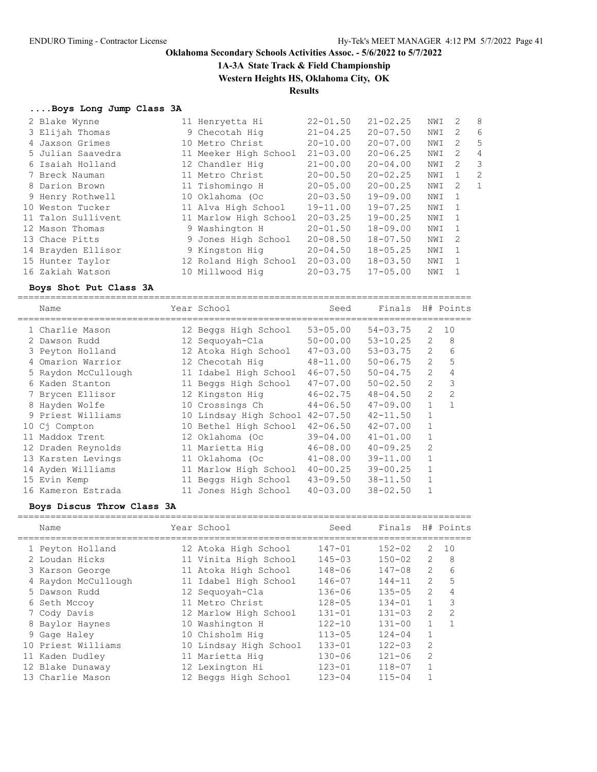# Oklahoma Secondary Schools Activities Assoc. - 5/6/2022 to 5/7/2022

## 1A-3A State Track & Field Championship

## Western Heights HS, Oklahoma City, OK

## Results

### ....Boys Long Jump Class 3A

| Name | Year | School | Seed | Finals | Wind | H# | Points |
|---|---|---|---|---|---|---|---|
| 2 Blake Wynne | 11 | Henryetta Hi | 22-01.50 | 21-02.25 | NWI | 2 | 8 |
| 3 Elijah Thomas | 9 | Checotah Hig | 21-04.25 | 20-07.50 | NWI | 2 | 6 |
| 4 Jaxson Grimes | 10 | Metro Christ | 20-10.00 | 20-07.00 | NWI | 2 | 5 |
| 5 Julian Saavedra | 11 | Meeker High School | 21-03.00 | 20-06.25 | NWI | 2 | 4 |
| 6 Isaiah Holland | 12 | Chandler Hig | 21-00.00 | 20-04.00 | NWI | 2 | 3 |
| 7 Breck Nauman | 11 | Metro Christ | 20-00.50 | 20-02.25 | NWI | 1 | 2 |
| 8 Darion Brown | 11 | Tishomingo H | 20-05.00 | 20-00.25 | NWI | 2 | 1 |
| 9 Henry Rothwell | 10 | Oklahoma (Oc | 20-03.50 | 19-09.00 | NWI | 1 | |
| 10 Weston Tucker | 11 | Alva High School | 19-11.00 | 19-07.25 | NWI | 1 | |
| 11 Talon Sullivent | 11 | Marlow High School | 20-03.25 | 19-00.25 | NWI | 1 | |
| 12 Mason Thomas | 9 | Washington H | 20-01.50 | 18-09.00 | NWI | 1 | |
| 13 Chace Pitts | 9 | Jones High School | 20-08.50 | 18-07.50 | NWI | 2 | |
| 14 Brayden Ellisor | 9 | Kingston Hig | 20-04.50 | 18-05.25 | NWI | 1 | |
| 15 Hunter Taylor | 12 | Roland High School | 20-03.00 | 18-03.50 | NWI | 1 | |
| 16 Zakiah Watson | 10 | Millwood Hig | 20-03.75 | 17-05.00 | NWI | 1 | |

### Boys Shot Put Class 3A

| Name | Year | School | Seed | Finals | H# | Points |
|---|---|---|---|---|---|---|
| 1 Charlie Mason | 12 | Beggs High School | 53-05.00 | 54-03.75 | 2 | 10 |
| 2 Dawson Rudd | 12 | Sequoyah-Cla | 50-00.00 | 53-10.25 | 2 | 8 |
| 3 Peyton Holland | 12 | Atoka High School | 47-03.00 | 53-03.75 | 2 | 6 |
| 4 Omarion Warrior | 12 | Checotah Hig | 48-11.00 | 50-06.75 | 2 | 5 |
| 5 Raydon McCullough | 11 | Idabel High School | 46-07.50 | 50-04.75 | 2 | 4 |
| 6 Kaden Stanton | 11 | Beggs High School | 47-07.00 | 50-02.50 | 2 | 3 |
| 7 Brycen Ellisor | 12 | Kingston Hig | 46-02.75 | 48-04.50 | 2 | 2 |
| 8 Hayden Wolfe | 10 | Crossings Ch | 44-06.50 | 47-09.00 | 1 | 1 |
| 9 Priest Williams | 10 | Lindsay High School | 42-07.50 | 42-11.50 | 1 | |
| 10 Cj Compton | 10 | Bethel High School | 42-06.50 | 42-07.00 | 1 | |
| 11 Maddox Trent | 12 | Oklahoma (Oc | 39-04.00 | 41-01.00 | 1 | |
| 12 Draden Reynolds | 11 | Marietta Hig | 46-08.00 | 40-09.25 | 2 | |
| 13 Karsten Levings | 11 | Oklahoma (Oc | 41-08.00 | 39-11.00 | 1 | |
| 14 Ayden Williams | 11 | Marlow High School | 40-00.25 | 39-00.25 | 1 | |
| 15 Evin Kemp | 11 | Beggs High School | 43-09.50 | 38-11.50 | 1 | |
| 16 Kameron Estrada | 11 | Jones High School | 40-03.00 | 38-02.50 | 1 | |

### Boys Discus Throw Class 3A

| Name | Year | School | Seed | Finals | H# | Points |
|---|---|---|---|---|---|---|
| 1 Peyton Holland | 12 | Atoka High School | 147-01 | 152-02 | 2 | 10 |
| 2 Loudan Hicks | 11 | Vinita High School | 145-03 | 150-02 | 2 | 8 |
| 3 Karson George | 11 | Atoka High School | 148-06 | 147-08 | 2 | 6 |
| 4 Raydon McCullough | 11 | Idabel High School | 146-07 | 144-11 | 2 | 5 |
| 5 Dawson Rudd | 12 | Sequoyah-Cla | 136-06 | 135-05 | 2 | 4 |
| 6 Seth Mccoy | 11 | Metro Christ | 128-05 | 134-01 | 1 | 3 |
| 7 Cody Davis | 12 | Marlow High School | 131-01 | 131-03 | 2 | 2 |
| 8 Baylor Haynes | 10 | Washington H | 122-10 | 131-00 | 1 | 1 |
| 9 Gage Haley | 10 | Chisholm Hig | 113-05 | 124-04 | 1 | |
| 10 Priest Williams | 10 | Lindsay High School | 133-01 | 122-03 | 2 | |
| 11 Kaden Dudley | 11 | Marietta Hig | 130-06 | 121-06 | 2 | |
| 12 Blake Dunaway | 12 | Lexington Hi | 123-01 | 118-07 | 1 | |
| 13 Charlie Mason | 12 | Beggs High School | 123-04 | 115-04 | 1 | |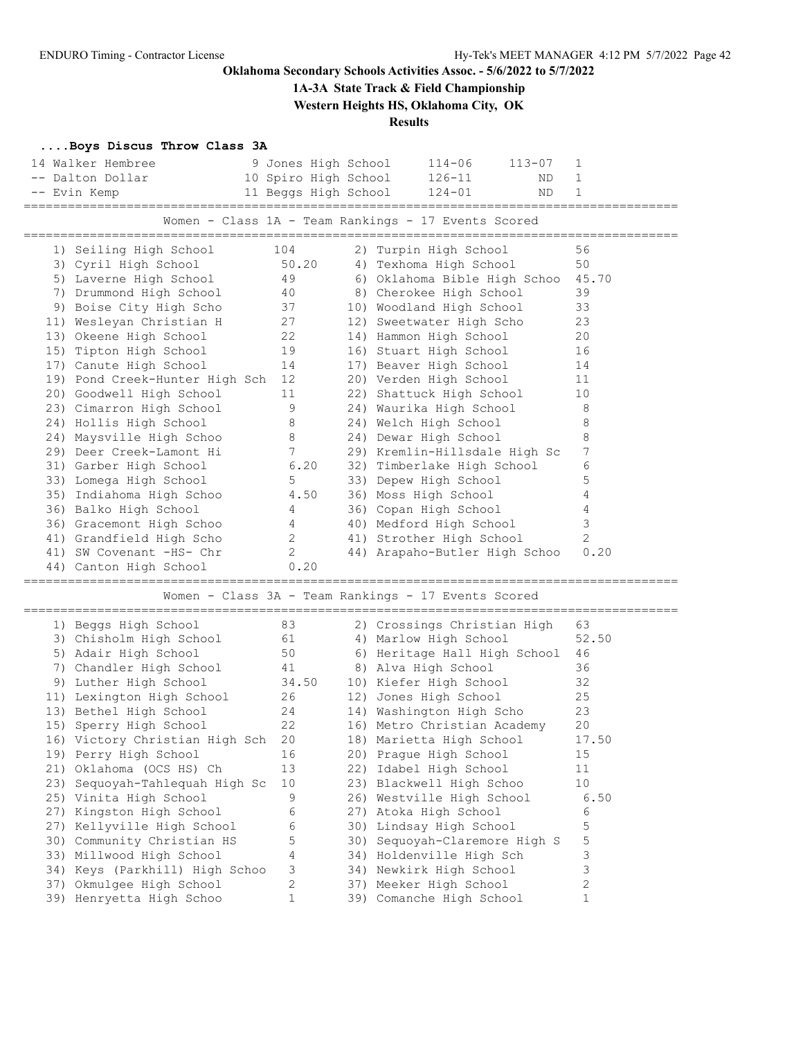**Oklahoma Secondary Schools Activities Assoc. - 5/6/2022 to 5/7/2022**

**1A-3A State Track & Field Championship**

**Western Heights HS, Oklahoma City, OK**

**Results**

### ....Boys Discus Throw Class 3A

| Place | Name | Yr | School | Seed | Finals | Points |
|---|---|---|---|---|---|---|
| 14 | Walker Hembree | 9 | Jones High School | 114-06 | 113-07 | 1 |
| -- | Dalton Dollar | 10 | Spiro High School | 126-11 | ND | 1 |
| -- | Evin Kemp | 11 | Beggs High School | 124-01 | ND | 1 |

### Women - Class 1A - Team Rankings - 17 Events Scored

| Rank | School | Points | Rank | School | Points |
|---|---|---|---|---|---|
| 1) | Seiling High School | 104 | 2) | Turpin High School | 56 |
| 3) | Cyril High School | 50.20 | 4) | Texhoma High School | 50 |
| 5) | Laverne High School | 49 | 6) | Oklahoma Bible High Schoo | 45.70 |
| 7) | Drummond High School | 40 | 8) | Cherokee High School | 39 |
| 9) | Boise City High Scho | 37 | 10) | Woodland High School | 33 |
| 11) | Wesleyan Christian H | 27 | 12) | Sweetwater High Scho | 23 |
| 13) | Okeene High School | 22 | 14) | Hammon High School | 20 |
| 15) | Tipton High School | 19 | 16) | Stuart High School | 16 |
| 17) | Canute High School | 14 | 17) | Beaver High School | 14 |
| 19) | Pond Creek-Hunter High Sch | 12 | 20) | Verden High School | 11 |
| 20) | Goodwell High School | 11 | 22) | Shattuck High School | 10 |
| 23) | Cimarron High School | 9 | 24) | Waurika High School | 8 |
| 24) | Hollis High School | 8 | 24) | Welch High School | 8 |
| 24) | Maysville High Schoo | 8 | 24) | Dewar High School | 8 |
| 29) | Deer Creek-Lamont Hi | 7 | 29) | Kremlin-Hillsdale High Sc | 7 |
| 31) | Garber High School | 6.20 | 32) | Timberlake High School | 6 |
| 33) | Lomega High School | 5 | 33) | Depew High School | 5 |
| 35) | Indiahoma High Schoo | 4.50 | 36) | Moss High School | 4 |
| 36) | Balko High School | 4 | 36) | Copan High School | 4 |
| 36) | Gracemont High Schoo | 4 | 40) | Medford High School | 3 |
| 41) | Grandfield High Scho | 2 | 41) | Strother High School | 2 |
| 41) | SW Covenant -HS- Chr | 2 | 44) | Arapaho-Butler High Schoo | 0.20 |
| 44) | Canton High School | 0.20 | | | |

### Women - Class 3A - Team Rankings - 17 Events Scored

| Rank | School | Points | Rank | School | Points |
|---|---|---|---|---|---|
| 1) | Beggs High School | 83 | 2) | Crossings Christian High | 63 |
| 3) | Chisholm High School | 61 | 4) | Marlow High School | 52.50 |
| 5) | Adair High School | 50 | 6) | Heritage Hall High School | 46 |
| 7) | Chandler High School | 41 | 8) | Alva High School | 36 |
| 9) | Luther High School | 34.50 | 10) | Kiefer High School | 32 |
| 11) | Lexington High School | 26 | 12) | Jones High School | 25 |
| 13) | Bethel High School | 24 | 14) | Washington High Scho | 23 |
| 15) | Sperry High School | 22 | 16) | Metro Christian Academy | 20 |
| 16) | Victory Christian High Sch | 20 | 18) | Marietta High School | 17.50 |
| 19) | Perry High School | 16 | 20) | Prague High School | 15 |
| 21) | Oklahoma (OCS HS) Ch | 13 | 22) | Idabel High School | 11 |
| 23) | Sequoyah-Tahlequah High Sc | 10 | 23) | Blackwell High Schoo | 10 |
| 25) | Vinita High School | 9 | 26) | Westville High School | 6.50 |
| 27) | Kingston High School | 6 | 27) | Atoka High School | 6 |
| 27) | Kellyville High School | 6 | 30) | Lindsay High School | 5 |
| 30) | Community Christian HS | 5 | 30) | Sequoyah-Claremore High S | 5 |
| 33) | Millwood High School | 4 | 34) | Holdenville High Sch | 3 |
| 34) | Keys (Parkhill) High Schoo | 3 | 34) | Newkirk High School | 3 |
| 37) | Okmulgee High School | 2 | 37) | Meeker High School | 2 |
| 39) | Henryetta High Schoo | 1 | 39) | Comanche High School | 1 |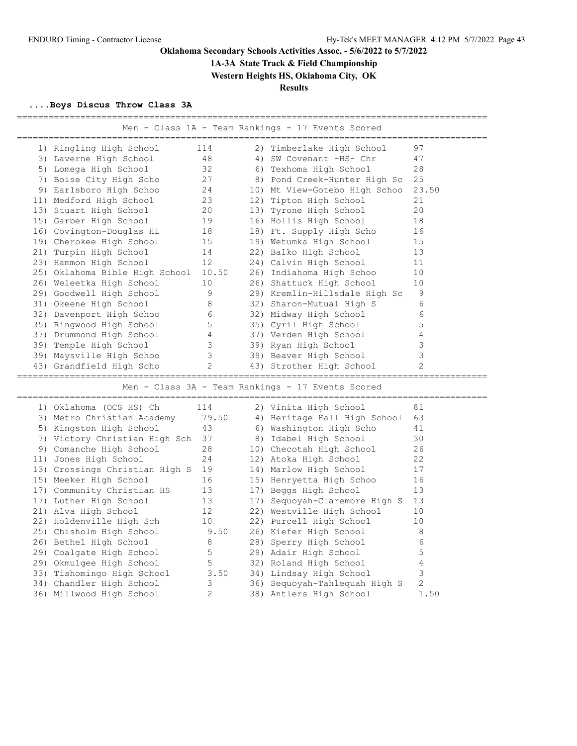**Oklahoma Secondary Schools Activities Assoc. - 5/6/2022 to 5/7/2022**

**1A-3A State Track & Field Championship**

**Western Heights HS, Oklahoma City, OK**

**Results**

**....Boys Discus Throw Class 3A**

## Men - Class 1A - Team Rankings - 17 Events Scored

| | | | | | |
|---|---|---|---|---|---|
| 1) | Ringling High School | 114 | 2) | Timberlake High School | 97 |
| 3) | Laverne High School | 48 | 4) | SW Covenant -HS- Chr | 47 |
| 5) | Lomega High School | 32 | 6) | Texhoma High School | 28 |
| 7) | Boise City High Scho | 27 | 8) | Pond Creek-Hunter High Sc | 25 |
| 9) | Earlsboro High Schoo | 24 | 10) | Mt View-Gotebo High Schoo | 23.50 |
| 11) | Medford High School | 23 | 12) | Tipton High School | 21 |
| 13) | Stuart High School | 20 | 13) | Tyrone High School | 20 |
| 15) | Garber High School | 19 | 16) | Hollis High School | 18 |
| 16) | Covington-Douglas Hi | 18 | 18) | Ft. Supply High Scho | 16 |
| 19) | Cherokee High School | 15 | 19) | Wetumka High School | 15 |
| 21) | Turpin High School | 14 | 22) | Balko High School | 13 |
| 23) | Hammon High School | 12 | 24) | Calvin High School | 11 |
| 25) | Oklahoma Bible High School | 10.50 | 26) | Indiahoma High Schoo | 10 |
| 26) | Weleetka High School | 10 | 26) | Shattuck High School | 10 |
| 29) | Goodwell High School | 9 | 29) | Kremlin-Hillsdale High Sc | 9 |
| 31) | Okeene High School | 8 | 32) | Sharon-Mutual High S | 6 |
| 32) | Davenport High Schoo | 6 | 32) | Midway High School | 6 |
| 35) | Ringwood High School | 5 | 35) | Cyril High School | 5 |
| 37) | Drummond High School | 4 | 37) | Verden High School | 4 |
| 39) | Temple High School | 3 | 39) | Ryan High School | 3 |
| 39) | Maysville High Schoo | 3 | 39) | Beaver High School | 3 |
| 43) | Grandfield High Scho | 2 | 43) | Strother High School | 2 |

## Men - Class 3A - Team Rankings - 17 Events Scored

| | | | | | |
|---|---|---|---|---|---|
| 1) | Oklahoma (OCS HS) Ch | 114 | 2) | Vinita High School | 81 |
| 3) | Metro Christian Academy | 79.50 | 4) | Heritage Hall High School | 63 |
| 5) | Kingston High School | 43 | 6) | Washington High Scho | 41 |
| 7) | Victory Christian High Sch | 37 | 8) | Idabel High School | 30 |
| 9) | Comanche High School | 28 | 10) | Checotah High School | 26 |
| 11) | Jones High School | 24 | 12) | Atoka High School | 22 |
| 13) | Crossings Christian High S | 19 | 14) | Marlow High School | 17 |
| 15) | Meeker High School | 16 | 15) | Henryetta High Schoo | 16 |
| 17) | Community Christian HS | 13 | 17) | Beggs High School | 13 |
| 17) | Luther High School | 13 | 17) | Sequoyah-Claremore High S | 13 |
| 21) | Alva High School | 12 | 22) | Westville High School | 10 |
| 22) | Holdenville High Sch | 10 | 22) | Purcell High School | 10 |
| 25) | Chisholm High School | 9.50 | 26) | Kiefer High School | 8 |
| 26) | Bethel High School | 8 | 28) | Sperry High School | 6 |
| 29) | Coalgate High School | 5 | 29) | Adair High School | 5 |
| 29) | Okmulgee High School | 5 | 32) | Roland High School | 4 |
| 33) | Tishomingo High School | 3.50 | 34) | Lindsay High School | 3 |
| 34) | Chandler High School | 3 | 36) | Sequoyah-Tahlequah High S | 2 |
| 36) | Millwood High School | 2 | 38) | Antlers High School | 1.50 |